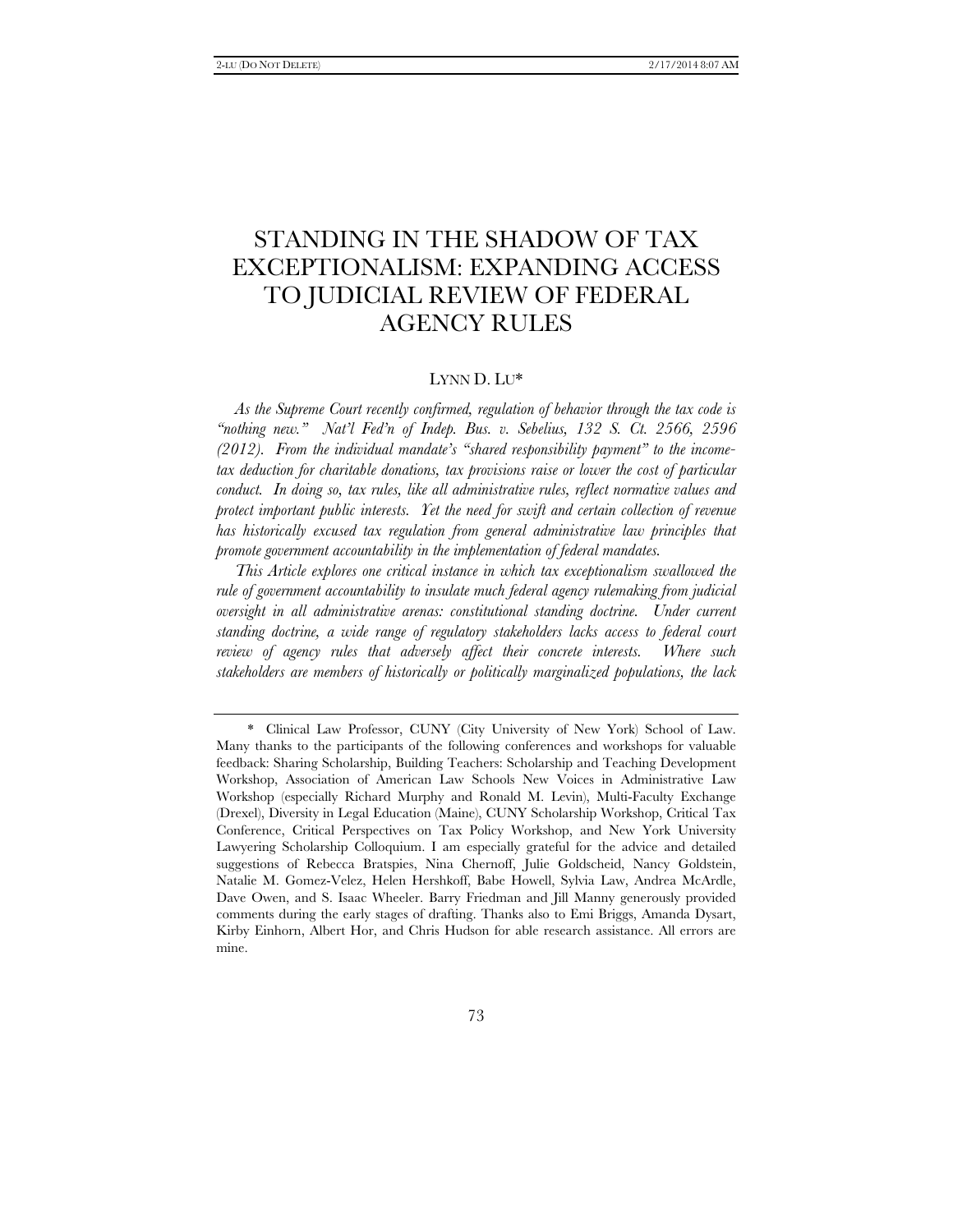# STANDING IN THE SHADOW OF TAX EXCEPTIONALISM: EXPANDING ACCESS TO JUDICIAL REVIEW OF FEDERAL AGENCY RULES

LYNN D. LU*

*As the Supreme Court recently confirmed, regulation of behavior through the tax code is "nothing new." Nat'l Fed'n of Indep. Bus. v. Sebelius, 132 S. Ct. 2566, 2596 (2012). From the individual mandate's "shared responsibility payment" to the income-tax deduction for charitable donations, tax provisions raise or lower the cost of particular conduct. In doing so, tax rules, like all administrative rules, reflect normative values and protect important public interests. Yet the need for swift and certain collection of revenue has historically excused tax regulation from general administrative law principles that promote government accountability in the implementation of federal mandates.*

*This Article explores one critical instance in which tax exceptionalism swallowed the rule of government accountability to insulate much federal agency rulemaking from judicial oversight in all administrative arenas: constitutional standing doctrine. Under current standing doctrine, a wide range of regulatory stakeholders lacks access to federal court review of agency rules that adversely affect their concrete interests. Where such stakeholders are members of historically or politically marginalized populations, the lack*

---

\* Clinical Law Professor, CUNY (City University of New York) School of Law. Many thanks to the participants of the following conferences and workshops for valuable feedback: Sharing Scholarship, Building Teachers: Scholarship and Teaching Development Workshop, Association of American Law Schools New Voices in Administrative Law Workshop (especially Richard Murphy and Ronald M. Levin), Multi-Faculty Exchange (Drexel), Diversity in Legal Education (Maine), CUNY Scholarship Workshop, Critical Tax Conference, Critical Perspectives on Tax Policy Workshop, and New York University Lawyering Scholarship Colloquium. I am especially grateful for the advice and detailed suggestions of Rebecca Bratspies, Nina Chernoff, Julie Goldscheid, Nancy Goldstein, Natalie M. Gomez-Velez, Helen Hershkoff, Babe Howell, Sylvia Law, Andrea McArdle, Dave Owen, and S. Isaac Wheeler. Barry Friedman and Jill Manny generously provided comments during the early stages of drafting. Thanks also to Emi Briggs, Amanda Dysart, Kirby Einhorn, Albert Hor, and Chris Hudson for able research assistance. All errors are mine.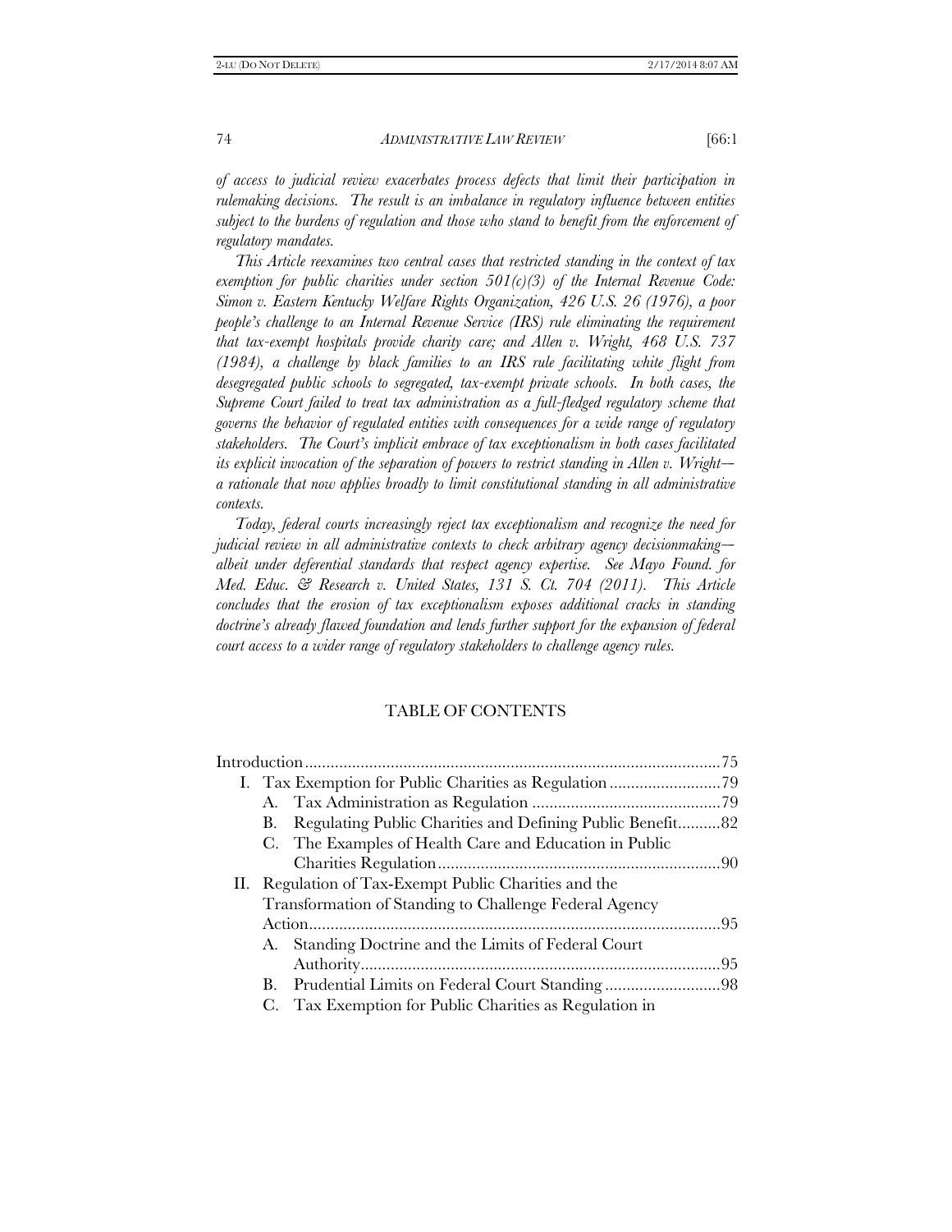*of access to judicial review exacerbates process defects that limit their participation in rulemaking decisions. The result is an imbalance in regulatory influence between entities subject to the burdens of regulation and those who stand to benefit from the enforcement of regulatory mandates.*

*This Article reexamines two central cases that restricted standing in the context of tax exemption for public charities under section 501(c)(3) of the Internal Revenue Code: Simon v. Eastern Kentucky Welfare Rights Organization, 426 U.S. 26 (1976), a poor people's challenge to an Internal Revenue Service (IRS) rule eliminating the requirement that tax-exempt hospitals provide charity care; and Allen v. Wright, 468 U.S. 737 (1984), a challenge by black families to an IRS rule facilitating white flight from desegregated public schools to segregated, tax-exempt private schools. In both cases, the Supreme Court failed to treat tax administration as a full-fledged regulatory scheme that governs the behavior of regulated entities with consequences for a wide range of regulatory stakeholders. The Court's implicit embrace of tax exceptionalism in both cases facilitated its explicit invocation of the separation of powers to restrict standing in Allen v. Wright—a rationale that now applies broadly to limit constitutional standing in all administrative contexts.*

*Today, federal courts increasingly reject tax exceptionalism and recognize the need for judicial review in all administrative contexts to check arbitrary agency decisionmaking—albeit under deferential standards that respect agency expertise. See Mayo Found. for Med. Educ. & Research v. United States, 131 S. Ct. 704 (2011). This Article concludes that the erosion of tax exceptionalism exposes additional cracks in standing doctrine's already flawed foundation and lends further support for the expansion of federal court access to a wider range of regulatory stakeholders to challenge agency rules.*

## TABLE OF CONTENTS

Introduction ........ 75

- I. Tax Exemption for Public Charities as Regulation ........ 79
  - A. Tax Administration as Regulation ........ 79
  - B. Regulating Public Charities and Defining Public Benefit ........ 82
  - C. The Examples of Health Care and Education in Public Charities Regulation ........ 90
- II. Regulation of Tax-Exempt Public Charities and the Transformation of Standing to Challenge Federal Agency Action ........ 95
  - A. Standing Doctrine and the Limits of Federal Court Authority ........ 95
  - B. Prudential Limits on Federal Court Standing ........ 98
  - C. Tax Exemption for Public Charities as Regulation in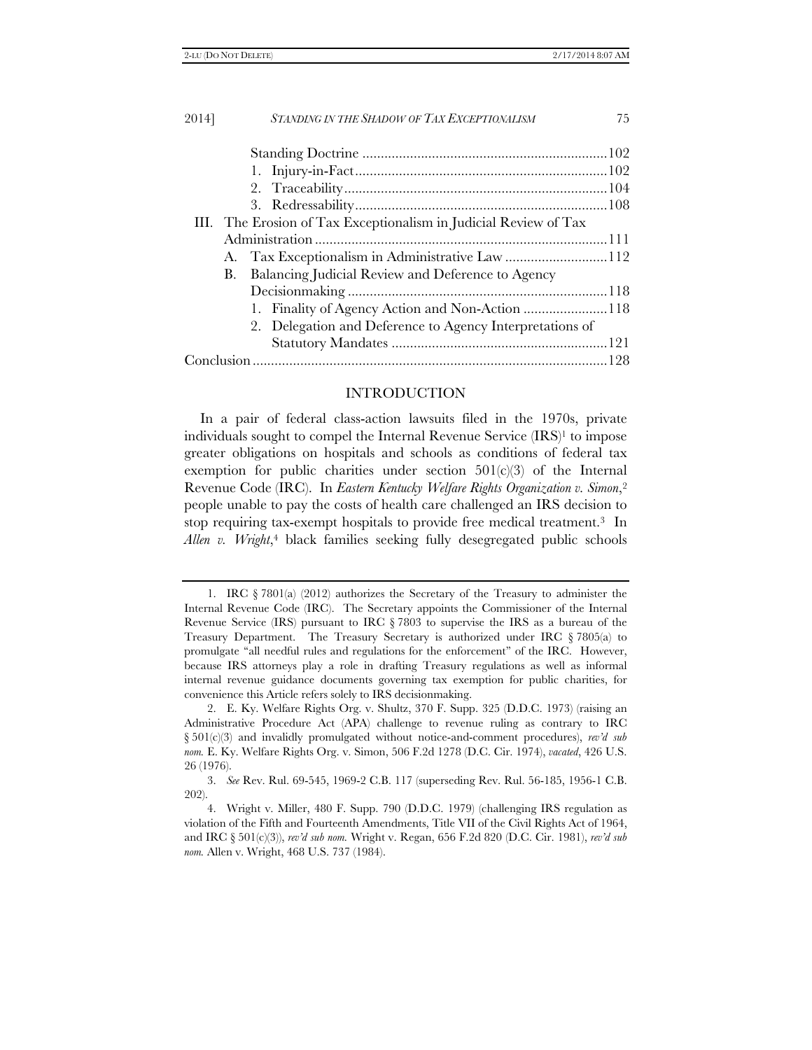Standing Doctrine ... 102

1. Injury-in-Fact ... 102
2. Traceability ... 104
3. Redressability ... 108

III. The Erosion of Tax Exceptionalism in Judicial Review of Tax Administration ... 111

A. Tax Exceptionalism in Administrative Law ... 112

B. Balancing Judicial Review and Deference to Agency Decisionmaking ... 118

1. Finality of Agency Action and Non-Action ... 118
2. Delegation and Deference to Agency Interpretations of Statutory Mandates ... 121

Conclusion ... 128

## INTRODUCTION

In a pair of federal class-action lawsuits filed in the 1970s, private individuals sought to compel the Internal Revenue Service (IRS)[1] to impose greater obligations on hospitals and schools as conditions of federal tax exemption for public charities under section 501(c)(3) of the Internal Revenue Code (IRC). In *Eastern Kentucky Welfare Rights Organization v. Simon*,[2] people unable to pay the costs of health care challenged an IRS decision to stop requiring tax-exempt hospitals to provide free medical treatment.[3] In *Allen v. Wright*,[4] black families seeking fully desegregated public schools

---

1. IRC § 7801(a) (2012) authorizes the Secretary of the Treasury to administer the Internal Revenue Code (IRC). The Secretary appoints the Commissioner of the Internal Revenue Service (IRS) pursuant to IRC § 7803 to supervise the IRS as a bureau of the Treasury Department. The Treasury Secretary is authorized under IRC § 7805(a) to promulgate "all needful rules and regulations for the enforcement" of the IRC. However, because IRS attorneys play a role in drafting Treasury regulations as well as informal internal revenue guidance documents governing tax exemption for public charities, for convenience this Article refers solely to IRS decisionmaking.

2. E. Ky. Welfare Rights Org. v. Shultz, 370 F. Supp. 325 (D.D.C. 1973) (raising an Administrative Procedure Act (APA) challenge to revenue ruling as contrary to IRC § 501(c)(3) and invalidly promulgated without notice-and-comment procedures), *rev'd sub nom.* E. Ky. Welfare Rights Org. v. Simon, 506 F.2d 1278 (D.C. Cir. 1974), *vacated*, 426 U.S. 26 (1976).

3. *See* Rev. Rul. 69-545, 1969-2 C.B. 117 (superseding Rev. Rul. 56-185, 1956-1 C.B. 202).

4. Wright v. Miller, 480 F. Supp. 790 (D.D.C. 1979) (challenging IRS regulation as violation of the Fifth and Fourteenth Amendments, Title VII of the Civil Rights Act of 1964, and IRC § 501(c)(3)), *rev'd sub nom.* Wright v. Regan, 656 F.2d 820 (D.C. Cir. 1981), *rev'd sub nom.* Allen v. Wright, 468 U.S. 737 (1984).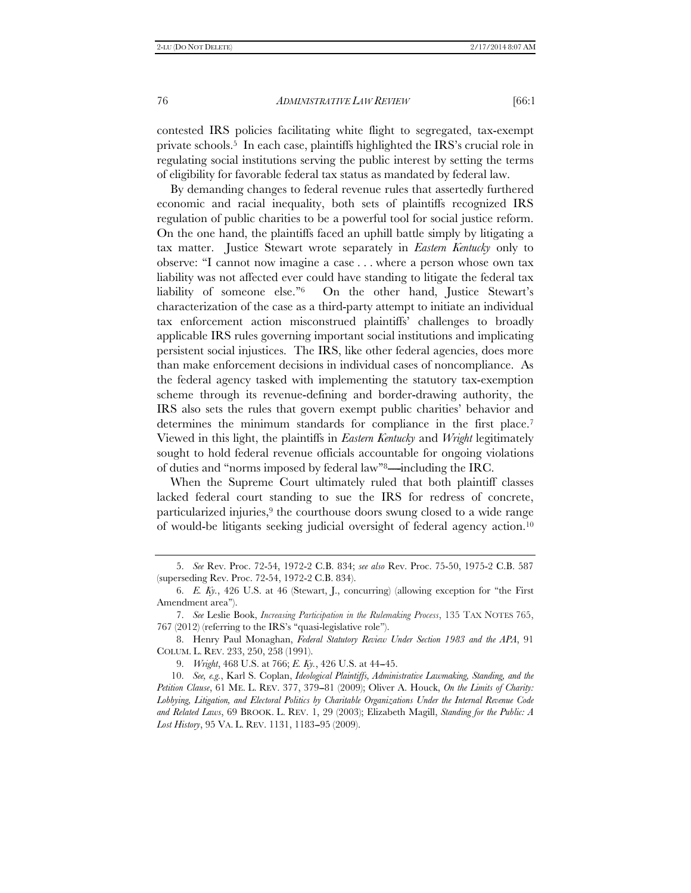contested IRS policies facilitating white flight to segregated, tax-exempt private schools.[5] In each case, plaintiffs highlighted the IRS's crucial role in regulating social institutions serving the public interest by setting the terms of eligibility for favorable federal tax status as mandated by federal law.

By demanding changes to federal revenue rules that assertedly furthered economic and racial inequality, both sets of plaintiffs recognized IRS regulation of public charities to be a powerful tool for social justice reform. On the one hand, the plaintiffs faced an uphill battle simply by litigating a tax matter. Justice Stewart wrote separately in *Eastern Kentucky* only to observe: "I cannot now imagine a case . . . where a person whose own tax liability was not affected ever could have standing to litigate the federal tax liability of someone else."[6] On the other hand, Justice Stewart's characterization of the case as a third-party attempt to initiate an individual tax enforcement action misconstrued plaintiffs' challenges to broadly applicable IRS rules governing important social institutions and implicating persistent social injustices. The IRS, like other federal agencies, does more than make enforcement decisions in individual cases of noncompliance. As the federal agency tasked with implementing the statutory tax-exemption scheme through its revenue-defining and border-drawing authority, the IRS also sets the rules that govern exempt public charities' behavior and determines the minimum standards for compliance in the first place.[7] Viewed in this light, the plaintiffs in *Eastern Kentucky* and *Wright* legitimately sought to hold federal revenue officials accountable for ongoing violations of duties and "norms imposed by federal law"[8]—including the IRC.

When the Supreme Court ultimately ruled that both plaintiff classes lacked federal court standing to sue the IRS for redress of concrete, particularized injuries,[9] the courthouse doors swung closed to a wide range of would-be litigants seeking judicial oversight of federal agency action.[10]

---

5. *See* Rev. Proc. 72-54, 1972-2 C.B. 834; *see also* Rev. Proc. 75-50, 1975-2 C.B. 587 (superseding Rev. Proc. 72-54, 1972-2 C.B. 834).

6. *E. Ky.*, 426 U.S. at 46 (Stewart, J., concurring) (allowing exception for "the First Amendment area").

7. *See* Leslie Book, *Increasing Participation in the Rulemaking Process*, 135 TAX NOTES 765, 767 (2012) (referring to the IRS's "quasi-legislative role").

8. Henry Paul Monaghan, *Federal Statutory Review Under Section 1983 and the APA*, 91 COLUM. L. REV. 233, 250, 258 (1991).

9. *Wright*, 468 U.S. at 766; *E. Ky.*, 426 U.S. at 44–45.

10. *See, e.g.*, Karl S. Coplan, *Ideological Plaintiffs, Administrative Lawmaking, Standing, and the Petition Clause*, 61 ME. L. REV. 377, 379–81 (2009); Oliver A. Houck, *On the Limits of Charity: Lobbying, Litigation, and Electoral Politics by Charitable Organizations Under the Internal Revenue Code and Related Laws*, 69 BROOK. L. REV. 1, 29 (2003); Elizabeth Magill, *Standing for the Public: A Lost History*, 95 VA. L. REV. 1131, 1183–95 (2009).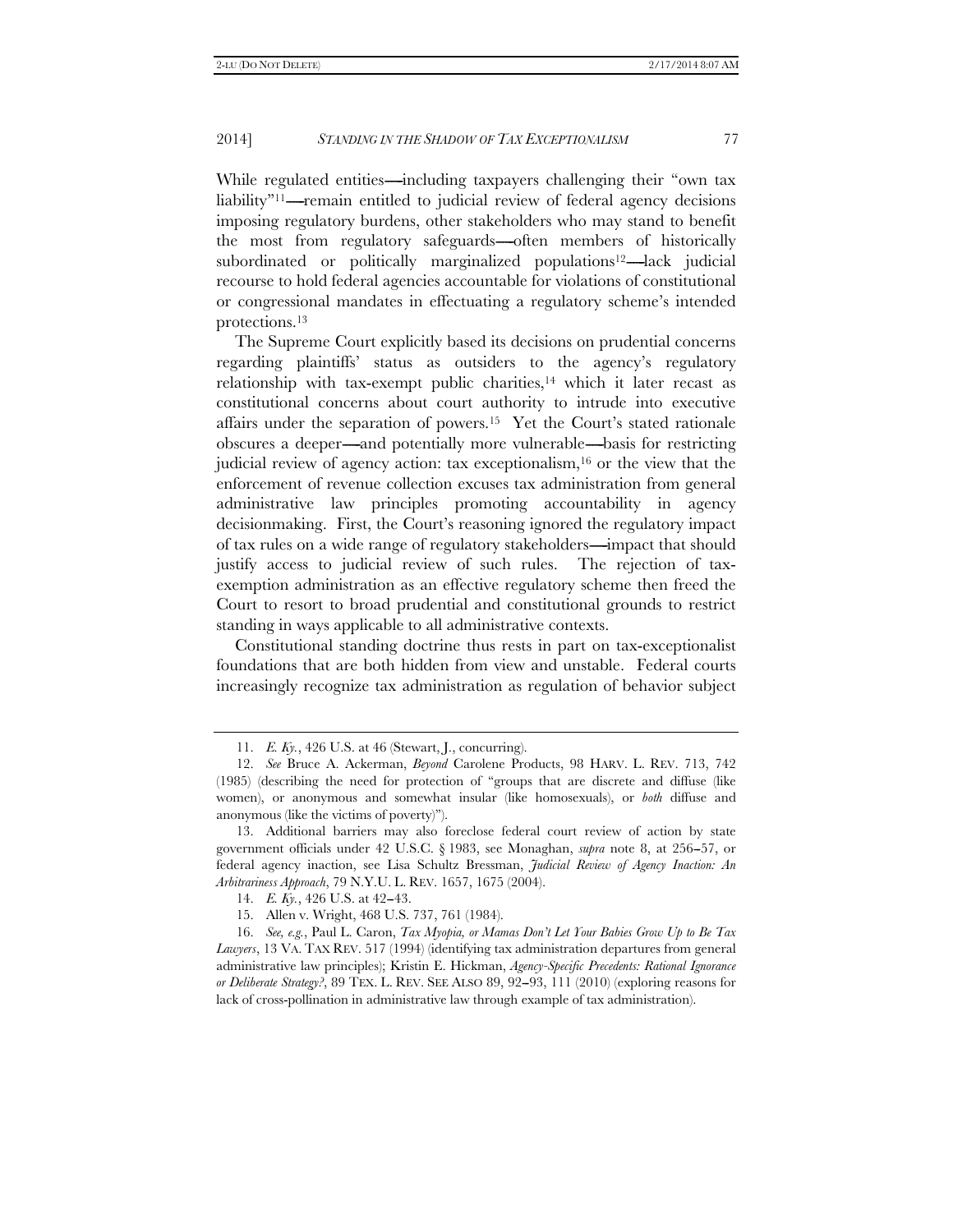While regulated entities—including taxpayers challenging their "own tax liability"[11]—remain entitled to judicial review of federal agency decisions imposing regulatory burdens, other stakeholders who may stand to benefit the most from regulatory safeguards—often members of historically subordinated or politically marginalized populations[12]—lack judicial recourse to hold federal agencies accountable for violations of constitutional or congressional mandates in effectuating a regulatory scheme's intended protections.[13]

The Supreme Court explicitly based its decisions on prudential concerns regarding plaintiffs' status as outsiders to the agency's regulatory relationship with tax-exempt public charities,[14] which it later recast as constitutional concerns about court authority to intrude into executive affairs under the separation of powers.[15] Yet the Court's stated rationale obscures a deeper—and potentially more vulnerable—basis for restricting judicial review of agency action: tax exceptionalism,[16] or the view that the enforcement of revenue collection excuses tax administration from general administrative law principles promoting accountability in agency decisionmaking. First, the Court's reasoning ignored the regulatory impact of tax rules on a wide range of regulatory stakeholders—impact that should justify access to judicial review of such rules. The rejection of tax-exemption administration as an effective regulatory scheme then freed the Court to resort to broad prudential and constitutional grounds to restrict standing in ways applicable to all administrative contexts.

Constitutional standing doctrine thus rests in part on tax-exceptionalist foundations that are both hidden from view and unstable. Federal courts increasingly recognize tax administration as regulation of behavior subject

---

11. *E. Ky.*, 426 U.S. at 46 (Stewart, J., concurring).

12. *See* Bruce A. Ackerman, *Beyond* Carolene Products, 98 HARV. L. REV. 713, 742 (1985) (describing the need for protection of "groups that are discrete and diffuse (like women), or anonymous and somewhat insular (like homosexuals), or *both* diffuse and anonymous (like the victims of poverty)").

13. Additional barriers may also foreclose federal court review of action by state government officials under 42 U.S.C. § 1983, see Monaghan, *supra* note 8, at 256–57, or federal agency inaction, see Lisa Schultz Bressman, *Judicial Review of Agency Inaction: An Arbitrariness Approach*, 79 N.Y.U. L. REV. 1657, 1675 (2004).

14. *E. Ky.*, 426 U.S. at 42–43.

15. Allen v. Wright, 468 U.S. 737, 761 (1984).

16. *See, e.g.*, Paul L. Caron, *Tax Myopia, or Mamas Don't Let Your Babies Grow Up to Be Tax Lawyers*, 13 VA. TAX REV. 517 (1994) (identifying tax administration departures from general administrative law principles); Kristin E. Hickman, *Agency-Specific Precedents: Rational Ignorance or Deliberate Strategy?*, 89 TEX. L. REV. SEE ALSO 89, 92–93, 111 (2010) (exploring reasons for lack of cross-pollination in administrative law through example of tax administration).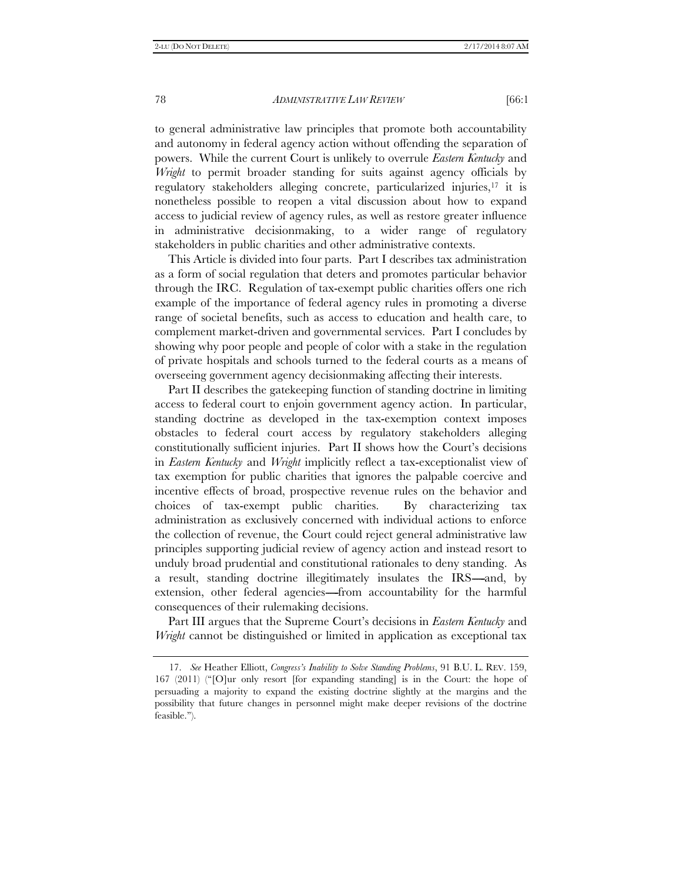to general administrative law principles that promote both accountability and autonomy in federal agency action without offending the separation of powers. While the current Court is unlikely to overrule *Eastern Kentucky* and *Wright* to permit broader standing for suits against agency officials by regulatory stakeholders alleging concrete, particularized injuries,[17] it is nonetheless possible to reopen a vital discussion about how to expand access to judicial review of agency rules, as well as restore greater influence in administrative decisionmaking, to a wider range of regulatory stakeholders in public charities and other administrative contexts.

This Article is divided into four parts. Part I describes tax administration as a form of social regulation that deters and promotes particular behavior through the IRC. Regulation of tax-exempt public charities offers one rich example of the importance of federal agency rules in promoting a diverse range of societal benefits, such as access to education and health care, to complement market-driven and governmental services. Part I concludes by showing why poor people and people of color with a stake in the regulation of private hospitals and schools turned to the federal courts as a means of overseeing government agency decisionmaking affecting their interests.

Part II describes the gatekeeping function of standing doctrine in limiting access to federal court to enjoin government agency action. In particular, standing doctrine as developed in the tax-exemption context imposes obstacles to federal court access by regulatory stakeholders alleging constitutionally sufficient injuries. Part II shows how the Court's decisions in *Eastern Kentucky* and *Wright* implicitly reflect a tax-exceptionalist view of tax exemption for public charities that ignores the palpable coercive and incentive effects of broad, prospective revenue rules on the behavior and choices of tax-exempt public charities. By characterizing tax administration as exclusively concerned with individual actions to enforce the collection of revenue, the Court could reject general administrative law principles supporting judicial review of agency action and instead resort to unduly broad prudential and constitutional rationales to deny standing. As a result, standing doctrine illegitimately insulates the IRS—and, by extension, other federal agencies—from accountability for the harmful consequences of their rulemaking decisions.

Part III argues that the Supreme Court's decisions in *Eastern Kentucky* and *Wright* cannot be distinguished or limited in application as exceptional tax

---

17. *See* Heather Elliott, *Congress's Inability to Solve Standing Problems*, 91 B.U. L. REV. 159, 167 (2011) ("[O]ur only resort [for expanding standing] is in the Court: the hope of persuading a majority to expand the existing doctrine slightly at the margins and the possibility that future changes in personnel might make deeper revisions of the doctrine feasible.").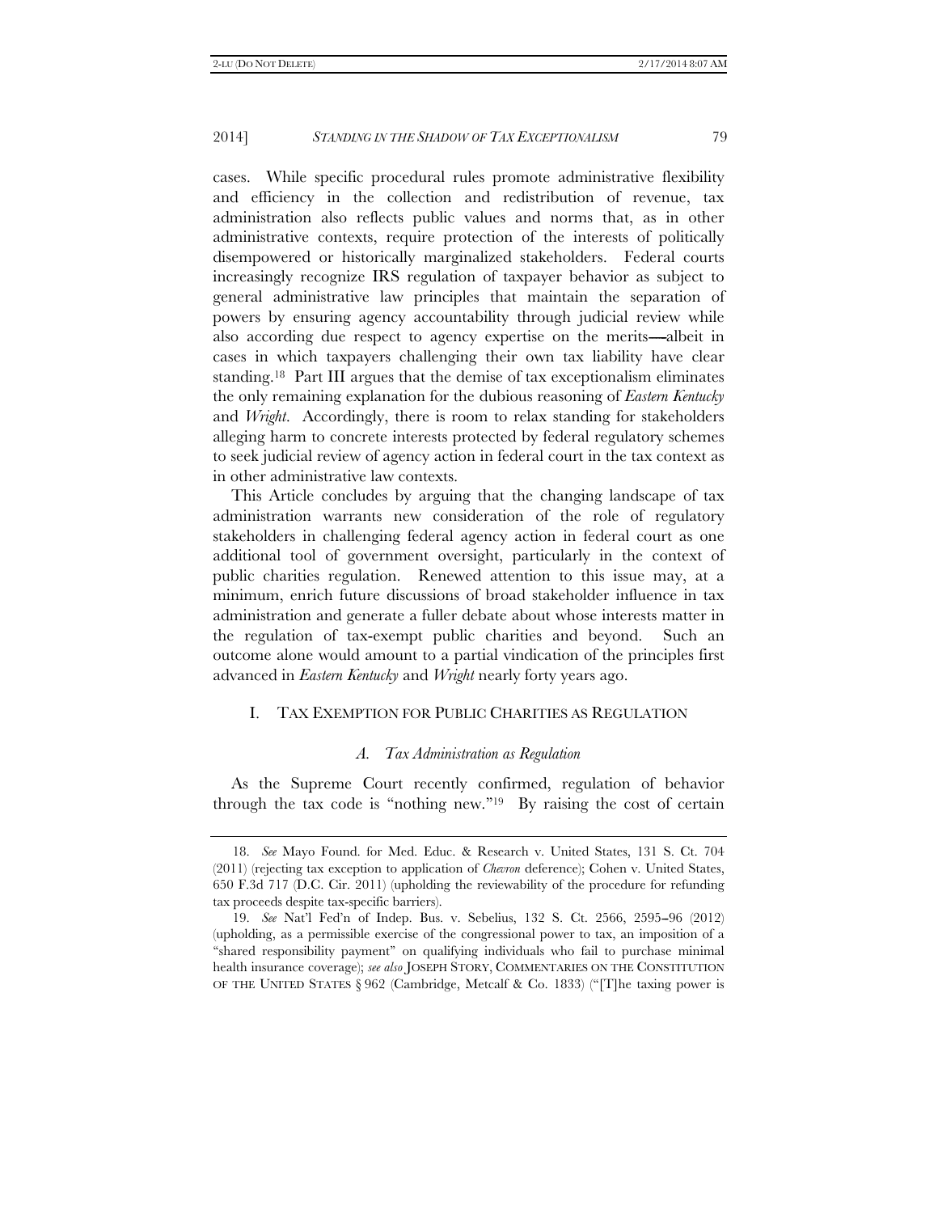cases. While specific procedural rules promote administrative flexibility and efficiency in the collection and redistribution of revenue, tax administration also reflects public values and norms that, as in other administrative contexts, require protection of the interests of politically disempowered or historically marginalized stakeholders. Federal courts increasingly recognize IRS regulation of taxpayer behavior as subject to general administrative law principles that maintain the separation of powers by ensuring agency accountability through judicial review while also according due respect to agency expertise on the merits—albeit in cases in which taxpayers challenging their own tax liability have clear standing.[18] Part III argues that the demise of tax exceptionalism eliminates the only remaining explanation for the dubious reasoning of *Eastern Kentucky* and *Wright*. Accordingly, there is room to relax standing for stakeholders alleging harm to concrete interests protected by federal regulatory schemes to seek judicial review of agency action in federal court in the tax context as in other administrative law contexts.

This Article concludes by arguing that the changing landscape of tax administration warrants new consideration of the role of regulatory stakeholders in challenging federal agency action in federal court as one additional tool of government oversight, particularly in the context of public charities regulation. Renewed attention to this issue may, at a minimum, enrich future discussions of broad stakeholder influence in tax administration and generate a fuller debate about whose interests matter in the regulation of tax-exempt public charities and beyond. Such an outcome alone would amount to a partial vindication of the principles first advanced in *Eastern Kentucky* and *Wright* nearly forty years ago.

## I. TAX EXEMPTION FOR PUBLIC CHARITIES AS REGULATION

### *A. Tax Administration as Regulation*

As the Supreme Court recently confirmed, regulation of behavior through the tax code is "nothing new."[19] By raising the cost of certain

---

18. *See* Mayo Found. for Med. Educ. & Research v. United States, 131 S. Ct. 704 (2011) (rejecting tax exception to application of *Chevron* deference); Cohen v. United States, 650 F.3d 717 (D.C. Cir. 2011) (upholding the reviewability of the procedure for refunding tax proceeds despite tax-specific barriers).

19. *See* Nat'l Fed'n of Indep. Bus. v. Sebelius, 132 S. Ct. 2566, 2595–96 (2012) (upholding, as a permissible exercise of the congressional power to tax, an imposition of a "shared responsibility payment" on qualifying individuals who fail to purchase minimal health insurance coverage); *see also* JOSEPH STORY, COMMENTARIES ON THE CONSTITUTION OF THE UNITED STATES § 962 (Cambridge, Metcalf & Co. 1833) ("[T]he taxing power is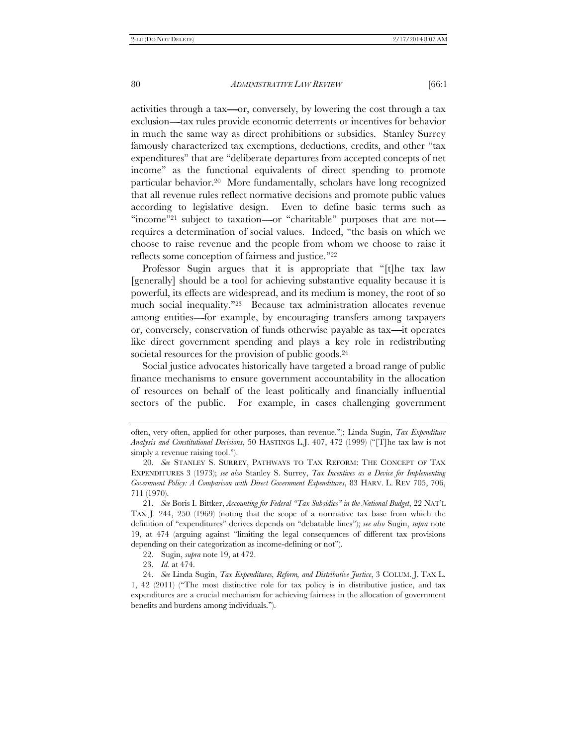activities through a tax—or, conversely, by lowering the cost through a tax exclusion—tax rules provide economic deterrents or incentives for behavior in much the same way as direct prohibitions or subsidies. Stanley Surrey famously characterized tax exemptions, deductions, credits, and other "tax expenditures" that are "deliberate departures from accepted concepts of net income" as the functional equivalents of direct spending to promote particular behavior.[20] More fundamentally, scholars have long recognized that all revenue rules reflect normative decisions and promote public values according to legislative design. Even to define basic terms such as "income"[21] subject to taxation—or "charitable" purposes that are not—requires a determination of social values. Indeed, "the basis on which we choose to raise revenue and the people from whom we choose to raise it reflects some conception of fairness and justice."[22]

Professor Sugin argues that it is appropriate that "[t]he tax law [generally] should be a tool for achieving substantive equality because it is powerful, its effects are widespread, and its medium is money, the root of so much social inequality."[23] Because tax administration allocates revenue among entities—for example, by encouraging transfers among taxpayers or, conversely, conservation of funds otherwise payable as tax—it operates like direct government spending and plays a key role in redistributing societal resources for the provision of public goods.[24]

Social justice advocates historically have targeted a broad range of public finance mechanisms to ensure government accountability in the allocation of resources on behalf of the least politically and financially influential sectors of the public. For example, in cases challenging government

---

often, very often, applied for other purposes, than revenue."); Linda Sugin, *Tax Expenditure Analysis and Constitutional Decisions*, 50 HASTINGS L.J. 407, 472 (1999) ("[T]he tax law is not simply a revenue raising tool.").

20. *See* STANLEY S. SURREY, PATHWAYS TO TAX REFORM: THE CONCEPT OF TAX EXPENDITURES 3 (1973); *see also* Stanley S. Surrey, *Tax Incentives as a Device for Implementing Government Policy: A Comparison with Direct Government Expenditures*, 83 HARV. L. REV 705, 706, 711 (1970).

21. *See* Boris I. Bittker, *Accounting for Federal "Tax Subsidies" in the National Budget*, 22 NAT'L TAX J. 244, 250 (1969) (noting that the scope of a normative tax base from which the definition of "expenditures" derives depends on "debatable lines"); *see also* Sugin, *supra* note 19, at 474 (arguing against "limiting the legal consequences of different tax provisions depending on their categorization as income-defining or not").

22. Sugin, *supra* note 19, at 472.

23. *Id.* at 474.

24. *See* Linda Sugin, *Tax Expenditures, Reform, and Distributive Justice*, 3 COLUM. J. TAX L. 1, 42 (2011) ("The most distinctive role for tax policy is in distributive justice, and tax expenditures are a crucial mechanism for achieving fairness in the allocation of government benefits and burdens among individuals.").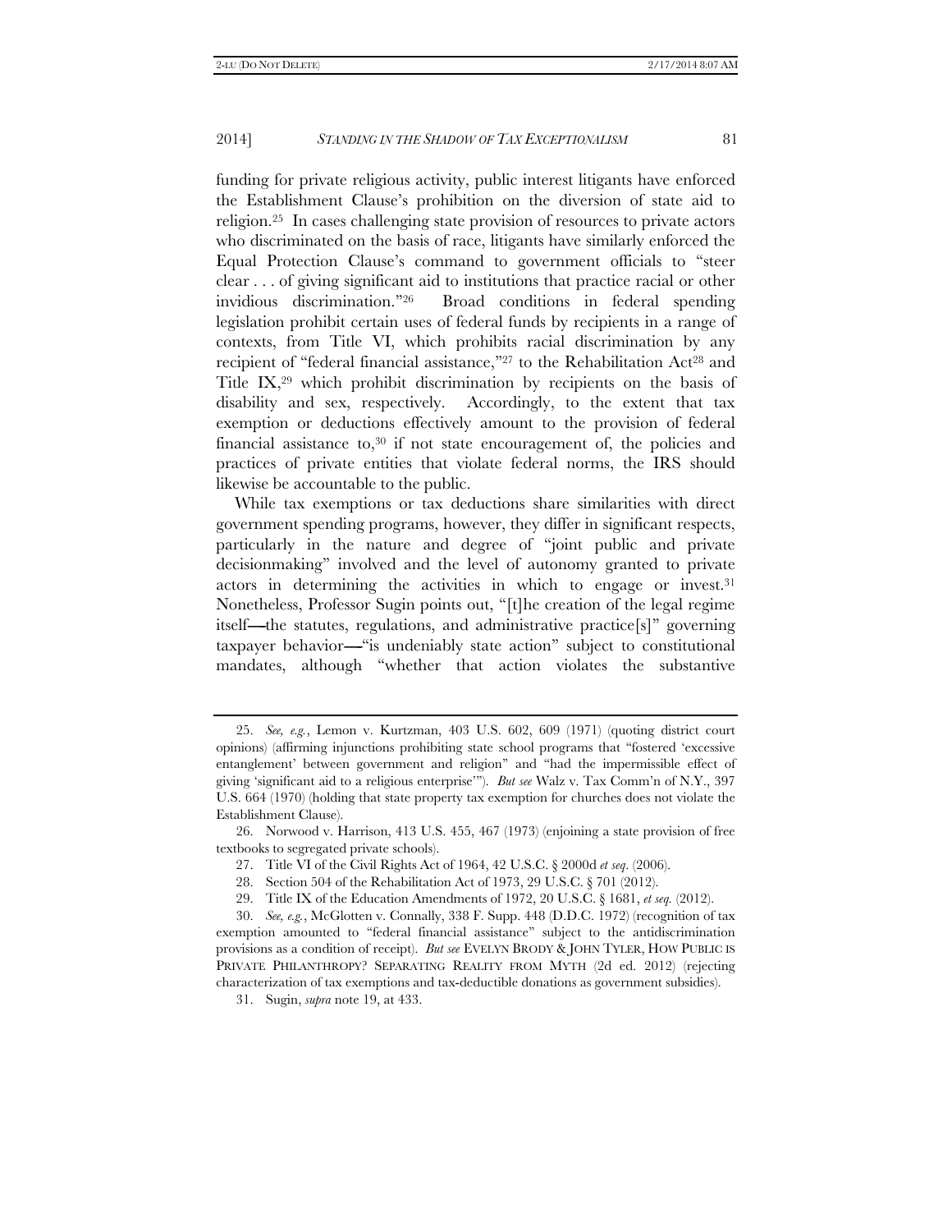funding for private religious activity, public interest litigants have enforced the Establishment Clause's prohibition on the diversion of state aid to religion.[25] In cases challenging state provision of resources to private actors who discriminated on the basis of race, litigants have similarly enforced the Equal Protection Clause's command to government officials to "steer clear . . . of giving significant aid to institutions that practice racial or other invidious discrimination."[26] Broad conditions in federal spending legislation prohibit certain uses of federal funds by recipients in a range of contexts, from Title VI, which prohibits racial discrimination by any recipient of "federal financial assistance,"[27] to the Rehabilitation Act[28] and Title IX,[29] which prohibit discrimination by recipients on the basis of disability and sex, respectively. Accordingly, to the extent that tax exemption or deductions effectively amount to the provision of federal financial assistance to,[30] if not state encouragement of, the policies and practices of private entities that violate federal norms, the IRS should likewise be accountable to the public.

While tax exemptions or tax deductions share similarities with direct government spending programs, however, they differ in significant respects, particularly in the nature and degree of "joint public and private decisionmaking" involved and the level of autonomy granted to private actors in determining the activities in which to engage or invest.[31] Nonetheless, Professor Sugin points out, "[t]he creation of the legal regime itself—the statutes, regulations, and administrative practice[s]" governing taxpayer behavior—"is undeniably state action" subject to constitutional mandates, although "whether that action violates the substantive

---

25. *See, e.g.*, Lemon v. Kurtzman, 403 U.S. 602, 609 (1971) (quoting district court opinions) (affirming injunctions prohibiting state school programs that "fostered 'excessive entanglement' between government and religion" and "had the impermissible effect of giving 'significant aid to a religious enterprise'"). *But see* Walz v. Tax Comm'n of N.Y., 397 U.S. 664 (1970) (holding that state property tax exemption for churches does not violate the Establishment Clause).

26. Norwood v. Harrison, 413 U.S. 455, 467 (1973) (enjoining a state provision of free textbooks to segregated private schools).

27. Title VI of the Civil Rights Act of 1964, 42 U.S.C. § 2000d *et seq.* (2006).

28. Section 504 of the Rehabilitation Act of 1973, 29 U.S.C. § 701 (2012).

29. Title IX of the Education Amendments of 1972, 20 U.S.C. § 1681, *et seq.* (2012).

30. *See, e.g.*, McGlotten v. Connally, 338 F. Supp. 448 (D.D.C. 1972) (recognition of tax exemption amounted to "federal financial assistance" subject to the antidiscrimination provisions as a condition of receipt). *But see* EVELYN BRODY & JOHN TYLER, HOW PUBLIC IS PRIVATE PHILANTHROPY? SEPARATING REALITY FROM MYTH (2d ed. 2012) (rejecting characterization of tax exemptions and tax-deductible donations as government subsidies).

31. Sugin, *supra* note 19, at 433.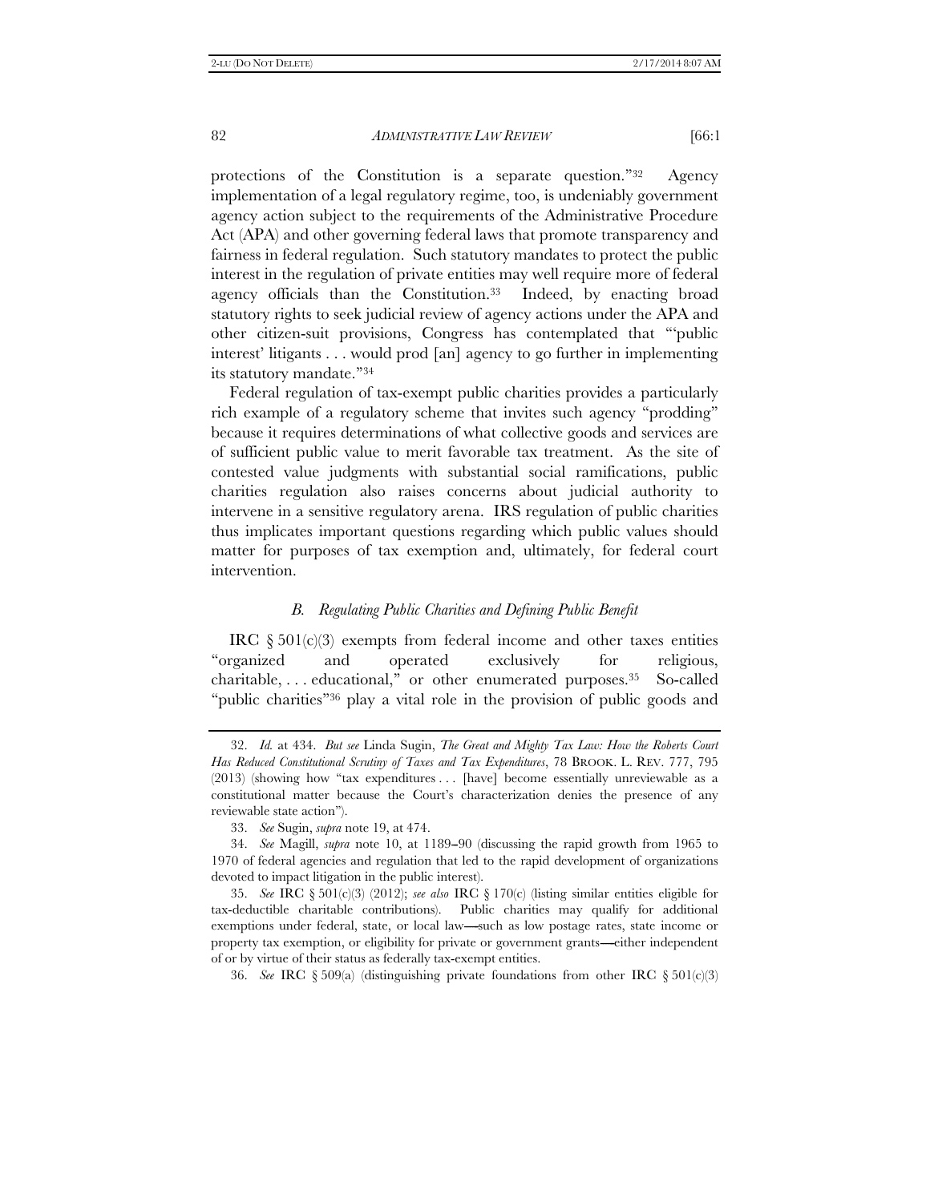protections of the Constitution is a separate question."[32] Agency implementation of a legal regulatory regime, too, is undeniably government agency action subject to the requirements of the Administrative Procedure Act (APA) and other governing federal laws that promote transparency and fairness in federal regulation. Such statutory mandates to protect the public interest in the regulation of private entities may well require more of federal agency officials than the Constitution.[33] Indeed, by enacting broad statutory rights to seek judicial review of agency actions under the APA and other citizen-suit provisions, Congress has contemplated that "'public interest' litigants . . . would prod [an] agency to go further in implementing its statutory mandate."[34]

Federal regulation of tax-exempt public charities provides a particularly rich example of a regulatory scheme that invites such agency "prodding" because it requires determinations of what collective goods and services are of sufficient public value to merit favorable tax treatment. As the site of contested value judgments with substantial social ramifications, public charities regulation also raises concerns about judicial authority to intervene in a sensitive regulatory arena. IRS regulation of public charities thus implicates important questions regarding which public values should matter for purposes of tax exemption and, ultimately, for federal court intervention.

### *B. Regulating Public Charities and Defining Public Benefit*

IRC § 501(c)(3) exempts from federal income and other taxes entities "organized and operated exclusively for religious, charitable, . . . educational," or other enumerated purposes.[35] So-called "public charities"[36] play a vital role in the provision of public goods and

---

32. *Id.* at 434. *But see* Linda Sugin, *The Great and Mighty Tax Law: How the Roberts Court Has Reduced Constitutional Scrutiny of Taxes and Tax Expenditures*, 78 BROOK. L. REV. 777, 795 (2013) (showing how "tax expenditures . . . [have] become essentially unreviewable as a constitutional matter because the Court's characterization denies the presence of any reviewable state action").

33. *See* Sugin, *supra* note 19, at 474.

34. *See* Magill, *supra* note 10, at 1189–90 (discussing the rapid growth from 1965 to 1970 of federal agencies and regulation that led to the rapid development of organizations devoted to impact litigation in the public interest).

35. *See* IRC § 501(c)(3) (2012); *see also* IRC § 170(c) (listing similar entities eligible for tax-deductible charitable contributions). Public charities may qualify for additional exemptions under federal, state, or local law—such as low postage rates, state income or property tax exemption, or eligibility for private or government grants—either independent of or by virtue of their status as federally tax-exempt entities.

36. *See* IRC § 509(a) (distinguishing private foundations from other IRC § 501(c)(3)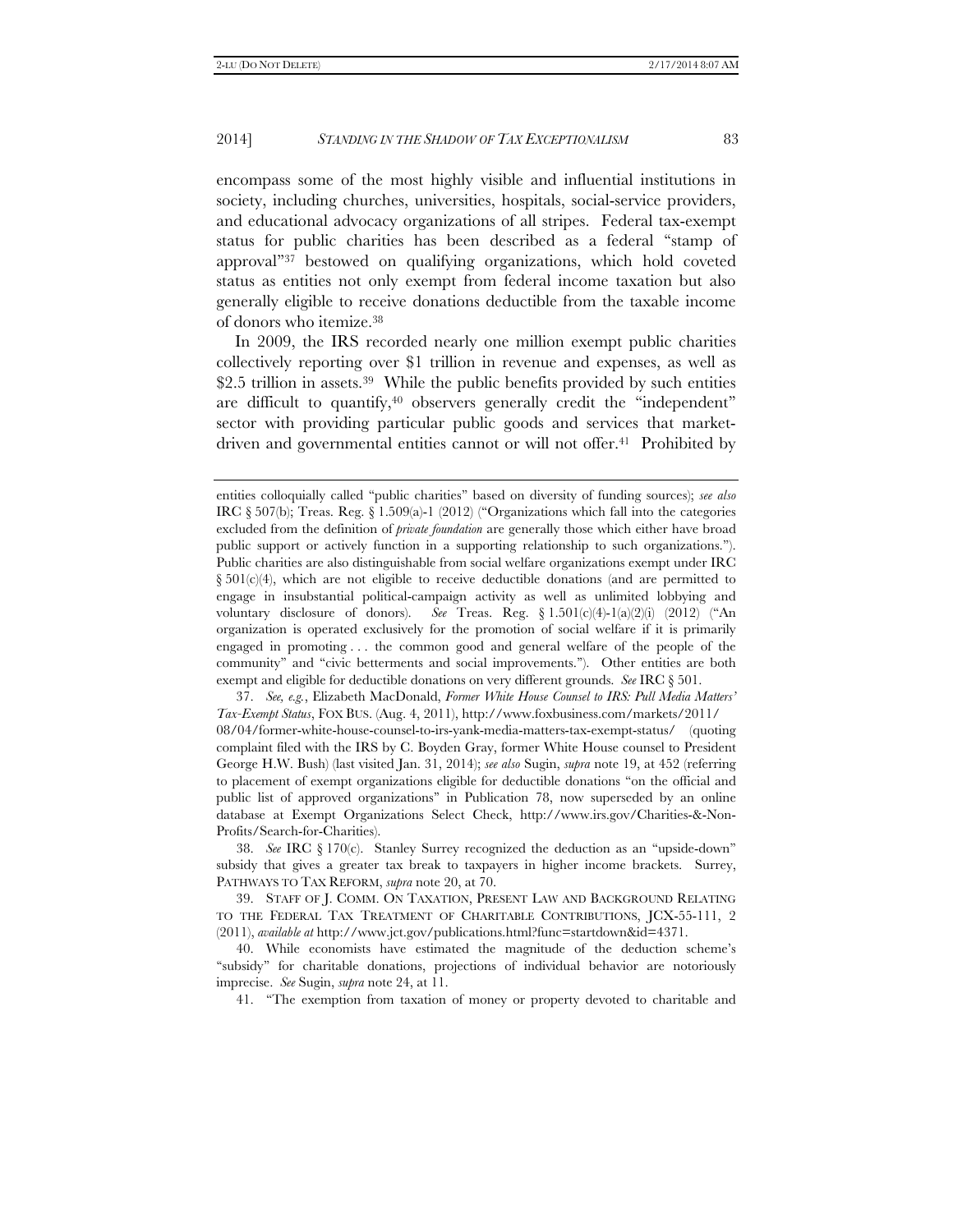encompass some of the most highly visible and influential institutions in society, including churches, universities, hospitals, social-service providers, and educational advocacy organizations of all stripes. Federal tax-exempt status for public charities has been described as a federal "stamp of approval"[37] bestowed on qualifying organizations, which hold coveted status as entities not only exempt from federal income taxation but also generally eligible to receive donations deductible from the taxable income of donors who itemize.[38]

In 2009, the IRS recorded nearly one million exempt public charities collectively reporting over $1 trillion in revenue and expenses, as well as $2.5 trillion in assets.[39] While the public benefits provided by such entities are difficult to quantify,[40] observers generally credit the "independent" sector with providing particular public goods and services that market-driven and governmental entities cannot or will not offer.[41] Prohibited by

---

entities colloquially called "public charities" based on diversity of funding sources); *see also* IRC § 507(b); Treas. Reg. § 1.509(a)-1 (2012) ("Organizations which fall into the categories excluded from the definition of *private foundation* are generally those which either have broad public support or actively function in a supporting relationship to such organizations."). Public charities are also distinguishable from social welfare organizations exempt under IRC § 501(c)(4), which are not eligible to receive deductible donations (and are permitted to engage in insubstantial political-campaign activity as well as unlimited lobbying and voluntary disclosure of donors). *See* Treas. Reg. § 1.501(c)(4)-1(a)(2)(i) (2012) ("An organization is operated exclusively for the promotion of social welfare if it is primarily engaged in promoting . . . the common good and general welfare of the people of the community" and "civic betterments and social improvements."). Other entities are both exempt and eligible for deductible donations on very different grounds. *See* IRC § 501.

37. *See, e.g.*, Elizabeth MacDonald, *Former White House Counsel to IRS: Pull Media Matters' Tax-Exempt Status*, FOX BUS. (Aug. 4, 2011), http://www.foxbusiness.com/markets/2011/08/04/former-white-house-counsel-to-irs-yank-media-matters-tax-exempt-status/ (quoting complaint filed with the IRS by C. Boyden Gray, former White House counsel to President George H.W. Bush) (last visited Jan. 31, 2014); *see also* Sugin, *supra* note 19, at 452 (referring to placement of exempt organizations eligible for deductible donations "on the official and public list of approved organizations" in Publication 78, now superseded by an online database at Exempt Organizations Select Check, http://www.irs.gov/Charities-&-Non-Profits/Search-for-Charities).

38. *See* IRC § 170(c). Stanley Surrey recognized the deduction as an "upside-down" subsidy that gives a greater tax break to taxpayers in higher income brackets. Surrey, PATHWAYS TO TAX REFORM, *supra* note 20, at 70.

39. STAFF OF J. COMM. ON TAXATION, PRESENT LAW AND BACKGROUND RELATING TO THE FEDERAL TAX TREATMENT OF CHARITABLE CONTRIBUTIONS, JCX-55-111, 2 (2011), *available at* http://www.jct.gov/publications.html?func=startdown&id=4371.

40. While economists have estimated the magnitude of the deduction scheme's "subsidy" for charitable donations, projections of individual behavior are notoriously imprecise. *See* Sugin, *supra* note 24, at 11.

41. "The exemption from taxation of money or property devoted to charitable and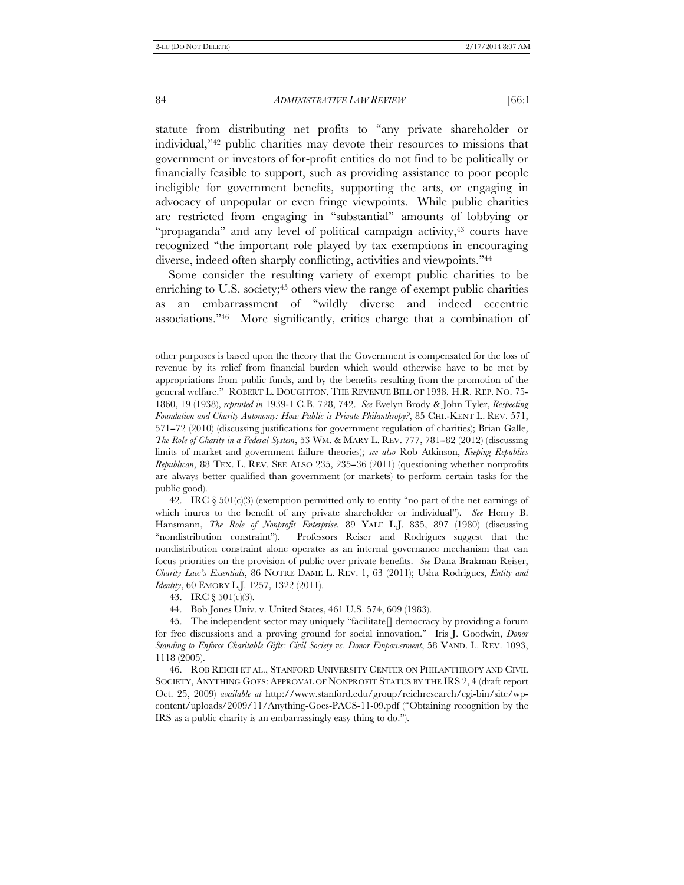statute from distributing net profits to "any private shareholder or individual,"[42] public charities may devote their resources to missions that government or investors of for-profit entities do not find to be politically or financially feasible to support, such as providing assistance to poor people ineligible for government benefits, supporting the arts, or engaging in advocacy of unpopular or even fringe viewpoints. While public charities are restricted from engaging in "substantial" amounts of lobbying or "propaganda" and any level of political campaign activity,[43] courts have recognized "the important role played by tax exemptions in encouraging diverse, indeed often sharply conflicting, activities and viewpoints."[44]

Some consider the resulting variety of exempt public charities to be enriching to U.S. society;[45] others view the range of exempt public charities as an embarrassment of "wildly diverse and indeed eccentric associations."[46] More significantly, critics charge that a combination of

---

other purposes is based upon the theory that the Government is compensated for the loss of revenue by its relief from financial burden which would otherwise have to be met by appropriations from public funds, and by the benefits resulting from the promotion of the general welfare." ROBERT L. DOUGHTON, THE REVENUE BILL OF 1938, H.R. REP. NO. 75-1860, 19 (1938), *reprinted in* 1939-1 C.B. 728, 742. *See* Evelyn Brody & John Tyler, *Respecting Foundation and Charity Autonomy: How Public is Private Philanthropy?*, 85 CHI.-KENT L. REV. 571, 571–72 (2010) (discussing justifications for government regulation of charities); Brian Galle, *The Role of Charity in a Federal System*, 53 WM. & MARY L. REV. 777, 781–82 (2012) (discussing limits of market and government failure theories); *see also* Rob Atkinson, *Keeping Republics Republican*, 88 TEX. L. REV. SEE ALSO 235, 235–36 (2011) (questioning whether nonprofits are always better qualified than government (or markets) to perform certain tasks for the public good).

42. IRC § 501(c)(3) (exemption permitted only to entity "no part of the net earnings of which inures to the benefit of any private shareholder or individual"). *See* Henry B. Hansmann, *The Role of Nonprofit Enterprise*, 89 YALE L.J. 835, 897 (1980) (discussing "nondistribution constraint"). Professors Reiser and Rodrigues suggest that the nondistribution constraint alone operates as an internal governance mechanism that can focus priorities on the provision of public over private benefits. *See* Dana Brakman Reiser, *Charity Law's Essentials*, 86 NOTRE DAME L. REV. 1, 63 (2011); Usha Rodrigues, *Entity and Identity*, 60 EMORY L.J. 1257, 1322 (2011).

43. IRC § 501(c)(3).

44. Bob Jones Univ. v. United States, 461 U.S. 574, 609 (1983).

45. The independent sector may uniquely "facilitate[] democracy by providing a forum for free discussions and a proving ground for social innovation." Iris J. Goodwin, *Donor Standing to Enforce Charitable Gifts: Civil Society vs. Donor Empowerment*, 58 VAND. L. REV. 1093, 1118 (2005).

46. ROB REICH ET AL., STANFORD UNIVERSITY CENTER ON PHILANTHROPY AND CIVIL SOCIETY, ANYTHING GOES: APPROVAL OF NONPROFIT STATUS BY THE IRS 2, 4 (draft report Oct. 25, 2009) *available at* http://www.stanford.edu/group/reichresearch/cgi-bin/site/wp-content/uploads/2009/11/Anything-Goes-PACS-11-09.pdf ("Obtaining recognition by the IRS as a public charity is an embarrassingly easy thing to do.").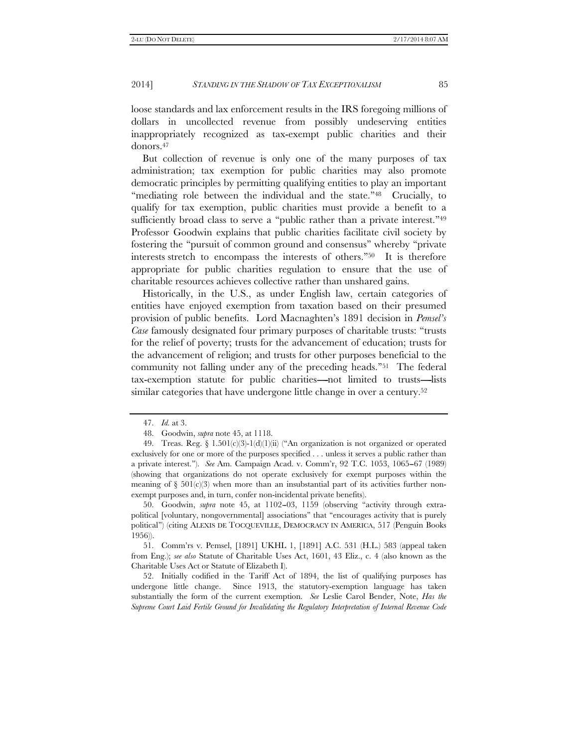loose standards and lax enforcement results in the IRS foregoing millions of dollars in uncollected revenue from possibly undeserving entities inappropriately recognized as tax-exempt public charities and their donors.[47]

But collection of revenue is only one of the many purposes of tax administration; tax exemption for public charities may also promote democratic principles by permitting qualifying entities to play an important "mediating role between the individual and the state."[48] Crucially, to qualify for tax exemption, public charities must provide a benefit to a sufficiently broad class to serve a "public rather than a private interest."[49] Professor Goodwin explains that public charities facilitate civil society by fostering the "pursuit of common ground and consensus" whereby "private interests stretch to encompass the interests of others."[50] It is therefore appropriate for public charities regulation to ensure that the use of charitable resources achieves collective rather than unshared gains.

Historically, in the U.S., as under English law, certain categories of entities have enjoyed exemption from taxation based on their presumed provision of public benefits. Lord Macnaghten's 1891 decision in *Pemsel's Case* famously designated four primary purposes of charitable trusts: "trusts for the relief of poverty; trusts for the advancement of education; trusts for the advancement of religion; and trusts for other purposes beneficial to the community not falling under any of the preceding heads."[51] The federal tax-exemption statute for public charities—not limited to trusts—lists similar categories that have undergone little change in over a century.[52]

---

47. *Id.* at 3.

48. Goodwin, *supra* note 45, at 1118.

49. Treas. Reg. § 1.501(c)(3)-1(d)(1)(ii) ("An organization is not organized or operated exclusively for one or more of the purposes specified . . . unless it serves a public rather than a private interest."). *See* Am. Campaign Acad. v. Comm'r, 92 T.C. 1053, 1065–67 (1989) (showing that organizations do not operate exclusively for exempt purposes within the meaning of § 501(c)(3) when more than an insubstantial part of its activities further non-exempt purposes and, in turn, confer non-incidental private benefits).

50. Goodwin, *supra* note 45, at 1102–03, 1159 (observing "activity through extra-political [voluntary, nongovernmental] associations" that "encourages activity that is purely political") (citing ALEXIS DE TOCQUEVILLE, DEMOCRACY IN AMERICA, 517 (Penguin Books 1956)).

51. Comm'rs v. Pemsel, [1891] UKHL 1, [1891] A.C. 531 (H.L.) 583 (appeal taken from Eng.); *see also* Statute of Charitable Uses Act, 1601, 43 Eliz., c. 4 (also known as the Charitable Uses Act or Statute of Elizabeth I).

52. Initially codified in the Tariff Act of 1894, the list of qualifying purposes has undergone little change. Since 1913, the statutory-exemption language has taken substantially the form of the current exemption. *See* Leslie Carol Bender, Note, *Has the Supreme Court Laid Fertile Ground for Invalidating the Regulatory Interpretation of Internal Revenue Code*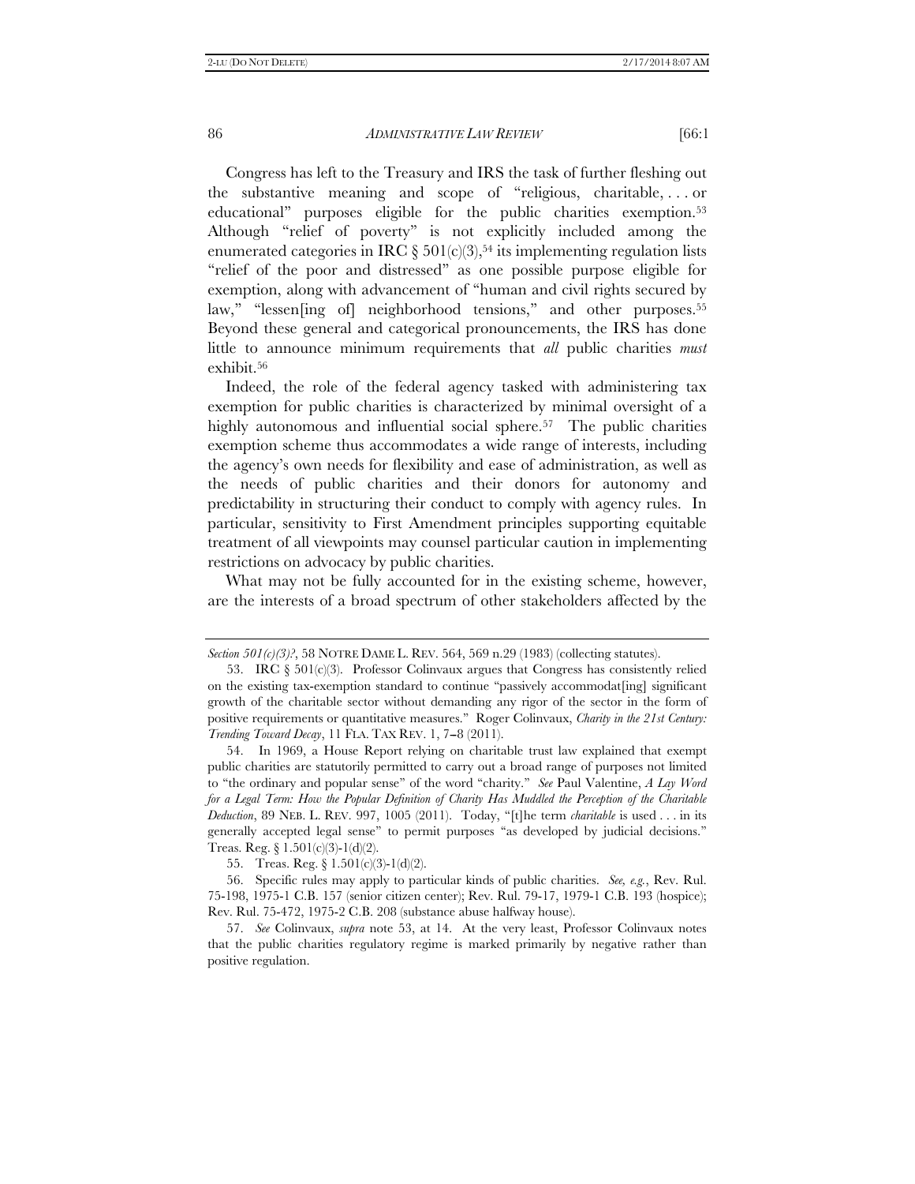Congress has left to the Treasury and IRS the task of further fleshing out the substantive meaning and scope of "religious, charitable, . . . or educational" purposes eligible for the public charities exemption.[53] Although "relief of poverty" is not explicitly included among the enumerated categories in IRC § 501(c)(3),[54] its implementing regulation lists "relief of the poor and distressed" as one possible purpose eligible for exemption, along with advancement of "human and civil rights secured by law," "lessen[ing of] neighborhood tensions," and other purposes.[55] Beyond these general and categorical pronouncements, the IRS has done little to announce minimum requirements that *all* public charities *must* exhibit.[56]

Indeed, the role of the federal agency tasked with administering tax exemption for public charities is characterized by minimal oversight of a highly autonomous and influential social sphere.[57] The public charities exemption scheme thus accommodates a wide range of interests, including the agency's own needs for flexibility and ease of administration, as well as the needs of public charities and their donors for autonomy and predictability in structuring their conduct to comply with agency rules. In particular, sensitivity to First Amendment principles supporting equitable treatment of all viewpoints may counsel particular caution in implementing restrictions on advocacy by public charities.

What may not be fully accounted for in the existing scheme, however, are the interests of a broad spectrum of other stakeholders affected by the

---

*Section 501(c)(3)?*, 58 NOTRE DAME L. REV. 564, 569 n.29 (1983) (collecting statutes).

53. IRC § 501(c)(3). Professor Colinvaux argues that Congress has consistently relied on the existing tax-exemption standard to continue "passively accommodat[ing] significant growth of the charitable sector without demanding any rigor of the sector in the form of positive requirements or quantitative measures." Roger Colinvaux, *Charity in the 21st Century: Trending Toward Decay*, 11 FLA. TAX REV. 1, 7–8 (2011).

54. In 1969, a House Report relying on charitable trust law explained that exempt public charities are statutorily permitted to carry out a broad range of purposes not limited to "the ordinary and popular sense" of the word "charity." *See* Paul Valentine, *A Lay Word for a Legal Term: How the Popular Definition of Charity Has Muddled the Perception of the Charitable Deduction*, 89 NEB. L. REV. 997, 1005 (2011). Today, "[t]he term *charitable* is used . . . in its generally accepted legal sense" to permit purposes "as developed by judicial decisions." Treas. Reg. § 1.501(c)(3)-1(d)(2).

55. Treas. Reg. § 1.501(c)(3)-1(d)(2).

56. Specific rules may apply to particular kinds of public charities. *See, e.g.*, Rev. Rul. 75-198, 1975-1 C.B. 157 (senior citizen center); Rev. Rul. 79-17, 1979-1 C.B. 193 (hospice); Rev. Rul. 75-472, 1975-2 C.B. 208 (substance abuse halfway house).

57. *See* Colinvaux, *supra* note 53, at 14. At the very least, Professor Colinvaux notes that the public charities regulatory regime is marked primarily by negative rather than positive regulation.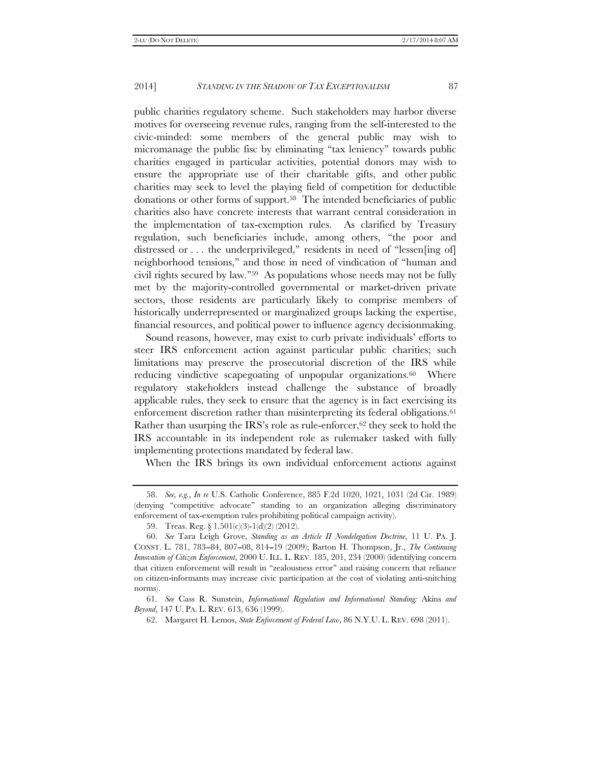public charities regulatory scheme. Such stakeholders may harbor diverse motives for overseeing revenue rules, ranging from the self-interested to the civic-minded: some members of the general public may wish to micromanage the public fisc by eliminating "tax leniency" towards public charities engaged in particular activities, potential donors may wish to ensure the appropriate use of their charitable gifts, and other public charities may seek to level the playing field of competition for deductible donations or other forms of support.[58] The intended beneficiaries of public charities also have concrete interests that warrant central consideration in the implementation of tax-exemption rules. As clarified by Treasury regulation, such beneficiaries include, among others, "the poor and distressed or . . . the underprivileged," residents in need of "lessen[ing of] neighborhood tensions," and those in need of vindication of "human and civil rights secured by law."[59] As populations whose needs may not be fully met by the majority-controlled governmental or market-driven private sectors, those residents are particularly likely to comprise members of historically underrepresented or marginalized groups lacking the expertise, financial resources, and political power to influence agency decisionmaking.

Sound reasons, however, may exist to curb private individuals' efforts to steer IRS enforcement action against particular public charities; such limitations may preserve the prosecutorial discretion of the IRS while reducing vindictive scapegoating of unpopular organizations.[60] Where regulatory stakeholders instead challenge the substance of broadly applicable rules, they seek to ensure that the agency is in fact exercising its enforcement discretion rather than misinterpreting its federal obligations.[61] Rather than usurping the IRS's role as rule-enforcer,[62] they seek to hold the IRS accountable in its independent role as rulemaker tasked with fully implementing protections mandated by federal law.

When the IRS brings its own individual enforcement actions against

---

58. *See, e.g.*, *In re* U.S. Catholic Conference, 885 F.2d 1020, 1021, 1031 (2d Cir. 1989) (denying "competitive advocate" standing to an organization alleging discriminatory enforcement of tax-exemption rules prohibiting political campaign activity).

59. Treas. Reg. § 1.501(c)(3)-1(d)(2) (2012).

60. *See* Tara Leigh Grove, *Standing as an Article II Nondelegation Doctrine*, 11 U. PA. J. CONST. L. 781, 783–84, 807–08, 814–19 (2009); Barton H. Thompson, Jr., *The Continuing Innovation of Citizen Enforcement*, 2000 U. ILL. L. REV. 185, 201, 234 (2000) (identifying concern that citizen enforcement will result in "zealousness error" and raising concern that reliance on citizen-informants may increase civic participation at the cost of violating anti-snitching norms).

61. *See* Cass R. Sunstein, *Informational Regulation and Informational Standing:* Akins *and Beyond*, 147 U. PA. L. REV. 613, 636 (1999).

62. Margaret H. Lemos, *State Enforcement of Federal Law*, 86 N.Y.U. L. REV. 698 (2011).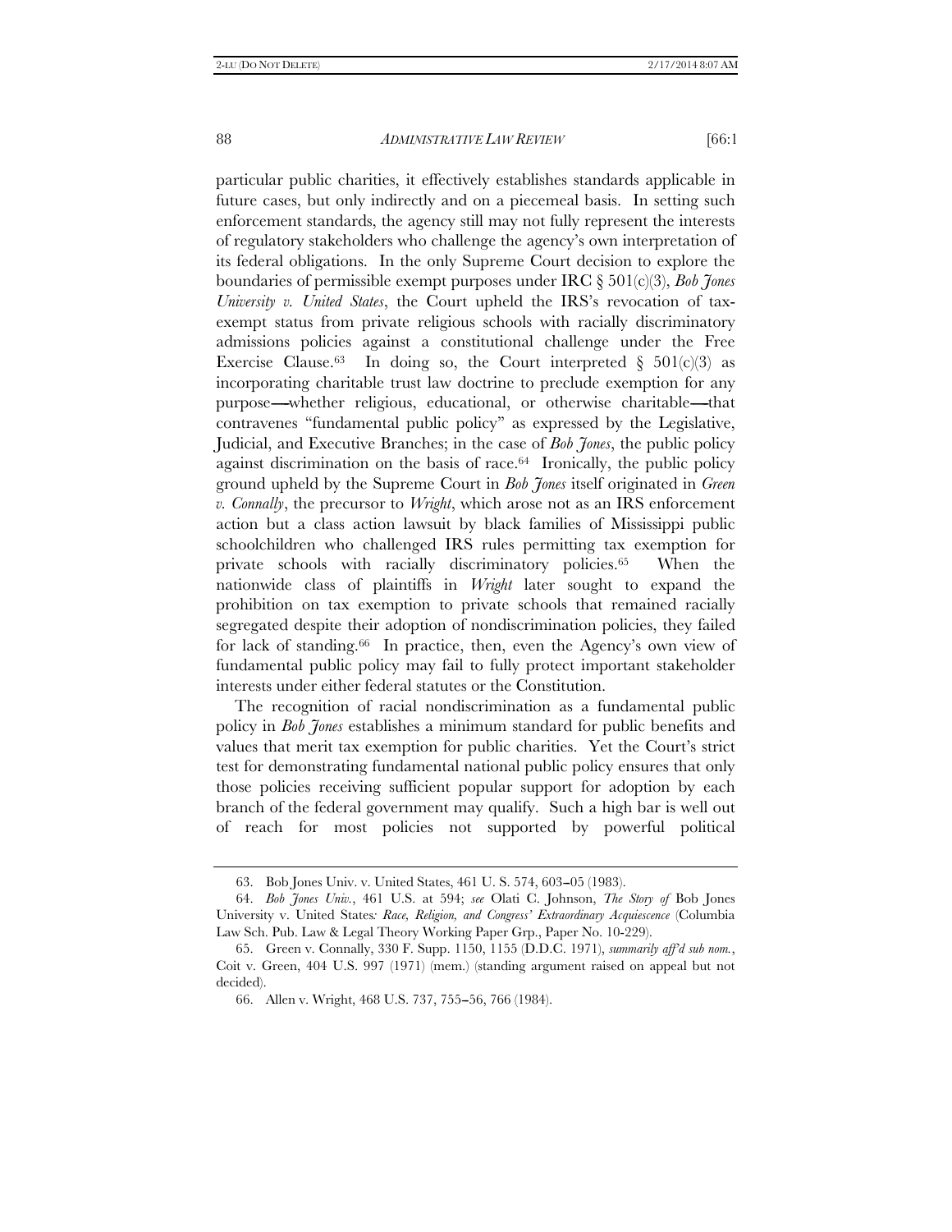particular public charities, it effectively establishes standards applicable in future cases, but only indirectly and on a piecemeal basis. In setting such enforcement standards, the agency still may not fully represent the interests of regulatory stakeholders who challenge the agency's own interpretation of its federal obligations. In the only Supreme Court decision to explore the boundaries of permissible exempt purposes under IRC § 501(c)(3), *Bob Jones University v. United States*, the Court upheld the IRS's revocation of tax-exempt status from private religious schools with racially discriminatory admissions policies against a constitutional challenge under the Free Exercise Clause.[63] In doing so, the Court interpreted § 501(c)(3) as incorporating charitable trust law doctrine to preclude exemption for any purpose—whether religious, educational, or otherwise charitable—that contravenes "fundamental public policy" as expressed by the Legislative, Judicial, and Executive Branches; in the case of *Bob Jones*, the public policy against discrimination on the basis of race.[64] Ironically, the public policy ground upheld by the Supreme Court in *Bob Jones* itself originated in *Green v. Connally*, the precursor to *Wright*, which arose not as an IRS enforcement action but a class action lawsuit by black families of Mississippi public schoolchildren who challenged IRS rules permitting tax exemption for private schools with racially discriminatory policies.[65] When the nationwide class of plaintiffs in *Wright* later sought to expand the prohibition on tax exemption to private schools that remained racially segregated despite their adoption of nondiscrimination policies, they failed for lack of standing.[66] In practice, then, even the Agency's own view of fundamental public policy may fail to fully protect important stakeholder interests under either federal statutes or the Constitution.

The recognition of racial nondiscrimination as a fundamental public policy in *Bob Jones* establishes a minimum standard for public benefits and values that merit tax exemption for public charities. Yet the Court's strict test for demonstrating fundamental national public policy ensures that only those policies receiving sufficient popular support for adoption by each branch of the federal government may qualify. Such a high bar is well out of reach for most policies not supported by powerful political

---

63. Bob Jones Univ. v. United States, 461 U. S. 574, 603–05 (1983).

64. *Bob Jones Univ.*, 461 U.S. at 594; *see* Olati C. Johnson, *The Story of* Bob Jones University v. United States*: Race, Religion, and Congress' Extraordinary Acquiescence* (Columbia Law Sch. Pub. Law & Legal Theory Working Paper Grp., Paper No. 10-229).

65. Green v. Connally, 330 F. Supp. 1150, 1155 (D.D.C. 1971), *summarily aff'd sub nom.*, Coit v. Green, 404 U.S. 997 (1971) (mem.) (standing argument raised on appeal but not decided).

66. Allen v. Wright, 468 U.S. 737, 755–56, 766 (1984).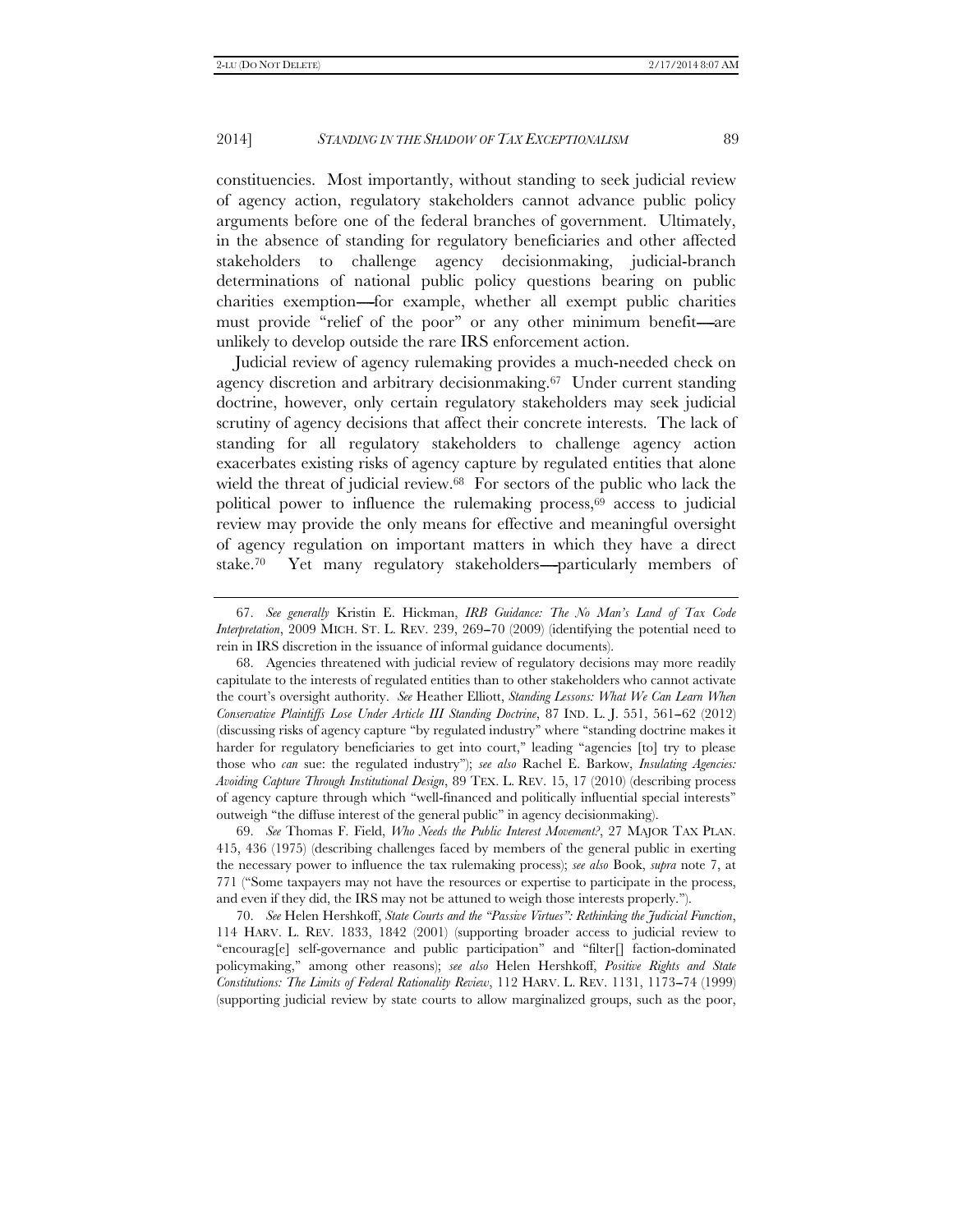constituencies. Most importantly, without standing to seek judicial review of agency action, regulatory stakeholders cannot advance public policy arguments before one of the federal branches of government. Ultimately, in the absence of standing for regulatory beneficiaries and other affected stakeholders to challenge agency decisionmaking, judicial-branch determinations of national public policy questions bearing on public charities exemption—for example, whether all exempt public charities must provide "relief of the poor" or any other minimum benefit—are unlikely to develop outside the rare IRS enforcement action.

Judicial review of agency rulemaking provides a much-needed check on agency discretion and arbitrary decisionmaking.[67] Under current standing doctrine, however, only certain regulatory stakeholders may seek judicial scrutiny of agency decisions that affect their concrete interests. The lack of standing for all regulatory stakeholders to challenge agency action exacerbates existing risks of agency capture by regulated entities that alone wield the threat of judicial review.[68] For sectors of the public who lack the political power to influence the rulemaking process,[69] access to judicial review may provide the only means for effective and meaningful oversight of agency regulation on important matters in which they have a direct stake.[70] Yet many regulatory stakeholders—particularly members of

---

67. *See generally* Kristin E. Hickman, *IRB Guidance: The No Man's Land of Tax Code Interpretation*, 2009 MICH. ST. L. REV. 239, 269–70 (2009) (identifying the potential need to rein in IRS discretion in the issuance of informal guidance documents).

68. Agencies threatened with judicial review of regulatory decisions may more readily capitulate to the interests of regulated entities than to other stakeholders who cannot activate the court's oversight authority. *See* Heather Elliott, *Standing Lessons: What We Can Learn When Conservative Plaintiffs Lose Under Article III Standing Doctrine*, 87 IND. L. J. 551, 561–62 (2012) (discussing risks of agency capture "by regulated industry" where "standing doctrine makes it harder for regulatory beneficiaries to get into court," leading "agencies [to] try to please those who *can* sue: the regulated industry"); *see also* Rachel E. Barkow, *Insulating Agencies: Avoiding Capture Through Institutional Design*, 89 TEX. L. REV. 15, 17 (2010) (describing process of agency capture through which "well-financed and politically influential special interests" outweigh "the diffuse interest of the general public" in agency decisionmaking).

69. *See* Thomas F. Field, *Who Needs the Public Interest Movement?*, 27 MAJOR TAX PLAN. 415, 436 (1975) (describing challenges faced by members of the general public in exerting the necessary power to influence the tax rulemaking process); *see also* Book, *supra* note 7, at 771 ("Some taxpayers may not have the resources or expertise to participate in the process, and even if they did, the IRS may not be attuned to weigh those interests properly.").

70. *See* Helen Hershkoff, *State Courts and the "Passive Virtues": Rethinking the Judicial Function*, 114 HARV. L. REV. 1833, 1842 (2001) (supporting broader access to judicial review to "encourag[e] self-governance and public participation" and "filter[] faction-dominated policymaking," among other reasons); *see also* Helen Hershkoff, *Positive Rights and State Constitutions: The Limits of Federal Rationality Review*, 112 HARV. L. REV. 1131, 1173–74 (1999) (supporting judicial review by state courts to allow marginalized groups, such as the poor,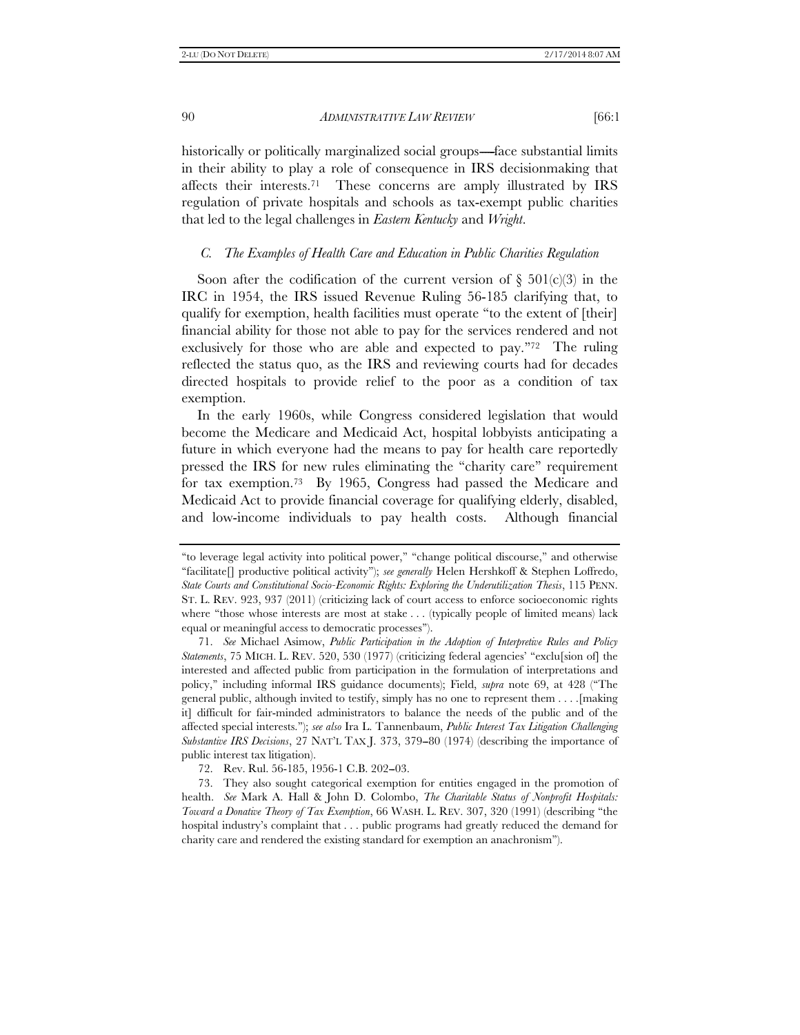historically or politically marginalized social groups—face substantial limits in their ability to play a role of consequence in IRS decisionmaking that affects their interests.[71] These concerns are amply illustrated by IRS regulation of private hospitals and schools as tax-exempt public charities that led to the legal challenges in *Eastern Kentucky* and *Wright*.

### *C. The Examples of Health Care and Education in Public Charities Regulation*

Soon after the codification of the current version of § 501(c)(3) in the IRC in 1954, the IRS issued Revenue Ruling 56-185 clarifying that, to qualify for exemption, health facilities must operate "to the extent of [their] financial ability for those not able to pay for the services rendered and not exclusively for those who are able and expected to pay."[72] The ruling reflected the status quo, as the IRS and reviewing courts had for decades directed hospitals to provide relief to the poor as a condition of tax exemption.

In the early 1960s, while Congress considered legislation that would become the Medicare and Medicaid Act, hospital lobbyists anticipating a future in which everyone had the means to pay for health care reportedly pressed the IRS for new rules eliminating the "charity care" requirement for tax exemption.[73] By 1965, Congress had passed the Medicare and Medicaid Act to provide financial coverage for qualifying elderly, disabled, and low-income individuals to pay health costs. Although financial

---

"to leverage legal activity into political power," "change political discourse," and otherwise "facilitate[] productive political activity"); *see generally* Helen Hershkoff & Stephen Loffredo, *State Courts and Constitutional Socio-Economic Rights: Exploring the Underutilization Thesis*, 115 PENN. ST. L. REV. 923, 937 (2011) (criticizing lack of court access to enforce socioeconomic rights where "those whose interests are most at stake . . . (typically people of limited means) lack equal or meaningful access to democratic processes").

71. *See* Michael Asimow, *Public Participation in the Adoption of Interpretive Rules and Policy Statements*, 75 MICH. L. REV. 520, 530 (1977) (criticizing federal agencies' "exclu[sion of] the interested and affected public from participation in the formulation of interpretations and policy," including informal IRS guidance documents); Field, *supra* note 69, at 428 ("The general public, although invited to testify, simply has no one to represent them . . . .[making it] difficult for fair-minded administrators to balance the needs of the public and of the affected special interests."); *see also* Ira L. Tannenbaum, *Public Interest Tax Litigation Challenging Substantive IRS Decisions*, 27 NAT'L TAX J. 373, 379–80 (1974) (describing the importance of public interest tax litigation).

72. Rev. Rul. 56-185, 1956-1 C.B. 202–03.

73. They also sought categorical exemption for entities engaged in the promotion of health. *See* Mark A. Hall & John D. Colombo, *The Charitable Status of Nonprofit Hospitals: Toward a Donative Theory of Tax Exemption*, 66 WASH. L. REV. 307, 320 (1991) (describing "the hospital industry's complaint that . . . public programs had greatly reduced the demand for charity care and rendered the existing standard for exemption an anachronism").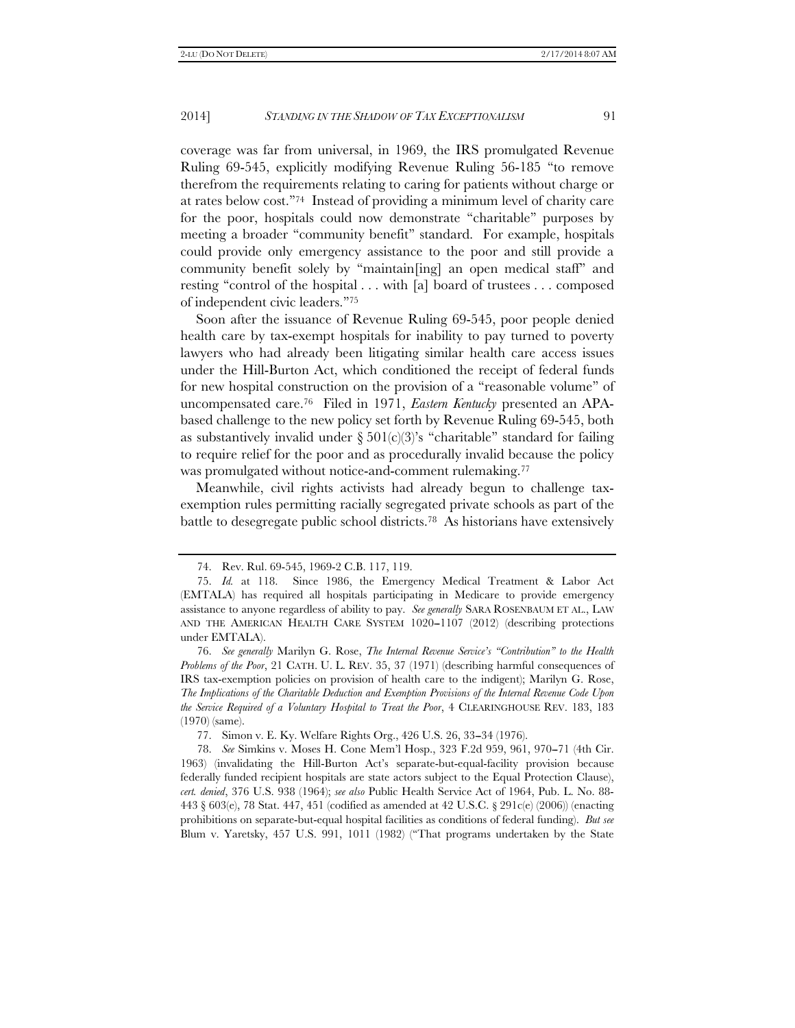coverage was far from universal, in 1969, the IRS promulgated Revenue Ruling 69-545, explicitly modifying Revenue Ruling 56-185 "to remove therefrom the requirements relating to caring for patients without charge or at rates below cost."[74] Instead of providing a minimum level of charity care for the poor, hospitals could now demonstrate "charitable" purposes by meeting a broader "community benefit" standard. For example, hospitals could provide only emergency assistance to the poor and still provide a community benefit solely by "maintain[ing] an open medical staff" and resting "control of the hospital . . . with [a] board of trustees . . . composed of independent civic leaders."[75]

Soon after the issuance of Revenue Ruling 69-545, poor people denied health care by tax-exempt hospitals for inability to pay turned to poverty lawyers who had already been litigating similar health care access issues under the Hill-Burton Act, which conditioned the receipt of federal funds for new hospital construction on the provision of a "reasonable volume" of uncompensated care.[76] Filed in 1971, *Eastern Kentucky* presented an APA-based challenge to the new policy set forth by Revenue Ruling 69-545, both as substantively invalid under § 501(c)(3)'s "charitable" standard for failing to require relief for the poor and as procedurally invalid because the policy was promulgated without notice-and-comment rulemaking.[77]

Meanwhile, civil rights activists had already begun to challenge tax-exemption rules permitting racially segregated private schools as part of the battle to desegregate public school districts.[78] As historians have extensively

---

74. Rev. Rul. 69-545, 1969-2 C.B. 117, 119.

75. *Id.* at 118. Since 1986, the Emergency Medical Treatment & Labor Act (EMTALA) has required all hospitals participating in Medicare to provide emergency assistance to anyone regardless of ability to pay. *See generally* SARA ROSENBAUM ET AL., LAW AND THE AMERICAN HEALTH CARE SYSTEM 1020–1107 (2012) (describing protections under EMTALA).

76. *See generally* Marilyn G. Rose, *The Internal Revenue Service's "Contribution" to the Health Problems of the Poor*, 21 CATH. U. L. REV. 35, 37 (1971) (describing harmful consequences of IRS tax-exemption policies on provision of health care to the indigent); Marilyn G. Rose, *The Implications of the Charitable Deduction and Exemption Provisions of the Internal Revenue Code Upon the Service Required of a Voluntary Hospital to Treat the Poor*, 4 CLEARINGHOUSE REV. 183, 183 (1970) (same).

77. Simon v. E. Ky. Welfare Rights Org., 426 U.S. 26, 33–34 (1976).

78. *See* Simkins v. Moses H. Cone Mem'l Hosp., 323 F.2d 959, 961, 970–71 (4th Cir. 1963) (invalidating the Hill-Burton Act's separate-but-equal-facility provision because federally funded recipient hospitals are state actors subject to the Equal Protection Clause), *cert. denied*, 376 U.S. 938 (1964); *see also* Public Health Service Act of 1964, Pub. L. No. 88-443 § 603(e), 78 Stat. 447, 451 (codified as amended at 42 U.S.C. § 291c(e) (2006)) (enacting prohibitions on separate-but-equal hospital facilities as conditions of federal funding). *But see* Blum v. Yaretsky, 457 U.S. 991, 1011 (1982) ("That programs undertaken by the State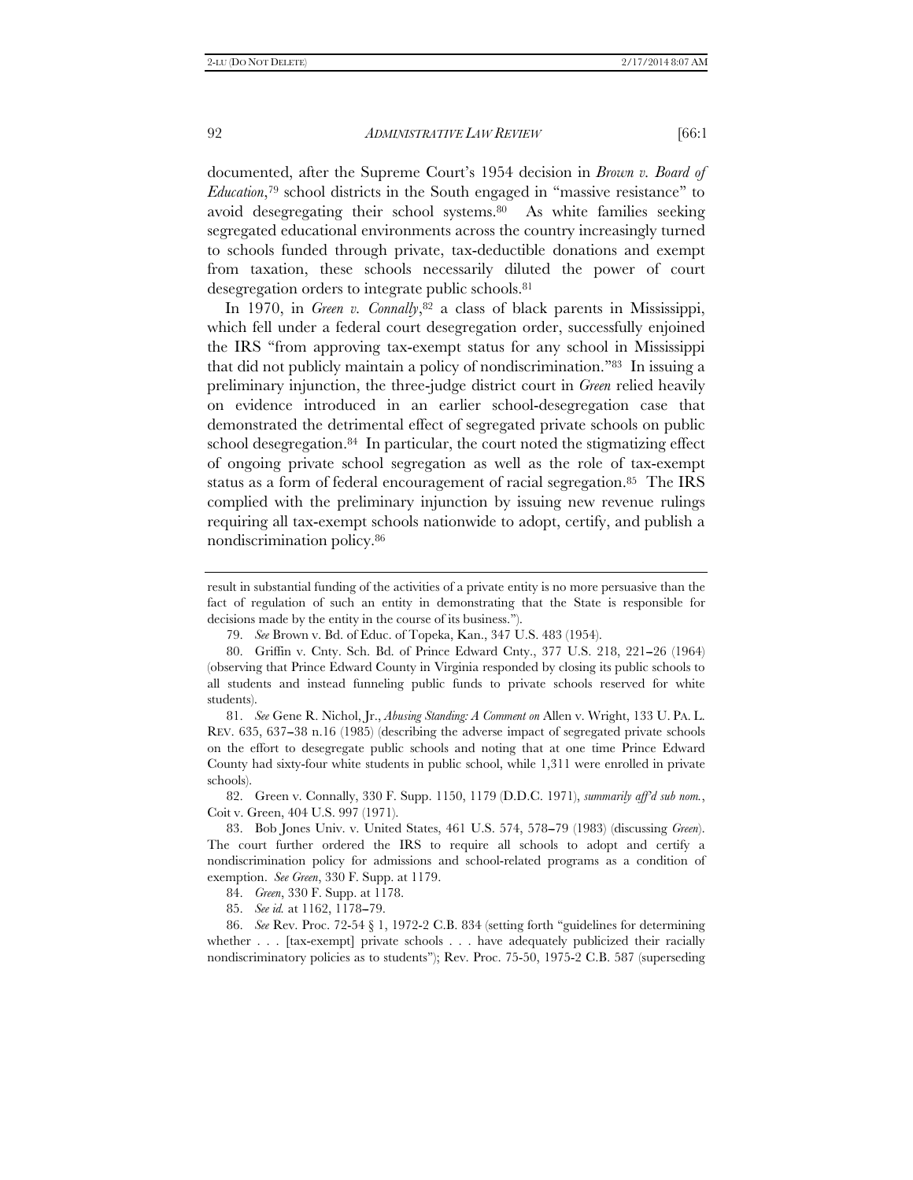documented, after the Supreme Court's 1954 decision in *Brown v. Board of Education*,[79] school districts in the South engaged in "massive resistance" to avoid desegregating their school systems.[80] As white families seeking segregated educational environments across the country increasingly turned to schools funded through private, tax-deductible donations and exempt from taxation, these schools necessarily diluted the power of court desegregation orders to integrate public schools.[81]

In 1970, in *Green v. Connally*,[82] a class of black parents in Mississippi, which fell under a federal court desegregation order, successfully enjoined the IRS "from approving tax-exempt status for any school in Mississippi that did not publicly maintain a policy of nondiscrimination."[83] In issuing a preliminary injunction, the three-judge district court in *Green* relied heavily on evidence introduced in an earlier school-desegregation case that demonstrated the detrimental effect of segregated private schools on public school desegregation.[84] In particular, the court noted the stigmatizing effect of ongoing private school segregation as well as the role of tax-exempt status as a form of federal encouragement of racial segregation.[85] The IRS complied with the preliminary injunction by issuing new revenue rulings requiring all tax-exempt schools nationwide to adopt, certify, and publish a nondiscrimination policy.[86]

---

result in substantial funding of the activities of a private entity is no more persuasive than the fact of regulation of such an entity in demonstrating that the State is responsible for decisions made by the entity in the course of its business.").

79. *See* Brown v. Bd. of Educ. of Topeka, Kan., 347 U.S. 483 (1954).

80. Griffin v. Cnty. Sch. Bd. of Prince Edward Cnty., 377 U.S. 218, 221–26 (1964) (observing that Prince Edward County in Virginia responded by closing its public schools to all students and instead funneling public funds to private schools reserved for white students).

81. *See* Gene R. Nichol, Jr., *Abusing Standing: A Comment on* Allen v. Wright, 133 U. PA. L. REV. 635, 637–38 n.16 (1985) (describing the adverse impact of segregated private schools on the effort to desegregate public schools and noting that at one time Prince Edward County had sixty-four white students in public school, while 1,311 were enrolled in private schools).

82. Green v. Connally, 330 F. Supp. 1150, 1179 (D.D.C. 1971), *summarily aff'd sub nom.*, Coit v. Green, 404 U.S. 997 (1971).

83. Bob Jones Univ. v. United States, 461 U.S. 574, 578–79 (1983) (discussing *Green*). The court further ordered the IRS to require all schools to adopt and certify a nondiscrimination policy for admissions and school-related programs as a condition of exemption. *See Green*, 330 F. Supp. at 1179.

84. *Green*, 330 F. Supp. at 1178.

85. *See id.* at 1162, 1178–79.

86. *See* Rev. Proc. 72-54 § 1, 1972-2 C.B. 834 (setting forth "guidelines for determining whether . . . [tax-exempt] private schools . . . have adequately publicized their racially nondiscriminatory policies as to students"); Rev. Proc. 75-50, 1975-2 C.B. 587 (superseding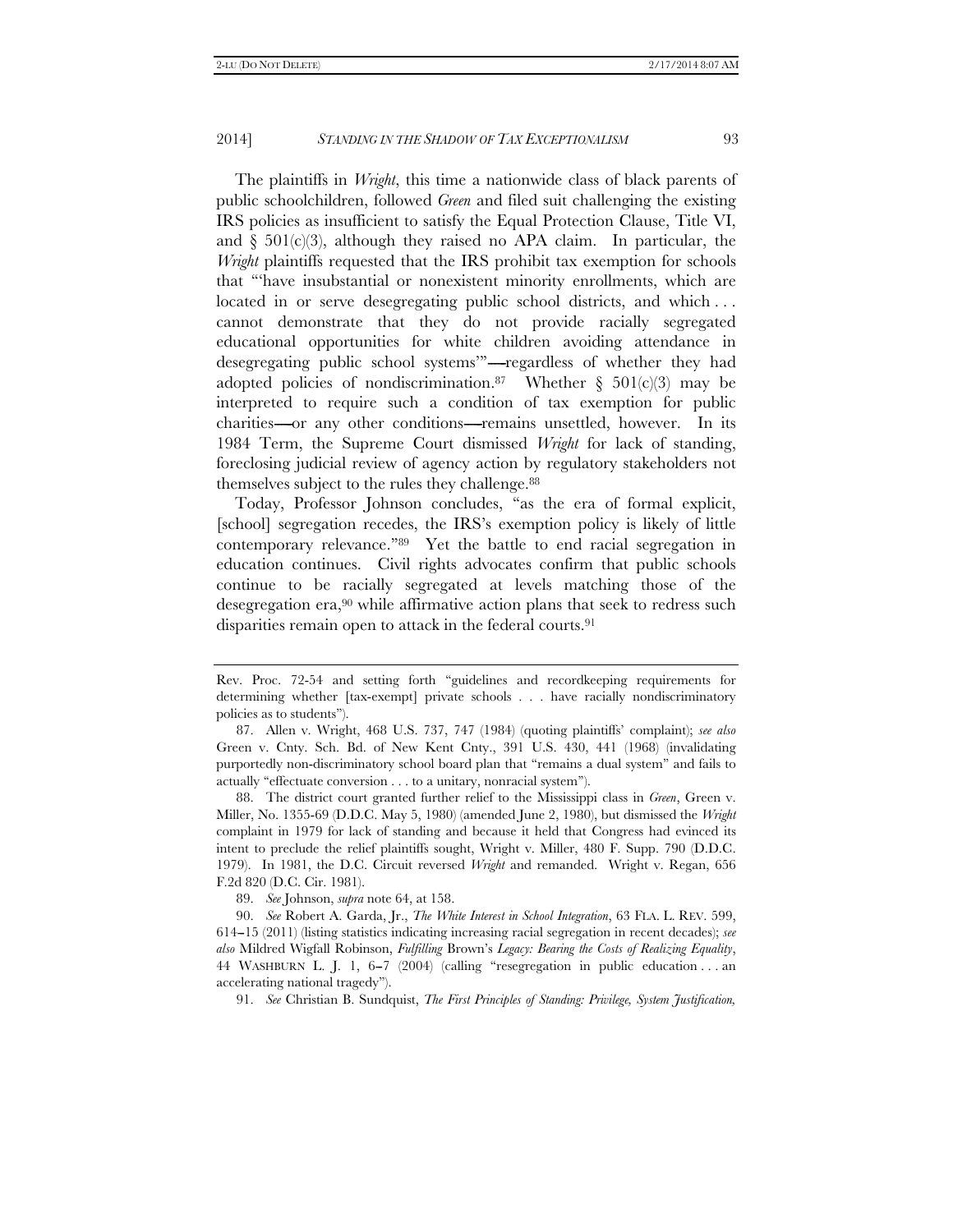The plaintiffs in *Wright*, this time a nationwide class of black parents of public schoolchildren, followed *Green* and filed suit challenging the existing IRS policies as insufficient to satisfy the Equal Protection Clause, Title VI, and § 501(c)(3), although they raised no APA claim. In particular, the *Wright* plaintiffs requested that the IRS prohibit tax exemption for schools that "'have insubstantial or nonexistent minority enrollments, which are located in or serve desegregating public school districts, and which . . . cannot demonstrate that they do not provide racially segregated educational opportunities for white children avoiding attendance in desegregating public school systems'"—regardless of whether they had adopted policies of nondiscrimination.[87] Whether § 501(c)(3) may be interpreted to require such a condition of tax exemption for public charities—or any other conditions—remains unsettled, however. In its 1984 Term, the Supreme Court dismissed *Wright* for lack of standing, foreclosing judicial review of agency action by regulatory stakeholders not themselves subject to the rules they challenge.[88]

Today, Professor Johnson concludes, "as the era of formal explicit, [school] segregation recedes, the IRS's exemption policy is likely of little contemporary relevance."[89] Yet the battle to end racial segregation in education continues. Civil rights advocates confirm that public schools continue to be racially segregated at levels matching those of the desegregation era,[90] while affirmative action plans that seek to redress such disparities remain open to attack in the federal courts.[91]

---

Rev. Proc. 72-54 and setting forth "guidelines and recordkeeping requirements for determining whether [tax-exempt] private schools . . . have racially nondiscriminatory policies as to students").

87. Allen v. Wright, 468 U.S. 737, 747 (1984) (quoting plaintiffs' complaint); *see also* Green v. Cnty. Sch. Bd. of New Kent Cnty., 391 U.S. 430, 441 (1968) (invalidating purportedly non-discriminatory school board plan that "remains a dual system" and fails to actually "effectuate conversion . . . to a unitary, nonracial system").

88. The district court granted further relief to the Mississippi class in *Green*, Green v. Miller, No. 1355-69 (D.D.C. May 5, 1980) (amended June 2, 1980), but dismissed the *Wright* complaint in 1979 for lack of standing and because it held that Congress had evinced its intent to preclude the relief plaintiffs sought, Wright v. Miller, 480 F. Supp. 790 (D.D.C. 1979). In 1981, the D.C. Circuit reversed *Wright* and remanded. Wright v. Regan, 656 F.2d 820 (D.C. Cir. 1981).

89. *See* Johnson, *supra* note 64, at 158.

90. *See* Robert A. Garda, Jr., *The White Interest in School Integration*, 63 FLA. L. REV. 599, 614–15 (2011) (listing statistics indicating increasing racial segregation in recent decades); *see also* Mildred Wigfall Robinson, *Fulfilling* Brown's *Legacy: Bearing the Costs of Realizing Equality*, 44 WASHBURN L. J. 1, 6–7 (2004) (calling "resegregation in public education . . . an accelerating national tragedy").

91. *See* Christian B. Sundquist, *The First Principles of Standing: Privilege, System Justification,*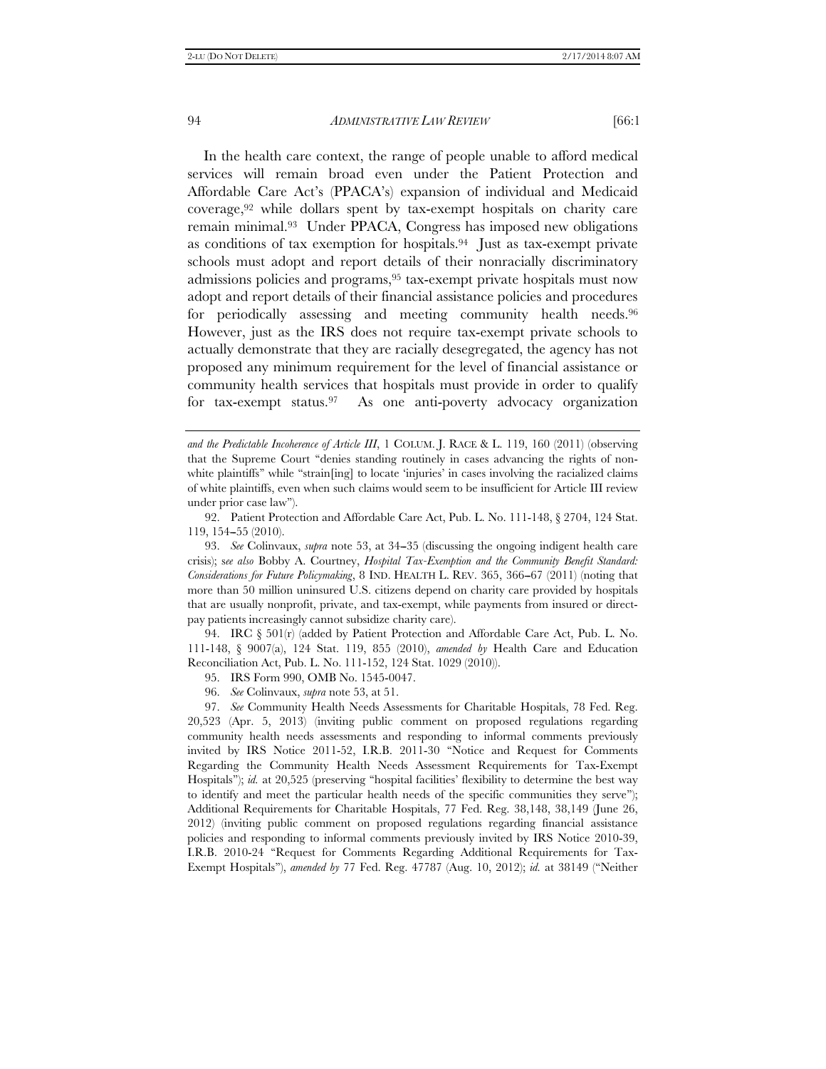In the health care context, the range of people unable to afford medical services will remain broad even under the Patient Protection and Affordable Care Act's (PPACA's) expansion of individual and Medicaid coverage,[92] while dollars spent by tax-exempt hospitals on charity care remain minimal.[93] Under PPACA, Congress has imposed new obligations as conditions of tax exemption for hospitals.[94] Just as tax-exempt private schools must adopt and report details of their nonracially discriminatory admissions policies and programs,[95] tax-exempt private hospitals must now adopt and report details of their financial assistance policies and procedures for periodically assessing and meeting community health needs.[96] However, just as the IRS does not require tax-exempt private schools to actually demonstrate that they are racially desegregated, the agency has not proposed any minimum requirement for the level of financial assistance or community health services that hospitals must provide in order to qualify for tax-exempt status.[97] As one anti-poverty advocacy organization

---

*and the Predictable Incoherence of Article III*, 1 COLUM. J. RACE & L. 119, 160 (2011) (observing that the Supreme Court "denies standing routinely in cases advancing the rights of non-white plaintiffs" while "strain[ing] to locate 'injuries' in cases involving the racialized claims of white plaintiffs, even when such claims would seem to be insufficient for Article III review under prior case law").

92. Patient Protection and Affordable Care Act, Pub. L. No. 111-148, § 2704, 124 Stat. 119, 154–55 (2010).

93. *See* Colinvaux, *supra* note 53, at 34–35 (discussing the ongoing indigent health care crisis); s*ee also* Bobby A. Courtney, *Hospital Tax-Exemption and the Community Benefit Standard: Considerations for Future Policymaking*, 8 IND. HEALTH L. REV. 365, 366–67 (2011) (noting that more than 50 million uninsured U.S. citizens depend on charity care provided by hospitals that are usually nonprofit, private, and tax-exempt, while payments from insured or direct-pay patients increasingly cannot subsidize charity care).

94. IRC § 501(r) (added by Patient Protection and Affordable Care Act, Pub. L. No. 111-148, § 9007(a), 124 Stat. 119, 855 (2010), *amended by* Health Care and Education Reconciliation Act, Pub. L. No. 111-152, 124 Stat. 1029 (2010)).

95. IRS Form 990, OMB No. 1545-0047.

96. *See* Colinvaux, *supra* note 53, at 51.

97. *See* Community Health Needs Assessments for Charitable Hospitals, 78 Fed. Reg. 20,523 (Apr. 5, 2013) (inviting public comment on proposed regulations regarding community health needs assessments and responding to informal comments previously invited by IRS Notice 2011-52, I.R.B. 2011-30 "Notice and Request for Comments Regarding the Community Health Needs Assessment Requirements for Tax-Exempt Hospitals"); *id.* at 20,525 (preserving "hospital facilities' flexibility to determine the best way to identify and meet the particular health needs of the specific communities they serve"); Additional Requirements for Charitable Hospitals, 77 Fed. Reg. 38,148, 38,149 (June 26, 2012) (inviting public comment on proposed regulations regarding financial assistance policies and responding to informal comments previously invited by IRS Notice 2010-39, I.R.B. 2010-24 "Request for Comments Regarding Additional Requirements for Tax-Exempt Hospitals"), *amended by* 77 Fed. Reg. 47787 (Aug. 10, 2012); *id.* at 38149 ("Neither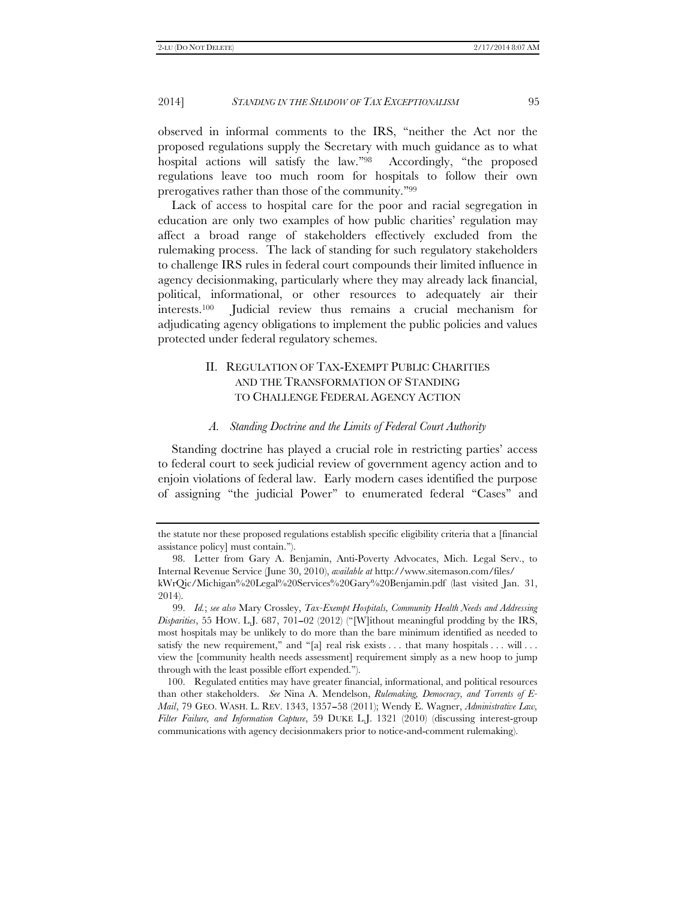observed in informal comments to the IRS, "neither the Act nor the proposed regulations supply the Secretary with much guidance as to what hospital actions will satisfy the law."[98] Accordingly, "the proposed regulations leave too much room for hospitals to follow their own prerogatives rather than those of the community."[99]

Lack of access to hospital care for the poor and racial segregation in education are only two examples of how public charities' regulation may affect a broad range of stakeholders effectively excluded from the rulemaking process. The lack of standing for such regulatory stakeholders to challenge IRS rules in federal court compounds their limited influence in agency decisionmaking, particularly where they may already lack financial, political, informational, or other resources to adequately air their interests.[100] Judicial review thus remains a crucial mechanism for adjudicating agency obligations to implement the public policies and values protected under federal regulatory schemes.

## II. REGULATION OF TAX-EXEMPT PUBLIC CHARITIES AND THE TRANSFORMATION OF STANDING TO CHALLENGE FEDERAL AGENCY ACTION

### *A. Standing Doctrine and the Limits of Federal Court Authority*

Standing doctrine has played a crucial role in restricting parties' access to federal court to seek judicial review of government agency action and to enjoin violations of federal law. Early modern cases identified the purpose of assigning "the judicial Power" to enumerated federal "Cases" and

---

the statute nor these proposed regulations establish specific eligibility criteria that a [financial assistance policy] must contain.").

98. Letter from Gary A. Benjamin, Anti-Poverty Advocates, Mich. Legal Serv., to Internal Revenue Service (June 30, 2010), *available at* http://www.sitemason.com/files/kWrQic/Michigan%20Legal%20Services%20Gary%20Benjamin.pdf (last visited Jan. 31, 2014).

99. *Id.*; *see also* Mary Crossley, *Tax-Exempt Hospitals, Community Health Needs and Addressing Disparities*, 55 HOW. L.J. 687, 701–02 (2012) ("[W]ithout meaningful prodding by the IRS, most hospitals may be unlikely to do more than the bare minimum identified as needed to satisfy the new requirement," and "[a] real risk exists . . . that many hospitals . . . will . . . view the [community health needs assessment] requirement simply as a new hoop to jump through with the least possible effort expended.").

100. Regulated entities may have greater financial, informational, and political resources than other stakeholders. *See* Nina A. Mendelson, *Rulemaking, Democracy, and Torrents of E-Mail*, 79 GEO. WASH. L. REV. 1343, 1357–58 (2011); Wendy E. Wagner, *Administrative Law, Filter Failure, and Information Capture*, 59 DUKE L.J. 1321 (2010) (discussing interest-group communications with agency decisionmakers prior to notice-and-comment rulemaking).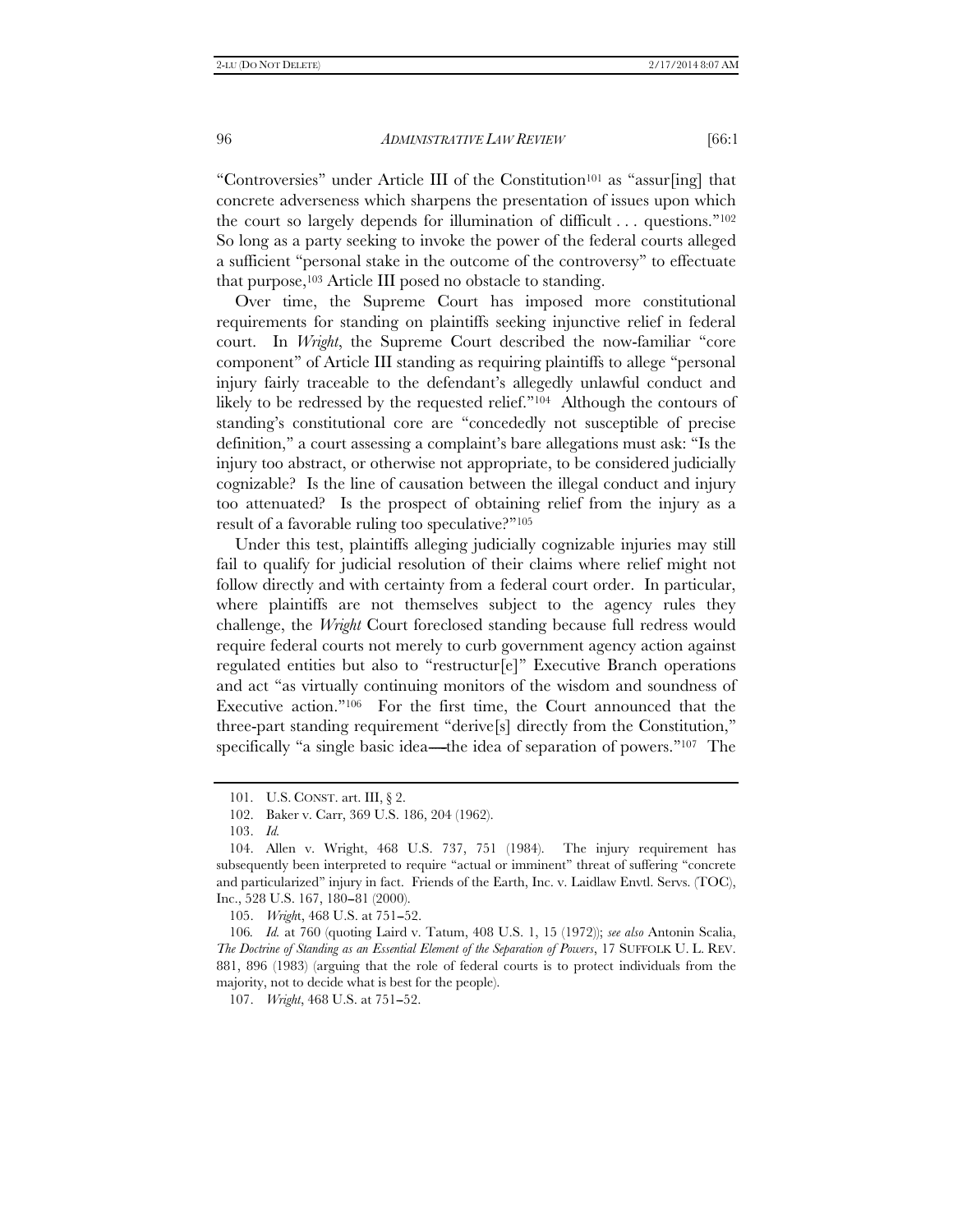"Controversies" under Article III of the Constitution[101] as "assur[ing] that concrete adverseness which sharpens the presentation of issues upon which the court so largely depends for illumination of difficult . . . questions."[102] So long as a party seeking to invoke the power of the federal courts alleged a sufficient "personal stake in the outcome of the controversy" to effectuate that purpose,[103] Article III posed no obstacle to standing.

Over time, the Supreme Court has imposed more constitutional requirements for standing on plaintiffs seeking injunctive relief in federal court. In *Wright*, the Supreme Court described the now-familiar "core component" of Article III standing as requiring plaintiffs to allege "personal injury fairly traceable to the defendant's allegedly unlawful conduct and likely to be redressed by the requested relief."[104] Although the contours of standing's constitutional core are "concededly not susceptible of precise definition," a court assessing a complaint's bare allegations must ask: "Is the injury too abstract, or otherwise not appropriate, to be considered judicially cognizable? Is the line of causation between the illegal conduct and injury too attenuated? Is the prospect of obtaining relief from the injury as a result of a favorable ruling too speculative?"[105]

Under this test, plaintiffs alleging judicially cognizable injuries may still fail to qualify for judicial resolution of their claims where relief might not follow directly and with certainty from a federal court order. In particular, where plaintiffs are not themselves subject to the agency rules they challenge, the *Wright* Court foreclosed standing because full redress would require federal courts not merely to curb government agency action against regulated entities but also to "restructur[e]" Executive Branch operations and act "as virtually continuing monitors of the wisdom and soundness of Executive action."[106] For the first time, the Court announced that the three-part standing requirement "derive[s] directly from the Constitution," specifically "a single basic idea—the idea of separation of powers."[107] The

---

101. U.S. CONST. art. III, § 2.

102. Baker v. Carr, 369 U.S. 186, 204 (1962).

103. *Id.*

104. Allen v. Wright, 468 U.S. 737, 751 (1984). The injury requirement has subsequently been interpreted to require "actual or imminent" threat of suffering "concrete and particularized" injury in fact. Friends of the Earth, Inc. v. Laidlaw Envtl. Servs. (TOC), Inc., 528 U.S. 167, 180–81 (2000).

105. *Wright*, 468 U.S. at 751–52.

106. *Id.* at 760 (quoting Laird v. Tatum, 408 U.S. 1, 15 (1972)); *see also* Antonin Scalia, *The Doctrine of Standing as an Essential Element of the Separation of Powers*, 17 SUFFOLK U. L. REV. 881, 896 (1983) (arguing that the role of federal courts is to protect individuals from the majority, not to decide what is best for the people).

107. *Wright*, 468 U.S. at 751–52.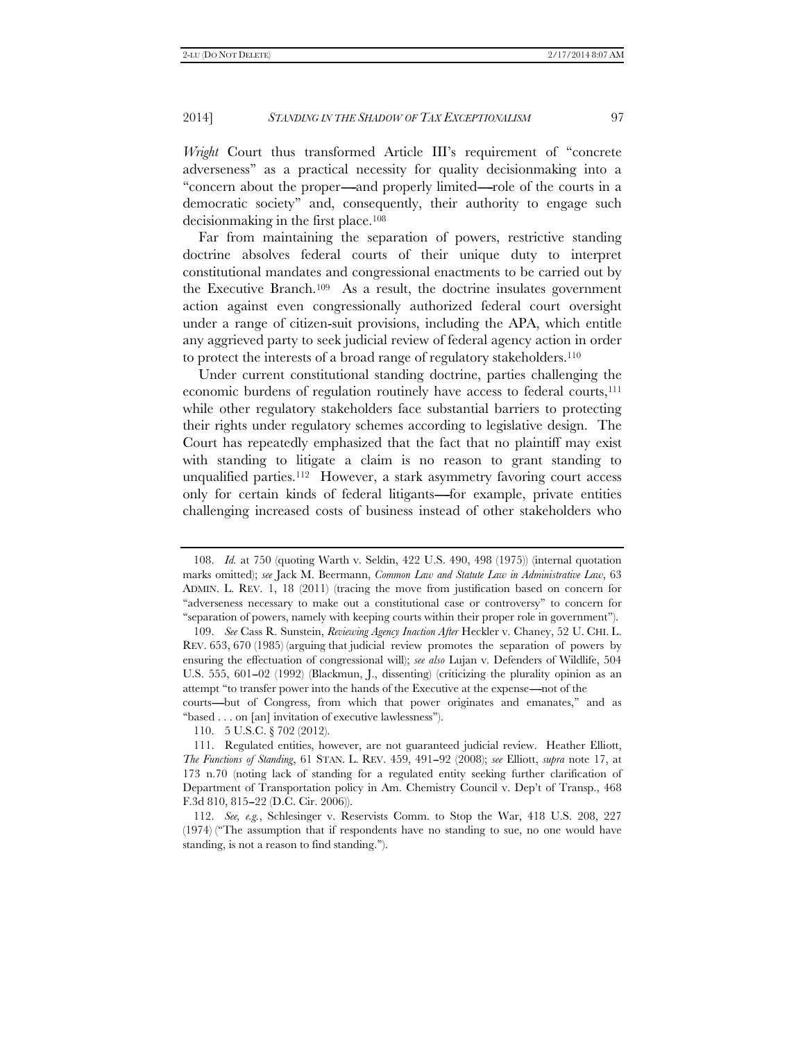*Wright* Court thus transformed Article III's requirement of "concrete adverseness" as a practical necessity for quality decisionmaking into a "concern about the proper—and properly limited—role of the courts in a democratic society" and, consequently, their authority to engage such decisionmaking in the first place.[108]

Far from maintaining the separation of powers, restrictive standing doctrine absolves federal courts of their unique duty to interpret constitutional mandates and congressional enactments to be carried out by the Executive Branch.[109] As a result, the doctrine insulates government action against even congressionally authorized federal court oversight under a range of citizen-suit provisions, including the APA, which entitle any aggrieved party to seek judicial review of federal agency action in order to protect the interests of a broad range of regulatory stakeholders.[110]

Under current constitutional standing doctrine, parties challenging the economic burdens of regulation routinely have access to federal courts,[111] while other regulatory stakeholders face substantial barriers to protecting their rights under regulatory schemes according to legislative design. The Court has repeatedly emphasized that the fact that no plaintiff may exist with standing to litigate a claim is no reason to grant standing to unqualified parties.[112] However, a stark asymmetry favoring court access only for certain kinds of federal litigants—for example, private entities challenging increased costs of business instead of other stakeholders who

---

108. *Id.* at 750 (quoting Warth v. Seldin, 422 U.S. 490, 498 (1975)) (internal quotation marks omitted); *see* Jack M. Beermann, *Common Law and Statute Law in Administrative Law*, 63 ADMIN. L. REV. 1, 18 (2011) (tracing the move from justification based on concern for "adverseness necessary to make out a constitutional case or controversy" to concern for "separation of powers, namely with keeping courts within their proper role in government").

109. *See* Cass R. Sunstein, *Reviewing Agency Inaction After* Heckler v. Chaney, 52 U. CHI. L. REV. 653, 670 (1985) (arguing that judicial review promotes the separation of powers by ensuring the effectuation of congressional will); *see also* Lujan v. Defenders of Wildlife, 504 U.S. 555, 601–02 (1992) (Blackmun, J., dissenting) (criticizing the plurality opinion as an attempt "to transfer power into the hands of the Executive at the expense—not of the courts—but of Congress, from which that power originates and emanates," and as "based . . . on [an] invitation of executive lawlessness").

110. 5 U.S.C. § 702 (2012).

111. Regulated entities, however, are not guaranteed judicial review. Heather Elliott, *The Functions of Standing*, 61 STAN. L. REV. 459, 491–92 (2008); *see* Elliott, *supra* note 17, at 173 n.70 (noting lack of standing for a regulated entity seeking further clarification of Department of Transportation policy in Am. Chemistry Council v. Dep't of Transp., 468 F.3d 810, 815–22 (D.C. Cir. 2006)).

112. *See, e.g.*, Schlesinger v. Reservists Comm. to Stop the War, 418 U.S. 208, 227 (1974) ("The assumption that if respondents have no standing to sue, no one would have standing, is not a reason to find standing.").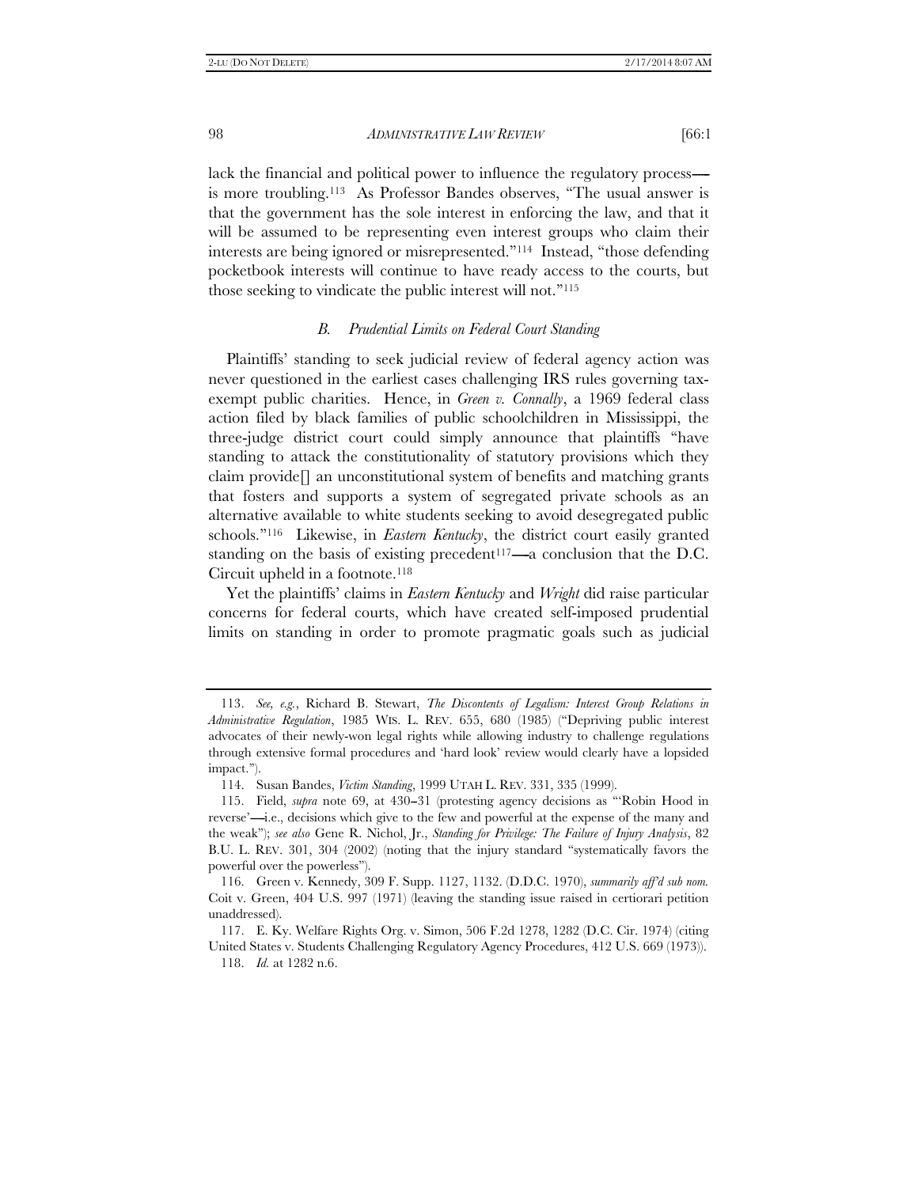lack the financial and political power to influence the regulatory process—is more troubling.[113] As Professor Bandes observes, "The usual answer is that the government has the sole interest in enforcing the law, and that it will be assumed to be representing even interest groups who claim their interests are being ignored or misrepresented."[114] Instead, "those defending pocketbook interests will continue to have ready access to the courts, but those seeking to vindicate the public interest will not."[115]

### *B. Prudential Limits on Federal Court Standing*

Plaintiffs' standing to seek judicial review of federal agency action was never questioned in the earliest cases challenging IRS rules governing tax-exempt public charities. Hence, in *Green v. Connally*, a 1969 federal class action filed by black families of public schoolchildren in Mississippi, the three-judge district court could simply announce that plaintiffs "have standing to attack the constitutionality of statutory provisions which they claim provide[] an unconstitutional system of benefits and matching grants that fosters and supports a system of segregated private schools as an alternative available to white students seeking to avoid desegregated public schools."[116] Likewise, in *Eastern Kentucky*, the district court easily granted standing on the basis of existing precedent[117]—a conclusion that the D.C. Circuit upheld in a footnote.[118]

Yet the plaintiffs' claims in *Eastern Kentucky* and *Wright* did raise particular concerns for federal courts, which have created self-imposed prudential limits on standing in order to promote pragmatic goals such as judicial

---

113. *See, e.g.*, Richard B. Stewart, *The Discontents of Legalism: Interest Group Relations in Administrative Regulation*, 1985 WIS. L. REV. 655, 680 (1985) ("Depriving public interest advocates of their newly-won legal rights while allowing industry to challenge regulations through extensive formal procedures and 'hard look' review would clearly have a lopsided impact.").

114. Susan Bandes, *Victim Standing*, 1999 UTAH L. REV. 331, 335 (1999).

115. Field, *supra* note 69, at 430–31 (protesting agency decisions as "'Robin Hood in reverse'—i.e., decisions which give to the few and powerful at the expense of the many and the weak"); *see also* Gene R. Nichol, Jr., *Standing for Privilege: The Failure of Injury Analysis*, 82 B.U. L. REV. 301, 304 (2002) (noting that the injury standard "systematically favors the powerful over the powerless").

116. Green v. Kennedy, 309 F. Supp. 1127, 1132. (D.D.C. 1970), *summarily aff'd sub nom.* Coit v. Green, 404 U.S. 997 (1971) (leaving the standing issue raised in certiorari petition unaddressed).

117. E. Ky. Welfare Rights Org. v. Simon, 506 F.2d 1278, 1282 (D.C. Cir. 1974) (citing United States v. Students Challenging Regulatory Agency Procedures, 412 U.S. 669 (1973)).

118. *Id.* at 1282 n.6.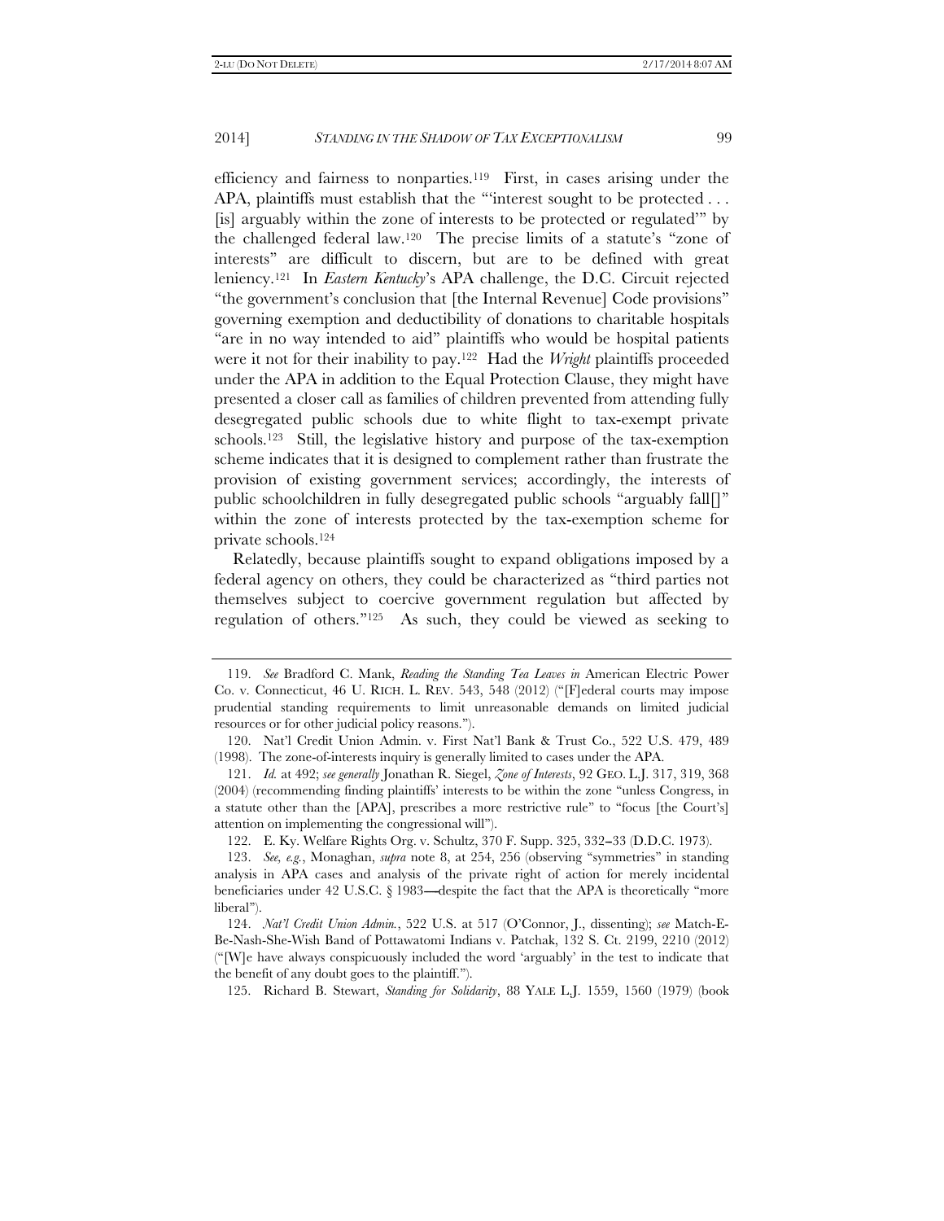efficiency and fairness to nonparties.[119] First, in cases arising under the APA, plaintiffs must establish that the "'interest sought to be protected . . . [is] arguably within the zone of interests to be protected or regulated'" by the challenged federal law.[120] The precise limits of a statute's "zone of interests" are difficult to discern, but are to be defined with great leniency.[121] In *Eastern Kentucky*'s APA challenge, the D.C. Circuit rejected "the government's conclusion that [the Internal Revenue] Code provisions" governing exemption and deductibility of donations to charitable hospitals "are in no way intended to aid" plaintiffs who would be hospital patients were it not for their inability to pay.[122] Had the *Wright* plaintiffs proceeded under the APA in addition to the Equal Protection Clause, they might have presented a closer call as families of children prevented from attending fully desegregated public schools due to white flight to tax-exempt private schools.[123] Still, the legislative history and purpose of the tax-exemption scheme indicates that it is designed to complement rather than frustrate the provision of existing government services; accordingly, the interests of public schoolchildren in fully desegregated public schools "arguably fall[]" within the zone of interests protected by the tax-exemption scheme for private schools.[124]

Relatedly, because plaintiffs sought to expand obligations imposed by a federal agency on others, they could be characterized as "third parties not themselves subject to coercive government regulation but affected by regulation of others."[125] As such, they could be viewed as seeking to

---

119. *See* Bradford C. Mank, *Reading the Standing Tea Leaves in* American Electric Power Co. v. Connecticut, 46 U. RICH. L. REV. 543, 548 (2012) ("[F]ederal courts may impose prudential standing requirements to limit unreasonable demands on limited judicial resources or for other judicial policy reasons.").

120. Nat'l Credit Union Admin. v. First Nat'l Bank & Trust Co., 522 U.S. 479, 489 (1998). The zone-of-interests inquiry is generally limited to cases under the APA.

121. *Id.* at 492; *see generally* Jonathan R. Siegel, *Zone of Interests*, 92 GEO. L.J. 317, 319, 368 (2004) (recommending finding plaintiffs' interests to be within the zone "unless Congress, in a statute other than the [APA], prescribes a more restrictive rule" to "focus [the Court's] attention on implementing the congressional will").

122. E. Ky. Welfare Rights Org. v. Schultz, 370 F. Supp. 325, 332–33 (D.D.C. 1973).

123. *See, e.g.*, Monaghan, *supra* note 8, at 254, 256 (observing "symmetries" in standing analysis in APA cases and analysis of the private right of action for merely incidental beneficiaries under 42 U.S.C. § 1983—despite the fact that the APA is theoretically "more liberal").

124. *Nat'l Credit Union Admin.*, 522 U.S. at 517 (O'Connor, J., dissenting); *see* Match-E-Be-Nash-She-Wish Band of Pottawatomi Indians v. Patchak, 132 S. Ct. 2199, 2210 (2012) ("[W]e have always conspicuously included the word 'arguably' in the test to indicate that the benefit of any doubt goes to the plaintiff.").

125. Richard B. Stewart, *Standing for Solidarity*, 88 YALE L.J. 1559, 1560 (1979) (book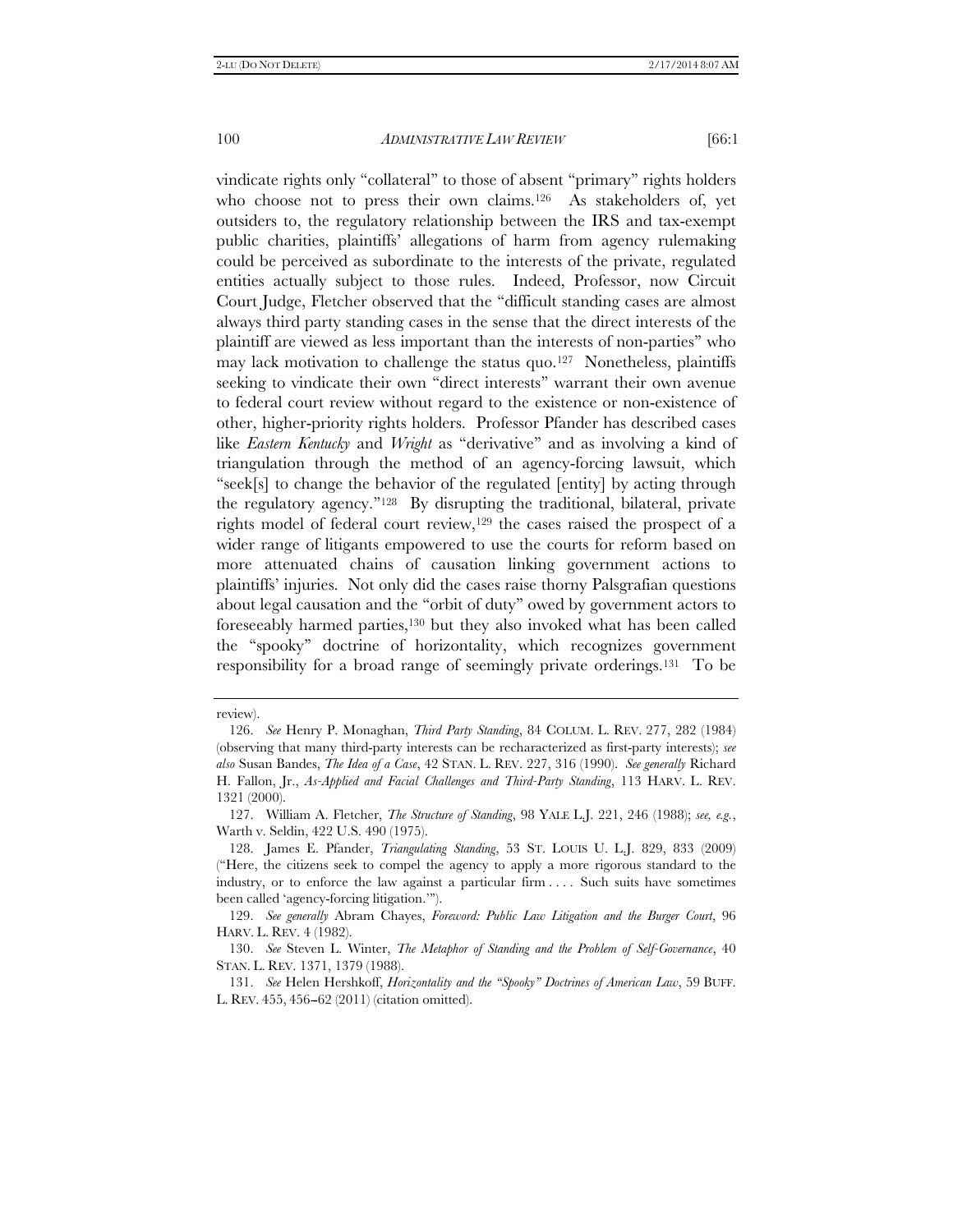vindicate rights only "collateral" to those of absent "primary" rights holders who choose not to press their own claims.[126] As stakeholders of, yet outsiders to, the regulatory relationship between the IRS and tax-exempt public charities, plaintiffs' allegations of harm from agency rulemaking could be perceived as subordinate to the interests of the private, regulated entities actually subject to those rules. Indeed, Professor, now Circuit Court Judge, Fletcher observed that the "difficult standing cases are almost always third party standing cases in the sense that the direct interests of the plaintiff are viewed as less important than the interests of non-parties" who may lack motivation to challenge the status quo.[127] Nonetheless, plaintiffs seeking to vindicate their own "direct interests" warrant their own avenue to federal court review without regard to the existence or non-existence of other, higher-priority rights holders. Professor Pfander has described cases like *Eastern Kentucky* and *Wright* as "derivative" and as involving a kind of triangulation through the method of an agency-forcing lawsuit, which "seek[s] to change the behavior of the regulated [entity] by acting through the regulatory agency."[128] By disrupting the traditional, bilateral, private rights model of federal court review,[129] the cases raised the prospect of a wider range of litigants empowered to use the courts for reform based on more attenuated chains of causation linking government actions to plaintiffs' injuries. Not only did the cases raise thorny Palsgrafian questions about legal causation and the "orbit of duty" owed by government actors to foreseeably harmed parties,[130] but they also invoked what has been called the "spooky" doctrine of horizontality, which recognizes government responsibility for a broad range of seemingly private orderings.[131] To be

---

review).

126. *See* Henry P. Monaghan, *Third Party Standing*, 84 COLUM. L. REV. 277, 282 (1984) (observing that many third-party interests can be recharacterized as first-party interests); *see also* Susan Bandes, *The Idea of a Case*, 42 STAN. L. REV. 227, 316 (1990). *See generally* Richard H. Fallon, Jr., *As-Applied and Facial Challenges and Third-Party Standing*, 113 HARV. L. REV. 1321 (2000).

127. William A. Fletcher, *The Structure of Standing*, 98 YALE L.J. 221, 246 (1988); *see, e.g.*, Warth v. Seldin, 422 U.S. 490 (1975).

128. James E. Pfander, *Triangulating Standing*, 53 ST. LOUIS U. L.J. 829, 833 (2009) ("Here, the citizens seek to compel the agency to apply a more rigorous standard to the industry, or to enforce the law against a particular firm . . . . Such suits have sometimes been called 'agency-forcing litigation.'").

129. *See generally* Abram Chayes, *Foreword: Public Law Litigation and the Burger Court*, 96 HARV. L. REV. 4 (1982).

130. *See* Steven L. Winter, *The Metaphor of Standing and the Problem of Self-Governance*, 40 STAN. L. REV. 1371, 1379 (1988).

131. *See* Helen Hershkoff, *Horizontality and the "Spooky" Doctrines of American Law*, 59 BUFF. L. REV. 455, 456–62 (2011) (citation omitted).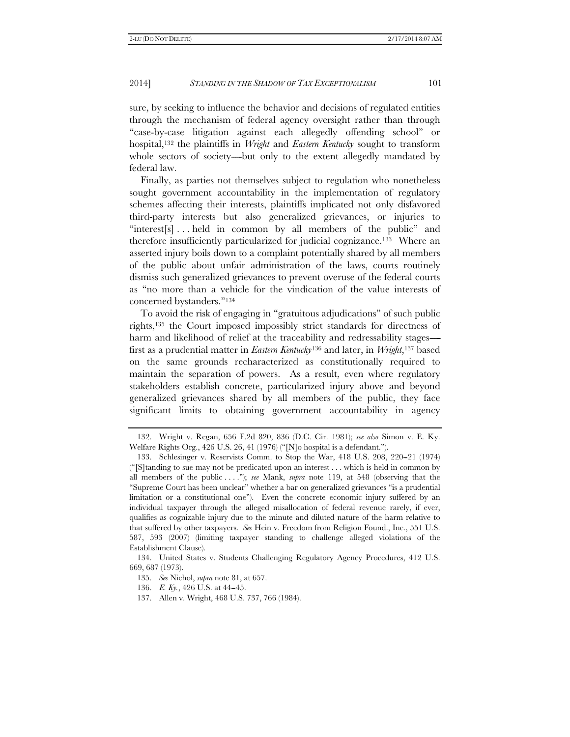sure, by seeking to influence the behavior and decisions of regulated entities through the mechanism of federal agency oversight rather than through "case-by-case litigation against each allegedly offending school" or hospital,[132] the plaintiffs in *Wright* and *Eastern Kentucky* sought to transform whole sectors of society—but only to the extent allegedly mandated by federal law.

Finally, as parties not themselves subject to regulation who nonetheless sought government accountability in the implementation of regulatory schemes affecting their interests, plaintiffs implicated not only disfavored third-party interests but also generalized grievances, or injuries to "interest[s] . . . held in common by all members of the public" and therefore insufficiently particularized for judicial cognizance.[133] Where an asserted injury boils down to a complaint potentially shared by all members of the public about unfair administration of the laws, courts routinely dismiss such generalized grievances to prevent overuse of the federal courts as "no more than a vehicle for the vindication of the value interests of concerned bystanders."[134]

To avoid the risk of engaging in "gratuitous adjudications" of such public rights,[135] the Court imposed impossibly strict standards for directness of harm and likelihood of relief at the traceability and redressability stages—first as a prudential matter in *Eastern Kentucky*[136] and later, in *Wright*,[137] based on the same grounds recharacterized as constitutionally required to maintain the separation of powers. As a result, even where regulatory stakeholders establish concrete, particularized injury above and beyond generalized grievances shared by all members of the public, they face significant limits to obtaining government accountability in agency

---

132. Wright v. Regan, 656 F.2d 820, 836 (D.C. Cir. 1981); *see also* Simon v. E. Ky. Welfare Rights Org., 426 U.S. 26, 41 (1976) ("[N]o hospital is a defendant.").

133. Schlesinger v. Reservists Comm. to Stop the War, 418 U.S. 208, 220–21 (1974) ("[S]tanding to sue may not be predicated upon an interest . . . which is held in common by all members of the public . . . ."); *see* Mank, *supra* note 119, at 548 (observing that the "Supreme Court has been unclear" whether a bar on generalized grievances "is a prudential limitation or a constitutional one"). Even the concrete economic injury suffered by an individual taxpayer through the alleged misallocation of federal revenue rarely, if ever, qualifies as cognizable injury due to the minute and diluted nature of the harm relative to that suffered by other taxpayers. *See* Hein v. Freedom from Religion Found., Inc., 551 U.S. 587, 593 (2007) (limiting taxpayer standing to challenge alleged violations of the Establishment Clause).

134. United States v. Students Challenging Regulatory Agency Procedures, 412 U.S. 669, 687 (1973).

135. *See* Nichol, *supra* note 81, at 657.

136. *E. Ky.*, 426 U.S. at 44–45.

137. Allen v. Wright, 468 U.S. 737, 766 (1984).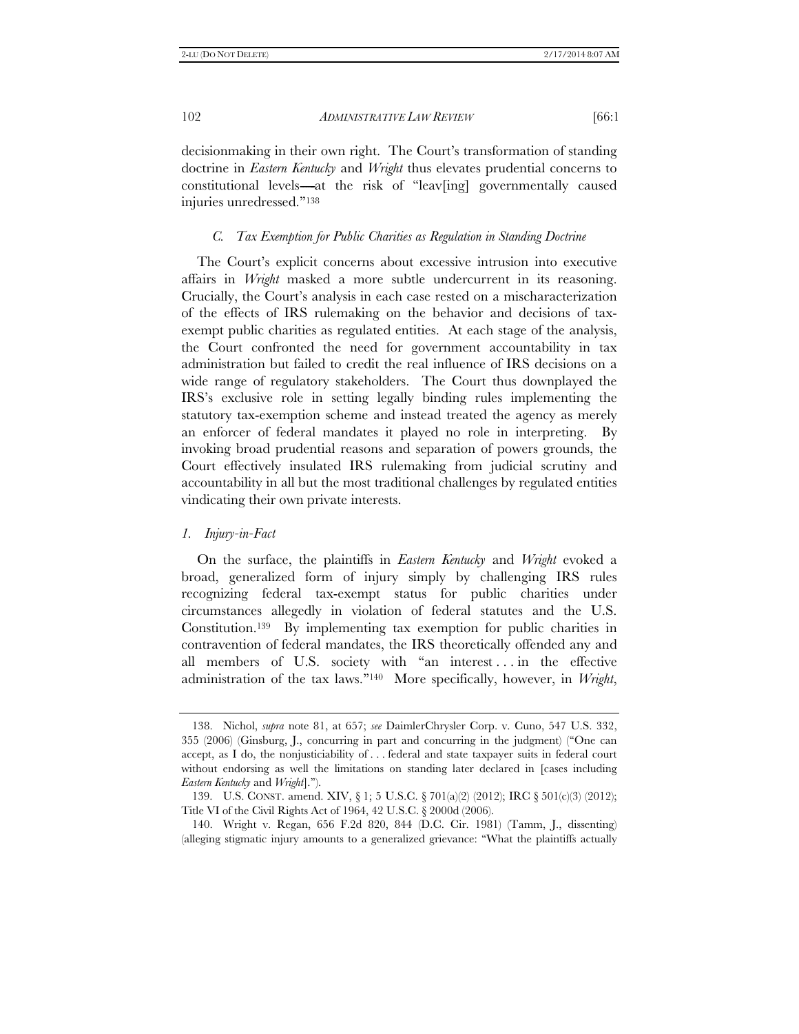decisionmaking in their own right. The Court's transformation of standing doctrine in *Eastern Kentucky* and *Wright* thus elevates prudential concerns to constitutional levels—at the risk of "leav[ing] governmentally caused injuries unredressed."[138]

### *C. Tax Exemption for Public Charities as Regulation in Standing Doctrine*

The Court's explicit concerns about excessive intrusion into executive affairs in *Wright* masked a more subtle undercurrent in its reasoning. Crucially, the Court's analysis in each case rested on a mischaracterization of the effects of IRS rulemaking on the behavior and decisions of tax-exempt public charities as regulated entities. At each stage of the analysis, the Court confronted the need for government accountability in tax administration but failed to credit the real influence of IRS decisions on a wide range of regulatory stakeholders. The Court thus downplayed the IRS's exclusive role in setting legally binding rules implementing the statutory tax-exemption scheme and instead treated the agency as merely an enforcer of federal mandates it played no role in interpreting. By invoking broad prudential reasons and separation of powers grounds, the Court effectively insulated IRS rulemaking from judicial scrutiny and accountability in all but the most traditional challenges by regulated entities vindicating their own private interests.

#### *1. Injury-in-Fact*

On the surface, the plaintiffs in *Eastern Kentucky* and *Wright* evoked a broad, generalized form of injury simply by challenging IRS rules recognizing federal tax-exempt status for public charities under circumstances allegedly in violation of federal statutes and the U.S. Constitution.[139] By implementing tax exemption for public charities in contravention of federal mandates, the IRS theoretically offended any and all members of U.S. society with "an interest . . . in the effective administration of the tax laws."[140] More specifically, however, in *Wright*,

---

138. Nichol, *supra* note 81, at 657; *see* DaimlerChrysler Corp. v. Cuno, 547 U.S. 332, 355 (2006) (Ginsburg, J., concurring in part and concurring in the judgment) ("One can accept, as I do, the nonjusticiability of . . . federal and state taxpayer suits in federal court without endorsing as well the limitations on standing later declared in [cases including *Eastern Kentucky* and *Wright*].").

139. U.S. CONST. amend. XIV, § 1; 5 U.S.C. § 701(a)(2) (2012); IRC § 501(c)(3) (2012); Title VI of the Civil Rights Act of 1964, 42 U.S.C. § 2000d (2006).

140. Wright v. Regan, 656 F.2d 820, 844 (D.C. Cir. 1981) (Tamm, J., dissenting) (alleging stigmatic injury amounts to a generalized grievance: "What the plaintiffs actually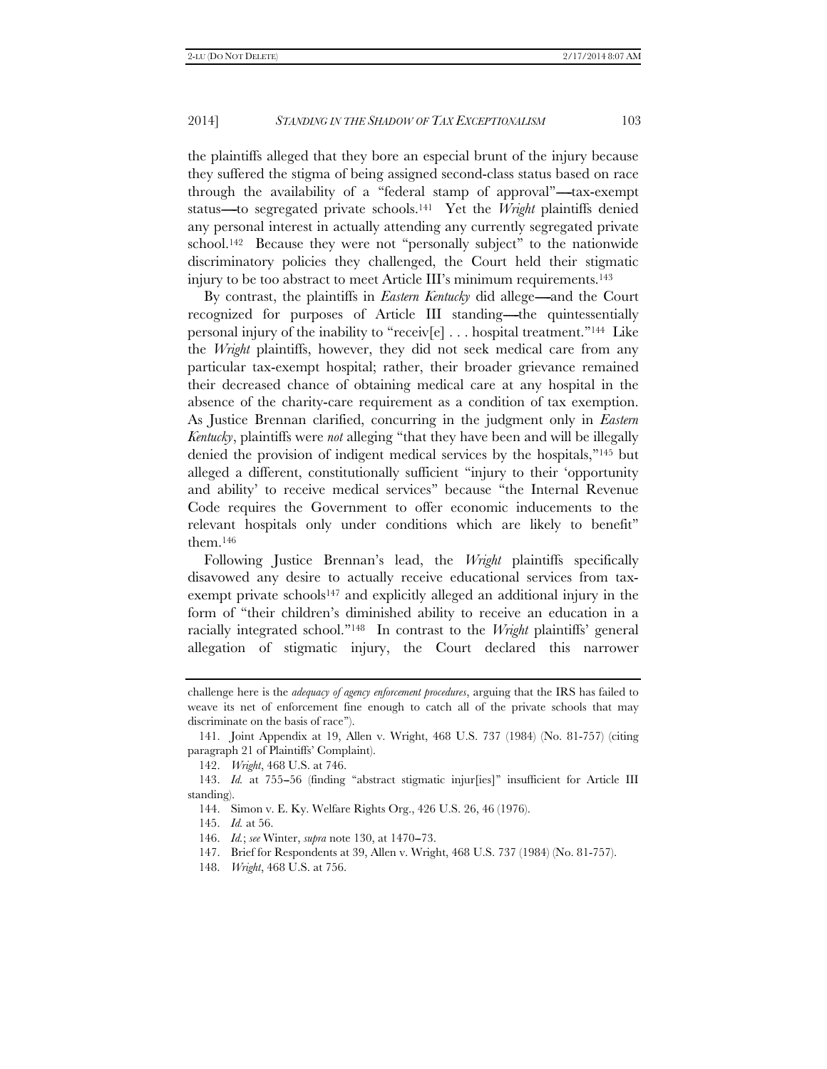the plaintiffs alleged that they bore an especial brunt of the injury because they suffered the stigma of being assigned second-class status based on race through the availability of a "federal stamp of approval"—tax-exempt status—to segregated private schools.[141] Yet the *Wright* plaintiffs denied any personal interest in actually attending any currently segregated private school.[142] Because they were not "personally subject" to the nationwide discriminatory policies they challenged, the Court held their stigmatic injury to be too abstract to meet Article III's minimum requirements.[143]

By contrast, the plaintiffs in *Eastern Kentucky* did allege—and the Court recognized for purposes of Article III standing—the quintessentially personal injury of the inability to "receiv[e] . . . hospital treatment."[144] Like the *Wright* plaintiffs, however, they did not seek medical care from any particular tax-exempt hospital; rather, their broader grievance remained their decreased chance of obtaining medical care at any hospital in the absence of the charity-care requirement as a condition of tax exemption. As Justice Brennan clarified, concurring in the judgment only in *Eastern Kentucky*, plaintiffs were *not* alleging "that they have been and will be illegally denied the provision of indigent medical services by the hospitals,"[145] but alleged a different, constitutionally sufficient "injury to their 'opportunity and ability' to receive medical services" because "the Internal Revenue Code requires the Government to offer economic inducements to the relevant hospitals only under conditions which are likely to benefit" them.[146]

Following Justice Brennan's lead, the *Wright* plaintiffs specifically disavowed any desire to actually receive educational services from tax-exempt private schools[147] and explicitly alleged an additional injury in the form of "their children's diminished ability to receive an education in a racially integrated school."[148] In contrast to the *Wright* plaintiffs' general allegation of stigmatic injury, the Court declared this narrower

---

challenge here is the *adequacy of agency enforcement procedures*, arguing that the IRS has failed to weave its net of enforcement fine enough to catch all of the private schools that may discriminate on the basis of race").

141. Joint Appendix at 19, Allen v. Wright, 468 U.S. 737 (1984) (No. 81-757) (citing paragraph 21 of Plaintiffs' Complaint).

142. *Wright*, 468 U.S. at 746.

143. *Id.* at 755–56 (finding "abstract stigmatic injur[ies]" insufficient for Article III standing).

144. Simon v. E. Ky. Welfare Rights Org., 426 U.S. 26, 46 (1976).

145. *Id.* at 56.

146. *Id.*; *see* Winter, *supra* note 130, at 1470–73.

147. Brief for Respondents at 39, Allen v. Wright, 468 U.S. 737 (1984) (No. 81-757).

148. *Wright*, 468 U.S. at 756.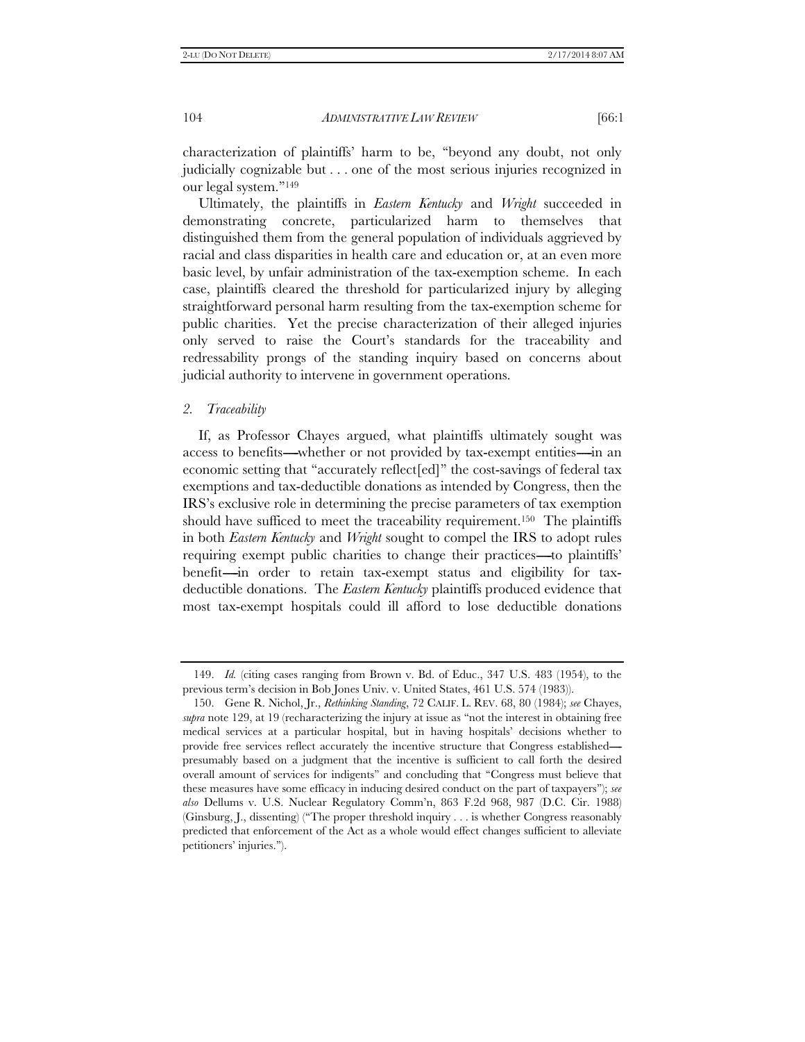characterization of plaintiffs' harm to be, "beyond any doubt, not only judicially cognizable but . . . one of the most serious injuries recognized in our legal system."[149]

Ultimately, the plaintiffs in *Eastern Kentucky* and *Wright* succeeded in demonstrating concrete, particularized harm to themselves that distinguished them from the general population of individuals aggrieved by racial and class disparities in health care and education or, at an even more basic level, by unfair administration of the tax-exemption scheme. In each case, plaintiffs cleared the threshold for particularized injury by alleging straightforward personal harm resulting from the tax-exemption scheme for public charities. Yet the precise characterization of their alleged injuries only served to raise the Court's standards for the traceability and redressability prongs of the standing inquiry based on concerns about judicial authority to intervene in government operations.

### *2. Traceability*

If, as Professor Chayes argued, what plaintiffs ultimately sought was access to benefits—whether or not provided by tax-exempt entities—in an economic setting that "accurately reflect[ed]" the cost-savings of federal tax exemptions and tax-deductible donations as intended by Congress, then the IRS's exclusive role in determining the precise parameters of tax exemption should have sufficed to meet the traceability requirement.[150] The plaintiffs in both *Eastern Kentucky* and *Wright* sought to compel the IRS to adopt rules requiring exempt public charities to change their practices—to plaintiffs' benefit—in order to retain tax-exempt status and eligibility for tax-deductible donations. The *Eastern Kentucky* plaintiffs produced evidence that most tax-exempt hospitals could ill afford to lose deductible donations

---

149. *Id.* (citing cases ranging from Brown v. Bd. of Educ., 347 U.S. 483 (1954), to the previous term's decision in Bob Jones Univ. v. United States, 461 U.S. 574 (1983)).

150. Gene R. Nichol, Jr., *Rethinking Standing*, 72 CALIF. L. REV. 68, 80 (1984); *see* Chayes, *supra* note 129, at 19 (recharacterizing the injury at issue as "not the interest in obtaining free medical services at a particular hospital, but in having hospitals' decisions whether to provide free services reflect accurately the incentive structure that Congress established—presumably based on a judgment that the incentive is sufficient to call forth the desired overall amount of services for indigents" and concluding that "Congress must believe that these measures have some efficacy in inducing desired conduct on the part of taxpayers"); *see also* Dellums v. U.S. Nuclear Regulatory Comm'n, 863 F.2d 968, 987 (D.C. Cir. 1988) (Ginsburg, J., dissenting) ("The proper threshold inquiry . . . is whether Congress reasonably predicted that enforcement of the Act as a whole would effect changes sufficient to alleviate petitioners' injuries.").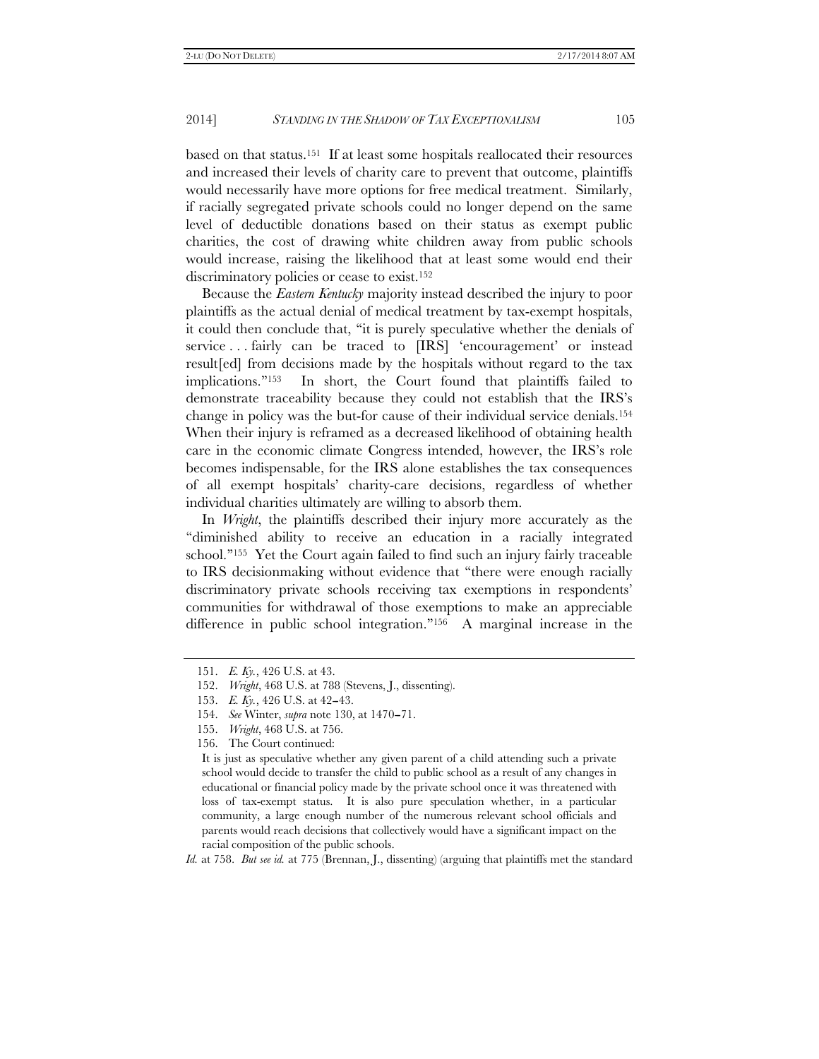based on that status.[151] If at least some hospitals reallocated their resources and increased their levels of charity care to prevent that outcome, plaintiffs would necessarily have more options for free medical treatment. Similarly, if racially segregated private schools could no longer depend on the same level of deductible donations based on their status as exempt public charities, the cost of drawing white children away from public schools would increase, raising the likelihood that at least some would end their discriminatory policies or cease to exist.[152]

Because the *Eastern Kentucky* majority instead described the injury to poor plaintiffs as the actual denial of medical treatment by tax-exempt hospitals, it could then conclude that, "it is purely speculative whether the denials of service . . . fairly can be traced to [IRS] 'encouragement' or instead result[ed] from decisions made by the hospitals without regard to the tax implications."[153] In short, the Court found that plaintiffs failed to demonstrate traceability because they could not establish that the IRS's change in policy was the but-for cause of their individual service denials.[154] When their injury is reframed as a decreased likelihood of obtaining health care in the economic climate Congress intended, however, the IRS's role becomes indispensable, for the IRS alone establishes the tax consequences of all exempt hospitals' charity-care decisions, regardless of whether individual charities ultimately are willing to absorb them.

In *Wright*, the plaintiffs described their injury more accurately as the "diminished ability to receive an education in a racially integrated school."[155] Yet the Court again failed to find such an injury fairly traceable to IRS decisionmaking without evidence that "there were enough racially discriminatory private schools receiving tax exemptions in respondents' communities for withdrawal of those exemptions to make an appreciable difference in public school integration."[156] A marginal increase in the

151. *E. Ky.*, 426 U.S. at 43.

152. *Wright*, 468 U.S. at 788 (Stevens, J., dissenting).

153. *E. Ky.*, 426 U.S. at 42–43.

154. *See* Winter, *supra* note 130, at 1470–71.

155. *Wright*, 468 U.S. at 756.

156. The Court continued:

> It is just as speculative whether any given parent of a child attending such a private school would decide to transfer the child to public school as a result of any changes in educational or financial policy made by the private school once it was threatened with loss of tax-exempt status. It is also pure speculation whether, in a particular community, a large enough number of the numerous relevant school officials and parents would reach decisions that collectively would have a significant impact on the racial composition of the public schools.

*Id.* at 758. *But see id.* at 775 (Brennan, J., dissenting) (arguing that plaintiffs met the standard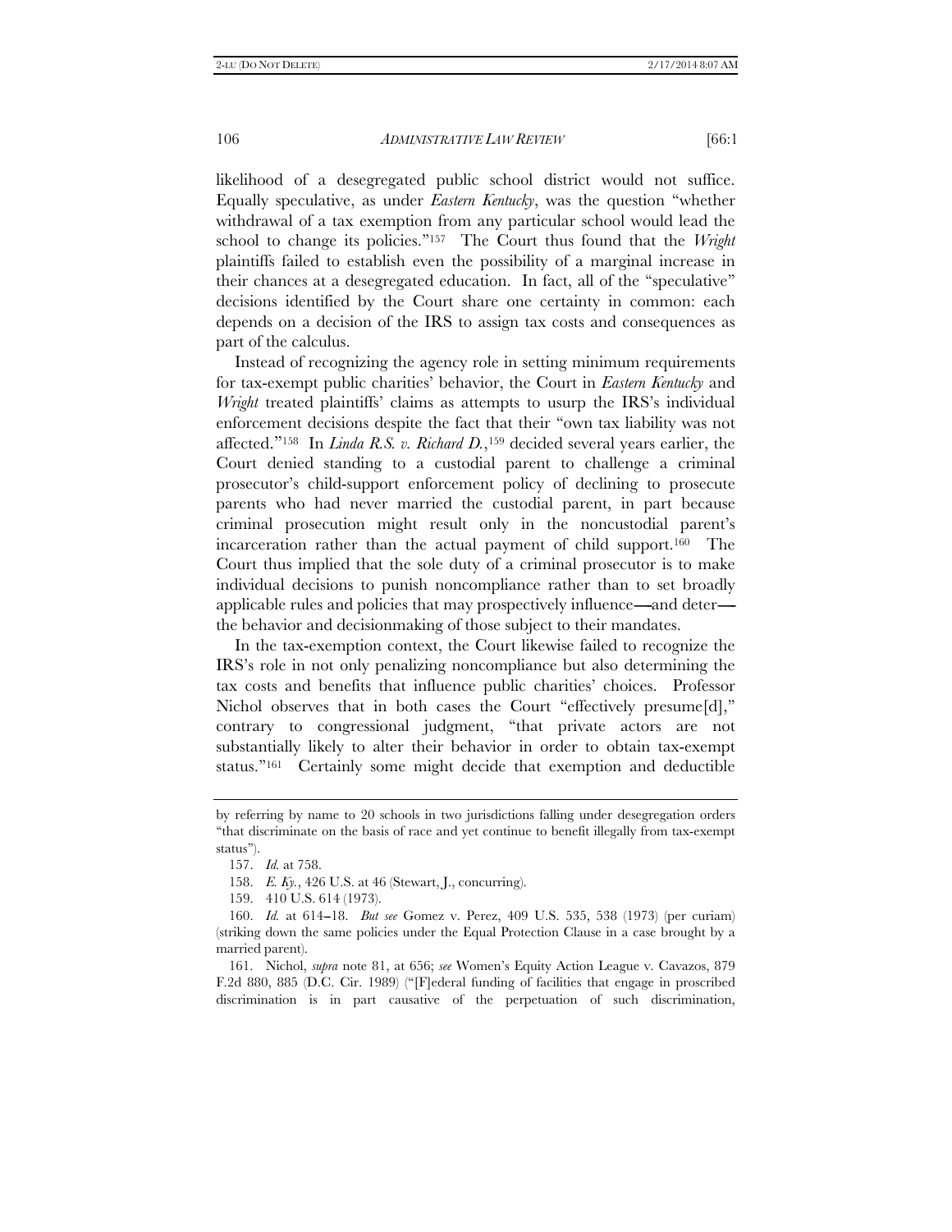likelihood of a desegregated public school district would not suffice. Equally speculative, as under *Eastern Kentucky*, was the question "whether withdrawal of a tax exemption from any particular school would lead the school to change its policies."[157] The Court thus found that the *Wright* plaintiffs failed to establish even the possibility of a marginal increase in their chances at a desegregated education. In fact, all of the "speculative" decisions identified by the Court share one certainty in common: each depends on a decision of the IRS to assign tax costs and consequences as part of the calculus.

Instead of recognizing the agency role in setting minimum requirements for tax-exempt public charities' behavior, the Court in *Eastern Kentucky* and *Wright* treated plaintiffs' claims as attempts to usurp the IRS's individual enforcement decisions despite the fact that their "own tax liability was not affected."[158] In *Linda R.S. v. Richard D.*,[159] decided several years earlier, the Court denied standing to a custodial parent to challenge a criminal prosecutor's child-support enforcement policy of declining to prosecute parents who had never married the custodial parent, in part because criminal prosecution might result only in the noncustodial parent's incarceration rather than the actual payment of child support.[160] The Court thus implied that the sole duty of a criminal prosecutor is to make individual decisions to punish noncompliance rather than to set broadly applicable rules and policies that may prospectively influence—and deter—the behavior and decisionmaking of those subject to their mandates.

In the tax-exemption context, the Court likewise failed to recognize the IRS's role in not only penalizing noncompliance but also determining the tax costs and benefits that influence public charities' choices. Professor Nichol observes that in both cases the Court "effectively presume[d]," contrary to congressional judgment, "that private actors are not substantially likely to alter their behavior in order to obtain tax-exempt status."[161] Certainly some might decide that exemption and deductible

---

by referring by name to 20 schools in two jurisdictions falling under desegregation orders "that discriminate on the basis of race and yet continue to benefit illegally from tax-exempt status").

157. *Id.* at 758.

158. *E. Ky.*, 426 U.S. at 46 (Stewart, J., concurring).

159. 410 U.S. 614 (1973).

160. *Id.* at 614–18. *But see* Gomez v. Perez, 409 U.S. 535, 538 (1973) (per curiam) (striking down the same policies under the Equal Protection Clause in a case brought by a married parent).

161. Nichol, *supra* note 81, at 656; *see* Women's Equity Action League v. Cavazos, 879 F.2d 880, 885 (D.C. Cir. 1989) ("[F]ederal funding of facilities that engage in proscribed discrimination is in part causative of the perpetuation of such discrimination,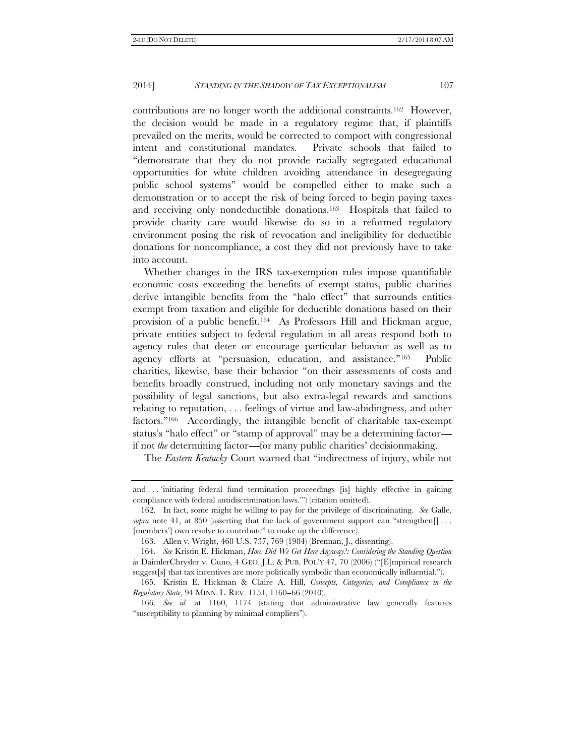contributions are no longer worth the additional constraints.[162] However, the decision would be made in a regulatory regime that, if plaintiffs prevailed on the merits, would be corrected to comport with congressional intent and constitutional mandates. Private schools that failed to "demonstrate that they do not provide racially segregated educational opportunities for white children avoiding attendance in desegregating public school systems" would be compelled either to make such a demonstration or to accept the risk of being forced to begin paying taxes and receiving only nondeductible donations.[163] Hospitals that failed to provide charity care would likewise do so in a reformed regulatory environment posing the risk of revocation and ineligibility for deductible donations for noncompliance, a cost they did not previously have to take into account.

Whether changes in the IRS tax-exemption rules impose quantifiable economic costs exceeding the benefits of exempt status, public charities derive intangible benefits from the "halo effect" that surrounds entities exempt from taxation and eligible for deductible donations based on their provision of a public benefit.[164] As Professors Hill and Hickman argue, private entities subject to federal regulation in all areas respond both to agency rules that deter or encourage particular behavior as well as to agency efforts at "persuasion, education, and assistance."[165] Public charities, likewise, base their behavior "on their assessments of costs and benefits broadly construed, including not only monetary savings and the possibility of legal sanctions, but also extra-legal rewards and sanctions relating to reputation, . . . feelings of virtue and law-abidingness, and other factors."[166] Accordingly, the intangible benefit of charitable tax-exempt status's "halo effect" or "stamp of approval" may be a determining factor—if not *the* determining factor—for many public charities' decisionmaking.

The *Eastern Kentucky* Court warned that "indirectness of injury, while not

---

and . . . 'initiating federal fund termination proceedings [is] highly effective in gaining compliance with federal antidiscrimination laws.'") (citation omitted).

162. In fact, some might be willing to pay for the privilege of discriminating. *See* Galle, *supra* note 41, at 850 (asserting that the lack of government support can "strengthen[] . . . [members'] own resolve to contribute" to make up the difference).

163. Allen v. Wright, 468 U.S. 737, 769 (1984) (Brennan, J., dissenting).

164. *See* Kristin E. Hickman, *How Did We Get Here Anyway?: Considering the Standing Question in* DaimlerChrysler v. Cuno, 4 GEO. J.L. & PUB. POL'Y 47, 70 (2006) ("[E]mpirical research suggest[s] that tax incentives are more politically symbolic than economically influential.").

165. Kristin E. Hickman & Claire A. Hill, *Concepts, Categories, and Compliance in the Regulatory State*, 94 MINN. L. REV. 1151, 1160–66 (2010).

166. *See id.* at 1160, 1174 (stating that administrative law generally features "susceptibility to planning by minimal compliers").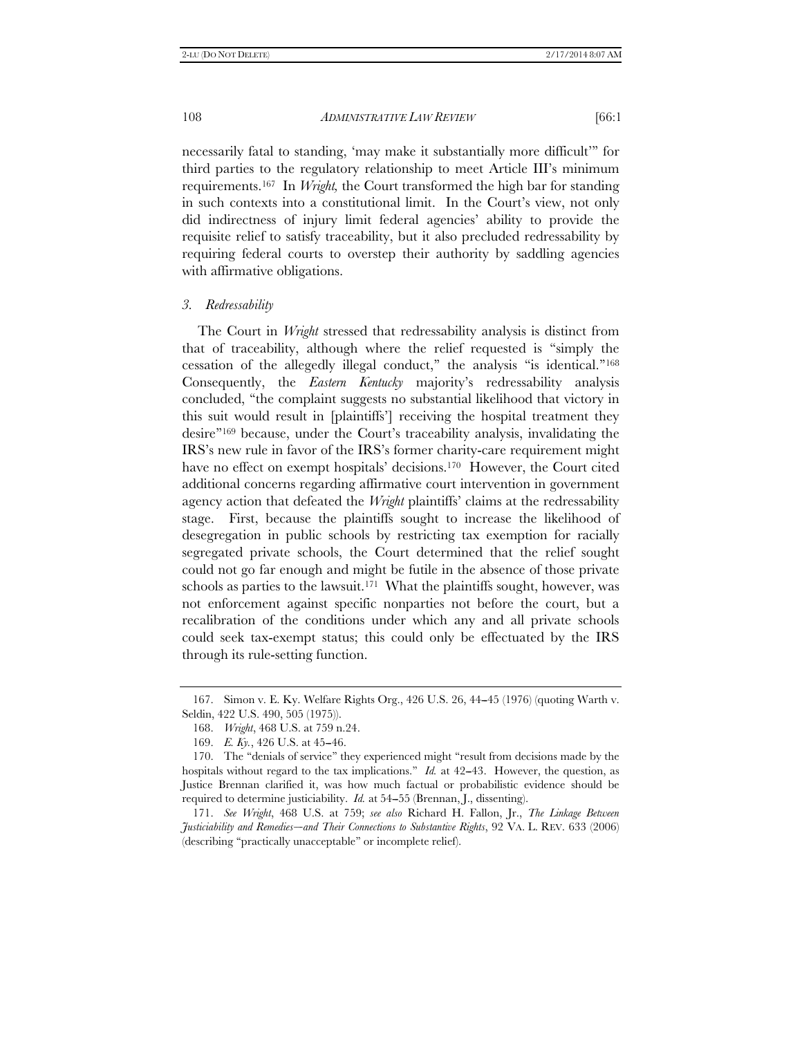necessarily fatal to standing, 'may make it substantially more difficult'" for third parties to the regulatory relationship to meet Article III's minimum requirements.[167] In *Wright,* the Court transformed the high bar for standing in such contexts into a constitutional limit. In the Court's view, not only did indirectness of injury limit federal agencies' ability to provide the requisite relief to satisfy traceability, but it also precluded redressability by requiring federal courts to overstep their authority by saddling agencies with affirmative obligations.

### *3. Redressability*

The Court in *Wright* stressed that redressability analysis is distinct from that of traceability, although where the relief requested is "simply the cessation of the allegedly illegal conduct," the analysis "is identical."[168] Consequently, the *Eastern Kentucky* majority's redressability analysis concluded, "the complaint suggests no substantial likelihood that victory in this suit would result in [plaintiffs'] receiving the hospital treatment they desire"[169] because, under the Court's traceability analysis, invalidating the IRS's new rule in favor of the IRS's former charity-care requirement might have no effect on exempt hospitals' decisions.[170] However, the Court cited additional concerns regarding affirmative court intervention in government agency action that defeated the *Wright* plaintiffs' claims at the redressability stage. First, because the plaintiffs sought to increase the likelihood of desegregation in public schools by restricting tax exemption for racially segregated private schools, the Court determined that the relief sought could not go far enough and might be futile in the absence of those private schools as parties to the lawsuit.[171] What the plaintiffs sought, however, was not enforcement against specific nonparties not before the court, but a recalibration of the conditions under which any and all private schools could seek tax-exempt status; this could only be effectuated by the IRS through its rule-setting function.

---

167. Simon v. E. Ky. Welfare Rights Org., 426 U.S. 26, 44–45 (1976) (quoting Warth v. Seldin, 422 U.S. 490, 505 (1975)).

168. *Wright*, 468 U.S. at 759 n.24.

169. *E. Ky.*, 426 U.S. at 45–46.

170. The "denials of service" they experienced might "result from decisions made by the hospitals without regard to the tax implications." *Id.* at 42–43. However, the question, as Justice Brennan clarified it, was how much factual or probabilistic evidence should be required to determine justiciability. *Id.* at 54–55 (Brennan, J., dissenting).

171. *See Wright*, 468 U.S. at 759; *see also* Richard H. Fallon, Jr., *The Linkage Between Justiciability and Remedies—and Their Connections to Substantive Rights*, 92 VA. L. REV. 633 (2006) (describing "practically unacceptable" or incomplete relief).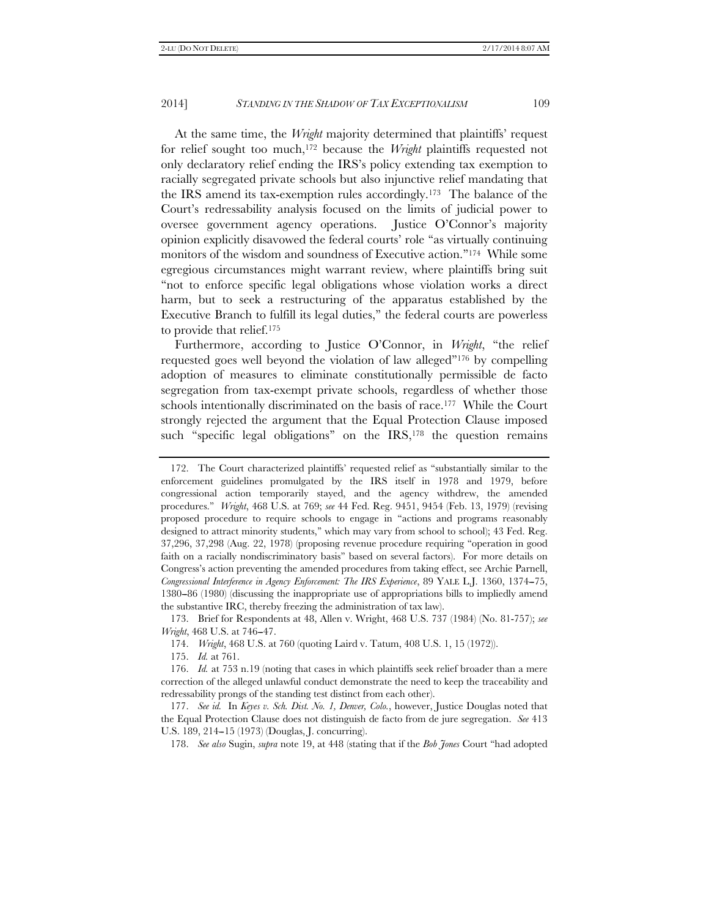At the same time, the *Wright* majority determined that plaintiffs' request for relief sought too much,[172] because the *Wright* plaintiffs requested not only declaratory relief ending the IRS's policy extending tax exemption to racially segregated private schools but also injunctive relief mandating that the IRS amend its tax-exemption rules accordingly.[173] The balance of the Court's redressability analysis focused on the limits of judicial power to oversee government agency operations. Justice O'Connor's majority opinion explicitly disavowed the federal courts' role "as virtually continuing monitors of the wisdom and soundness of Executive action."[174] While some egregious circumstances might warrant review, where plaintiffs bring suit "not to enforce specific legal obligations whose violation works a direct harm, but to seek a restructuring of the apparatus established by the Executive Branch to fulfill its legal duties," the federal courts are powerless to provide that relief.[175]

Furthermore, according to Justice O'Connor, in *Wright*, "the relief requested goes well beyond the violation of law alleged"[176] by compelling adoption of measures to eliminate constitutionally permissible de facto segregation from tax-exempt private schools, regardless of whether those schools intentionally discriminated on the basis of race.[177] While the Court strongly rejected the argument that the Equal Protection Clause imposed such "specific legal obligations" on the IRS,[178] the question remains

---

172. The Court characterized plaintiffs' requested relief as "substantially similar to the enforcement guidelines promulgated by the IRS itself in 1978 and 1979, before congressional action temporarily stayed, and the agency withdrew, the amended procedures." *Wright*, 468 U.S. at 769; *see* 44 Fed. Reg. 9451, 9454 (Feb. 13, 1979) (revising proposed procedure to require schools to engage in "actions and programs reasonably designed to attract minority students," which may vary from school to school); 43 Fed. Reg. 37,296, 37,298 (Aug. 22, 1978) (proposing revenue procedure requiring "operation in good faith on a racially nondiscriminatory basis" based on several factors). For more details on Congress's action preventing the amended procedures from taking effect, see Archie Parnell, *Congressional Interference in Agency Enforcement: The IRS Experience*, 89 YALE L.J. 1360, 1374–75, 1380–86 (1980) (discussing the inappropriate use of appropriations bills to impliedly amend the substantive IRC, thereby freezing the administration of tax law).

173. Brief for Respondents at 48, Allen v. Wright, 468 U.S. 737 (1984) (No. 81-757); *see Wright*, 468 U.S. at 746–47.

174. *Wright*, 468 U.S. at 760 (quoting Laird v. Tatum, 408 U.S. 1, 15 (1972)).

175. *Id.* at 761.

176. *Id.* at 753 n.19 (noting that cases in which plaintiffs seek relief broader than a mere correction of the alleged unlawful conduct demonstrate the need to keep the traceability and redressability prongs of the standing test distinct from each other).

177. *See id.* In *Keyes v. Sch. Dist. No. 1, Denver, Colo.*, however, Justice Douglas noted that the Equal Protection Clause does not distinguish de facto from de jure segregation. *See* 413 U.S. 189, 214–15 (1973) (Douglas, J. concurring).

178. *See also* Sugin, *supra* note 19, at 448 (stating that if the *Bob Jones* Court "had adopted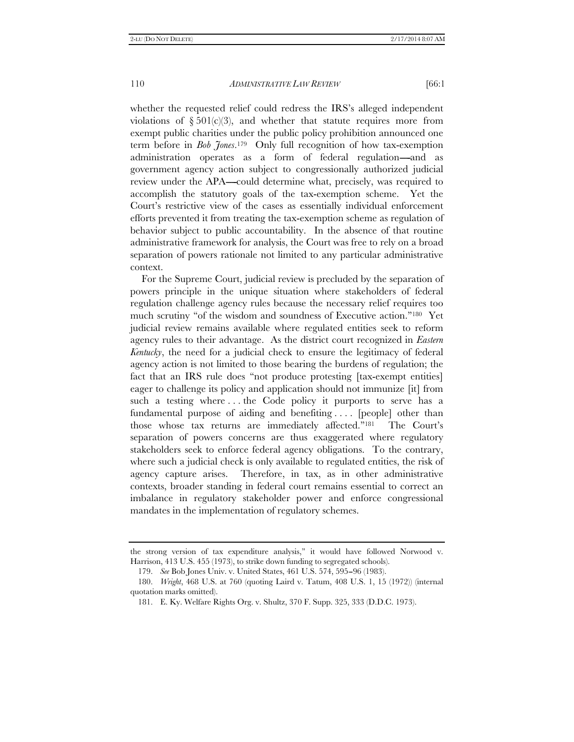whether the requested relief could redress the IRS's alleged independent violations of § 501(c)(3), and whether that statute requires more from exempt public charities under the public policy prohibition announced one term before in *Bob Jones*.[179] Only full recognition of how tax-exemption administration operates as a form of federal regulation—and as government agency action subject to congressionally authorized judicial review under the APA—could determine what, precisely, was required to accomplish the statutory goals of the tax-exemption scheme. Yet the Court's restrictive view of the cases as essentially individual enforcement efforts prevented it from treating the tax-exemption scheme as regulation of behavior subject to public accountability. In the absence of that routine administrative framework for analysis, the Court was free to rely on a broad separation of powers rationale not limited to any particular administrative context.

For the Supreme Court, judicial review is precluded by the separation of powers principle in the unique situation where stakeholders of federal regulation challenge agency rules because the necessary relief requires too much scrutiny "of the wisdom and soundness of Executive action."[180] Yet judicial review remains available where regulated entities seek to reform agency rules to their advantage. As the district court recognized in *Eastern Kentucky*, the need for a judicial check to ensure the legitimacy of federal agency action is not limited to those bearing the burdens of regulation; the fact that an IRS rule does "not produce protesting [tax-exempt entities] eager to challenge its policy and application should not immunize [it] from such a testing where . . . the Code policy it purports to serve has a fundamental purpose of aiding and benefiting . . . . [people] other than those whose tax returns are immediately affected."[181] The Court's separation of powers concerns are thus exaggerated where regulatory stakeholders seek to enforce federal agency obligations. To the contrary, where such a judicial check is only available to regulated entities, the risk of agency capture arises. Therefore, in tax, as in other administrative contexts, broader standing in federal court remains essential to correct an imbalance in regulatory stakeholder power and enforce congressional mandates in the implementation of regulatory schemes.

---

the strong version of tax expenditure analysis," it would have followed Norwood v. Harrison, 413 U.S. 455 (1973), to strike down funding to segregated schools).

179. *See* Bob Jones Univ. v. United States, 461 U.S. 574, 595–96 (1983).

180. *Wright*, 468 U.S. at 760 (quoting Laird v. Tatum, 408 U.S. 1, 15 (1972)) (internal quotation marks omitted).

181. E. Ky. Welfare Rights Org. v. Shultz, 370 F. Supp. 325, 333 (D.D.C. 1973).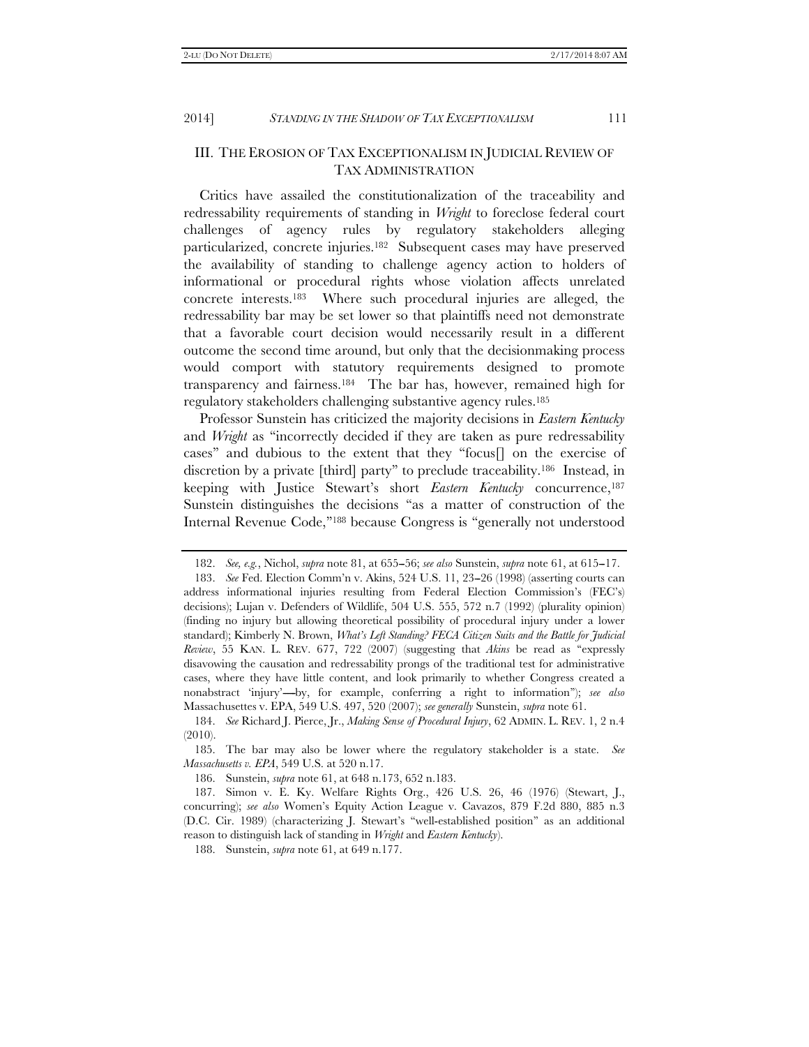## III. THE EROSION OF TAX EXCEPTIONALISM IN JUDICIAL REVIEW OF TAX ADMINISTRATION

Critics have assailed the constitutionalization of the traceability and redressability requirements of standing in *Wright* to foreclose federal court challenges of agency rules by regulatory stakeholders alleging particularized, concrete injuries.[182] Subsequent cases may have preserved the availability of standing to challenge agency action to holders of informational or procedural rights whose violation affects unrelated concrete interests.[183] Where such procedural injuries are alleged, the redressability bar may be set lower so that plaintiffs need not demonstrate that a favorable court decision would necessarily result in a different outcome the second time around, but only that the decisionmaking process would comport with statutory requirements designed to promote transparency and fairness.[184] The bar has, however, remained high for regulatory stakeholders challenging substantive agency rules.[185]

Professor Sunstein has criticized the majority decisions in *Eastern Kentucky* and *Wright* as "incorrectly decided if they are taken as pure redressability cases" and dubious to the extent that they "focus[] on the exercise of discretion by a private [third] party" to preclude traceability.[186] Instead, in keeping with Justice Stewart's short *Eastern Kentucky* concurrence,[187] Sunstein distinguishes the decisions "as a matter of construction of the Internal Revenue Code,"[188] because Congress is "generally not understood

---

182. *See, e.g.*, Nichol, *supra* note 81, at 655–56; *see also* Sunstein, *supra* note 61, at 615–17.

183. *See* Fed. Election Comm'n v. Akins, 524 U.S. 11, 23–26 (1998) (asserting courts can address informational injuries resulting from Federal Election Commission's (FEC's) decisions); Lujan v. Defenders of Wildlife, 504 U.S. 555, 572 n.7 (1992) (plurality opinion) (finding no injury but allowing theoretical possibility of procedural injury under a lower standard); Kimberly N. Brown, *What's Left Standing? FECA Citizen Suits and the Battle for Judicial Review*, 55 KAN. L. REV. 677, 722 (2007) (suggesting that *Akins* be read as "expressly disavowing the causation and redressability prongs of the traditional test for administrative cases, where they have little content, and look primarily to whether Congress created a nonabstract 'injury'—by, for example, conferring a right to information"); *see also* Massachusettes v. EPA, 549 U.S. 497, 520 (2007); *see generally* Sunstein, *supra* note 61.

184. *See* Richard J. Pierce, Jr., *Making Sense of Procedural Injury*, 62 ADMIN. L. REV. 1, 2 n.4 (2010).

185. The bar may also be lower where the regulatory stakeholder is a state. *See Massachusetts v. EPA*, 549 U.S. at 520 n.17.

186. Sunstein, *supra* note 61, at 648 n.173, 652 n.183.

187. Simon v. E. Ky. Welfare Rights Org., 426 U.S. 26, 46 (1976) (Stewart, J., concurring); *see also* Women's Equity Action League v. Cavazos, 879 F.2d 880, 885 n.3 (D.C. Cir. 1989) (characterizing J. Stewart's "well-established position" as an additional reason to distinguish lack of standing in *Wright* and *Eastern Kentucky*).

188. Sunstein, *supra* note 61, at 649 n.177.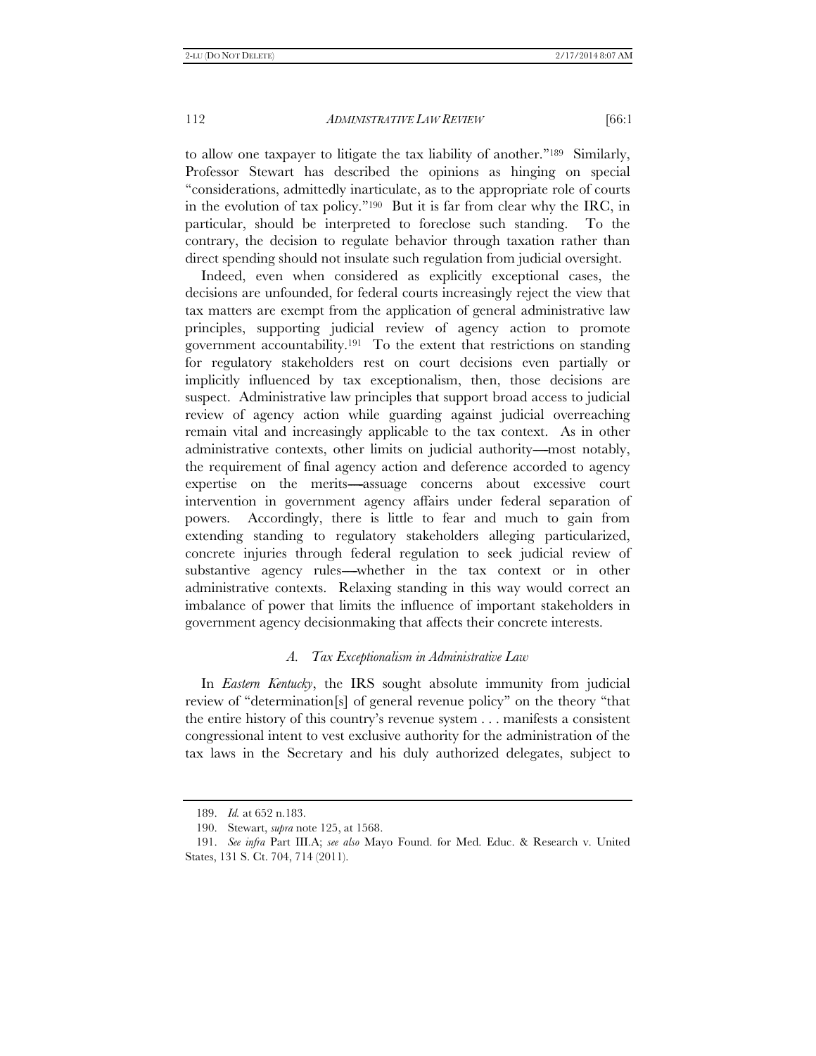to allow one taxpayer to litigate the tax liability of another."[189] Similarly, Professor Stewart has described the opinions as hinging on special "considerations, admittedly inarticulate, as to the appropriate role of courts in the evolution of tax policy."[190] But it is far from clear why the IRC, in particular, should be interpreted to foreclose such standing. To the contrary, the decision to regulate behavior through taxation rather than direct spending should not insulate such regulation from judicial oversight.

Indeed, even when considered as explicitly exceptional cases, the decisions are unfounded, for federal courts increasingly reject the view that tax matters are exempt from the application of general administrative law principles, supporting judicial review of agency action to promote government accountability.[191] To the extent that restrictions on standing for regulatory stakeholders rest on court decisions even partially or implicitly influenced by tax exceptionalism, then, those decisions are suspect. Administrative law principles that support broad access to judicial review of agency action while guarding against judicial overreaching remain vital and increasingly applicable to the tax context. As in other administrative contexts, other limits on judicial authority—most notably, the requirement of final agency action and deference accorded to agency expertise on the merits—assuage concerns about excessive court intervention in government agency affairs under federal separation of powers. Accordingly, there is little to fear and much to gain from extending standing to regulatory stakeholders alleging particularized, concrete injuries through federal regulation to seek judicial review of substantive agency rules—whether in the tax context or in other administrative contexts. Relaxing standing in this way would correct an imbalance of power that limits the influence of important stakeholders in government agency decisionmaking that affects their concrete interests.

### *A. Tax Exceptionalism in Administrative Law*

In *Eastern Kentucky*, the IRS sought absolute immunity from judicial review of "determination[s] of general revenue policy" on the theory "that the entire history of this country's revenue system . . . manifests a consistent congressional intent to vest exclusive authority for the administration of the tax laws in the Secretary and his duly authorized delegates, subject to

---

189. *Id.* at 652 n.183.

190. Stewart, *supra* note 125, at 1568.

191. *See infra* Part III.A; *see also* Mayo Found. for Med. Educ. & Research v. United States, 131 S. Ct. 704, 714 (2011).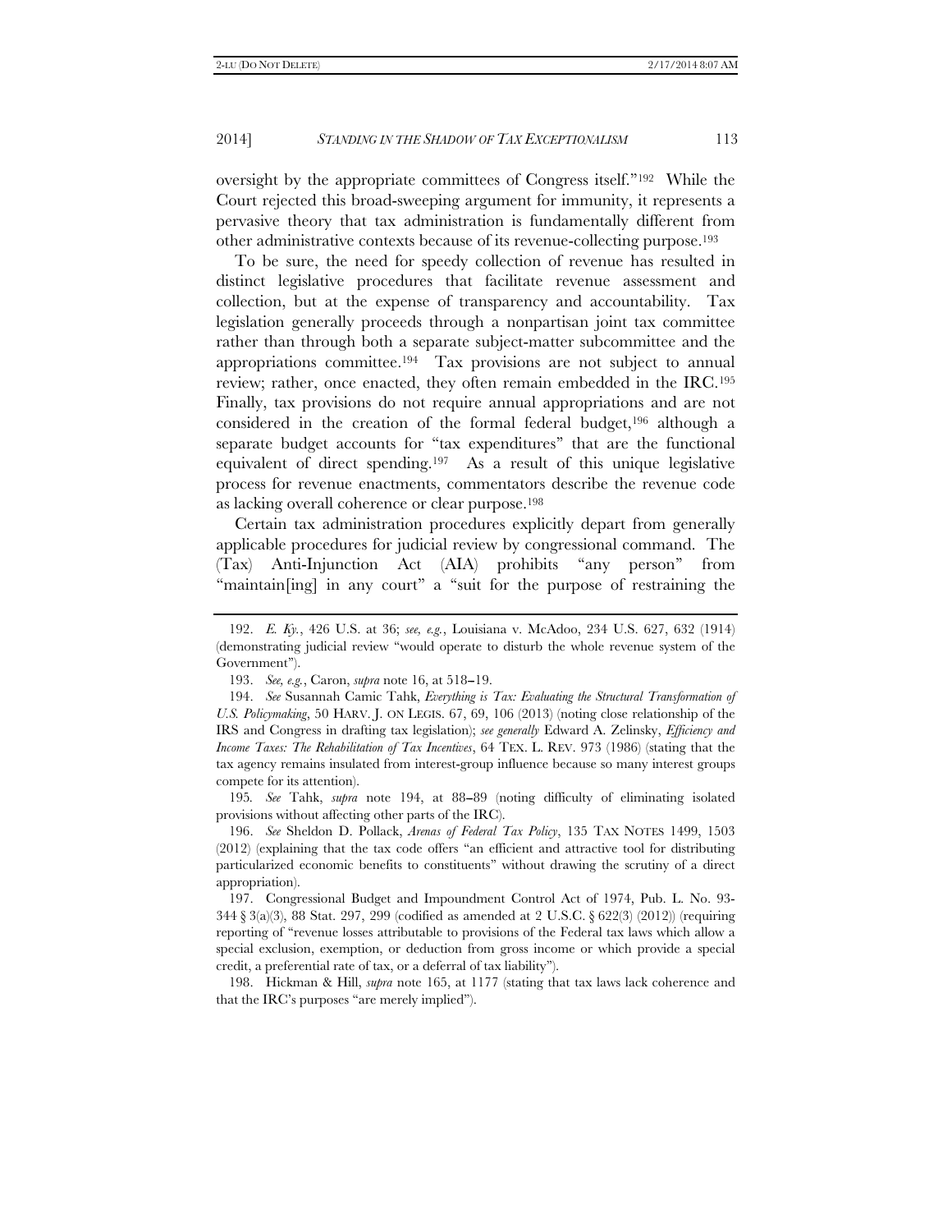oversight by the appropriate committees of Congress itself."[192] While the Court rejected this broad-sweeping argument for immunity, it represents a pervasive theory that tax administration is fundamentally different from other administrative contexts because of its revenue-collecting purpose.[193]

To be sure, the need for speedy collection of revenue has resulted in distinct legislative procedures that facilitate revenue assessment and collection, but at the expense of transparency and accountability. Tax legislation generally proceeds through a nonpartisan joint tax committee rather than through both a separate subject-matter subcommittee and the appropriations committee.[194] Tax provisions are not subject to annual review; rather, once enacted, they often remain embedded in the IRC.[195] Finally, tax provisions do not require annual appropriations and are not considered in the creation of the formal federal budget,[196] although a separate budget accounts for "tax expenditures" that are the functional equivalent of direct spending.[197] As a result of this unique legislative process for revenue enactments, commentators describe the revenue code as lacking overall coherence or clear purpose.[198]

Certain tax administration procedures explicitly depart from generally applicable procedures for judicial review by congressional command. The (Tax) Anti-Injunction Act (AIA) prohibits "any person" from "maintain[ing] in any court" a "suit for the purpose of restraining the

---

192. *E. Ky.*, 426 U.S. at 36; *see, e.g.*, Louisiana v. McAdoo, 234 U.S. 627, 632 (1914) (demonstrating judicial review "would operate to disturb the whole revenue system of the Government").

193. *See, e.g.*, Caron, *supra* note 16, at 518–19.

194. *See* Susannah Camic Tahk, *Everything is Tax: Evaluating the Structural Transformation of U.S. Policymaking*, 50 HARV. J. ON LEGIS. 67, 69, 106 (2013) (noting close relationship of the IRS and Congress in drafting tax legislation); *see generally* Edward A. Zelinsky, *Efficiency and Income Taxes: The Rehabilitation of Tax Incentives*, 64 TEX. L. REV. 973 (1986) (stating that the tax agency remains insulated from interest-group influence because so many interest groups compete for its attention).

195. *See* Tahk, *supra* note 194, at 88–89 (noting difficulty of eliminating isolated provisions without affecting other parts of the IRC).

196. *See* Sheldon D. Pollack, *Arenas of Federal Tax Policy*, 135 TAX NOTES 1499, 1503 (2012) (explaining that the tax code offers "an efficient and attractive tool for distributing particularized economic benefits to constituents" without drawing the scrutiny of a direct appropriation).

197. Congressional Budget and Impoundment Control Act of 1974, Pub. L. No. 93-344 § 3(a)(3), 88 Stat. 297, 299 (codified as amended at 2 U.S.C. § 622(3) (2012)) (requiring reporting of "revenue losses attributable to provisions of the Federal tax laws which allow a special exclusion, exemption, or deduction from gross income or which provide a special credit, a preferential rate of tax, or a deferral of tax liability").

198. Hickman & Hill, *supra* note 165, at 1177 (stating that tax laws lack coherence and that the IRC's purposes "are merely implied").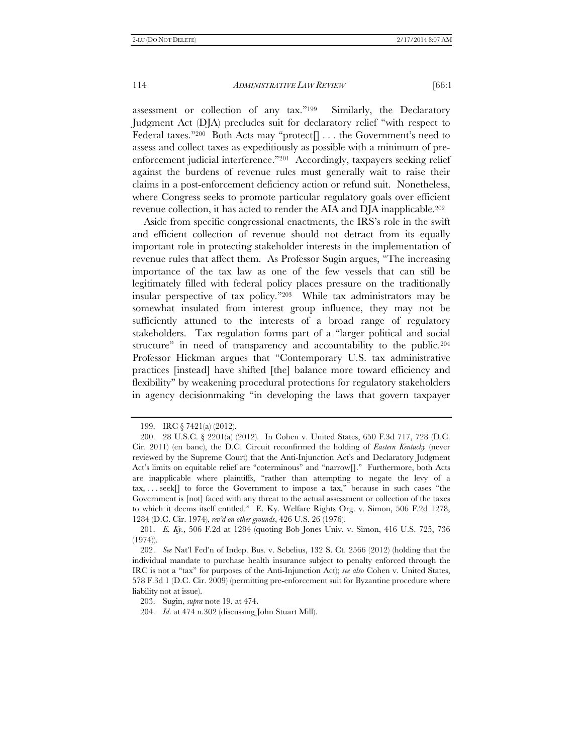assessment or collection of any tax."[199] Similarly, the Declaratory Judgment Act (DJA) precludes suit for declaratory relief "with respect to Federal taxes."[200] Both Acts may "protect[] . . . the Government's need to assess and collect taxes as expeditiously as possible with a minimum of pre-enforcement judicial interference."[201] Accordingly, taxpayers seeking relief against the burdens of revenue rules must generally wait to raise their claims in a post-enforcement deficiency action or refund suit. Nonetheless, where Congress seeks to promote particular regulatory goals over efficient revenue collection, it has acted to render the AIA and DJA inapplicable.[202]

Aside from specific congressional enactments, the IRS's role in the swift and efficient collection of revenue should not detract from its equally important role in protecting stakeholder interests in the implementation of revenue rules that affect them. As Professor Sugin argues, "The increasing importance of the tax law as one of the few vessels that can still be legitimately filled with federal policy places pressure on the traditionally insular perspective of tax policy."[203] While tax administrators may be somewhat insulated from interest group influence, they may not be sufficiently attuned to the interests of a broad range of regulatory stakeholders. Tax regulation forms part of a "larger political and social structure" in need of transparency and accountability to the public.[204] Professor Hickman argues that "Contemporary U.S. tax administrative practices [instead] have shifted [the] balance more toward efficiency and flexibility" by weakening procedural protections for regulatory stakeholders in agency decisionmaking "in developing the laws that govern taxpayer

---

199. IRC § 7421(a) (2012).

200. 28 U.S.C. § 2201(a) (2012). In Cohen v. United States, 650 F.3d 717, 728 (D.C. Cir. 2011) (en banc), the D.C. Circuit reconfirmed the holding of *Eastern Kentucky* (never reviewed by the Supreme Court) that the Anti-Injunction Act's and Declaratory Judgment Act's limits on equitable relief are "coterminous" and "narrow[]." Furthermore, both Acts are inapplicable where plaintiffs, "rather than attempting to negate the levy of a tax, . . . seek[] to force the Government to impose a tax," because in such cases "the Government is [not] faced with any threat to the actual assessment or collection of the taxes to which it deems itself entitled." E. Ky. Welfare Rights Org. v. Simon, 506 F.2d 1278, 1284 (D.C. Cir. 1974), *rev'd on other grounds*, 426 U.S. 26 (1976).

201. *E. Ky.*, 506 F.2d at 1284 (quoting Bob Jones Univ. v. Simon, 416 U.S. 725, 736 (1974)).

202. *See* Nat'l Fed'n of Indep. Bus. v. Sebelius, 132 S. Ct. 2566 (2012) (holding that the individual mandate to purchase health insurance subject to penalty enforced through the IRC is not a "tax" for purposes of the Anti-Injunction Act); *see also* Cohen v. United States, 578 F.3d 1 (D.C. Cir. 2009) (permitting pre-enforcement suit for Byzantine procedure where liability not at issue).

203. Sugin, *supra* note 19, at 474.

204. *Id*. at 474 n.302 (discussing John Stuart Mill).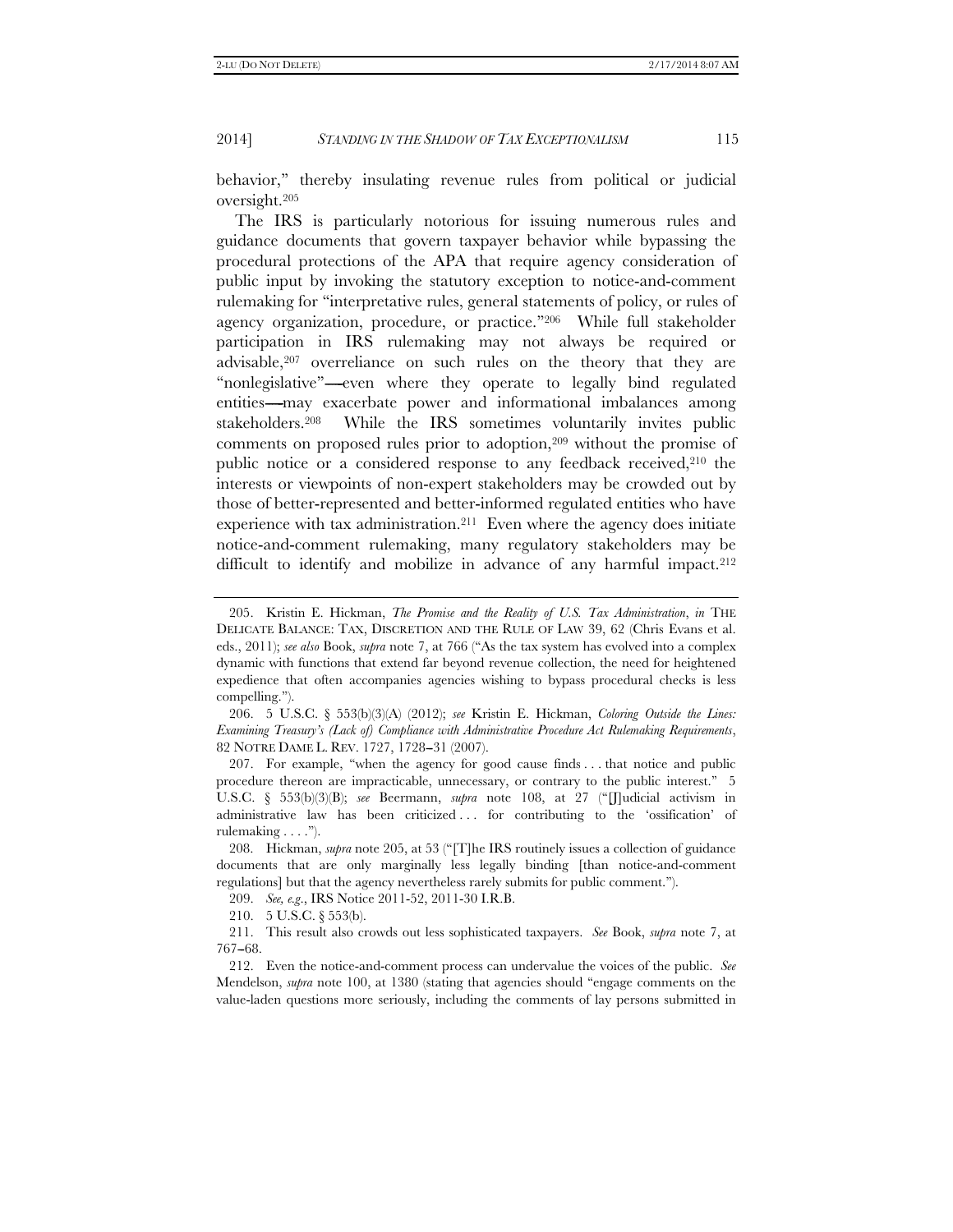behavior," thereby insulating revenue rules from political or judicial oversight.[205]

The IRS is particularly notorious for issuing numerous rules and guidance documents that govern taxpayer behavior while bypassing the procedural protections of the APA that require agency consideration of public input by invoking the statutory exception to notice-and-comment rulemaking for "interpretative rules, general statements of policy, or rules of agency organization, procedure, or practice."[206] While full stakeholder participation in IRS rulemaking may not always be required or advisable,[207] overreliance on such rules on the theory that they are "nonlegislative"—even where they operate to legally bind regulated entities—may exacerbate power and informational imbalances among stakeholders.[208] While the IRS sometimes voluntarily invites public comments on proposed rules prior to adoption,[209] without the promise of public notice or a considered response to any feedback received,[210] the interests or viewpoints of non-expert stakeholders may be crowded out by those of better-represented and better-informed regulated entities who have experience with tax administration.[211] Even where the agency does initiate notice-and-comment rulemaking, many regulatory stakeholders may be difficult to identify and mobilize in advance of any harmful impact.[212]

---

205. Kristin E. Hickman, *The Promise and the Reality of U.S. Tax Administration*, *in* THE DELICATE BALANCE: TAX, DISCRETION AND THE RULE OF LAW 39, 62 (Chris Evans et al. eds., 2011); *see also* Book, *supra* note 7, at 766 ("As the tax system has evolved into a complex dynamic with functions that extend far beyond revenue collection, the need for heightened expedience that often accompanies agencies wishing to bypass procedural checks is less compelling.").

206. 5 U.S.C. § 553(b)(3)(A) (2012); *see* Kristin E. Hickman, *Coloring Outside the Lines: Examining Treasury's (Lack of) Compliance with Administrative Procedure Act Rulemaking Requirements*, 82 NOTRE DAME L. REV. 1727, 1728–31 (2007).

207. For example, "when the agency for good cause finds . . . that notice and public procedure thereon are impracticable, unnecessary, or contrary to the public interest." 5 U.S.C. § 553(b)(3)(B); *see* Beermann, *supra* note 108, at 27 ("[J]udicial activism in administrative law has been criticized . . . for contributing to the 'ossification' of rulemaking . . . .").

208. Hickman, *supra* note 205, at 53 ("[T]he IRS routinely issues a collection of guidance documents that are only marginally less legally binding [than notice-and-comment regulations] but that the agency nevertheless rarely submits for public comment.").

209. *See, e.g.*, IRS Notice 2011-52, 2011-30 I.R.B.

210. 5 U.S.C. § 553(b).

211. This result also crowds out less sophisticated taxpayers. *See* Book, *supra* note 7, at 767–68.

212. Even the notice-and-comment process can undervalue the voices of the public. *See* Mendelson, *supra* note 100, at 1380 (stating that agencies should "engage comments on the value-laden questions more seriously, including the comments of lay persons submitted in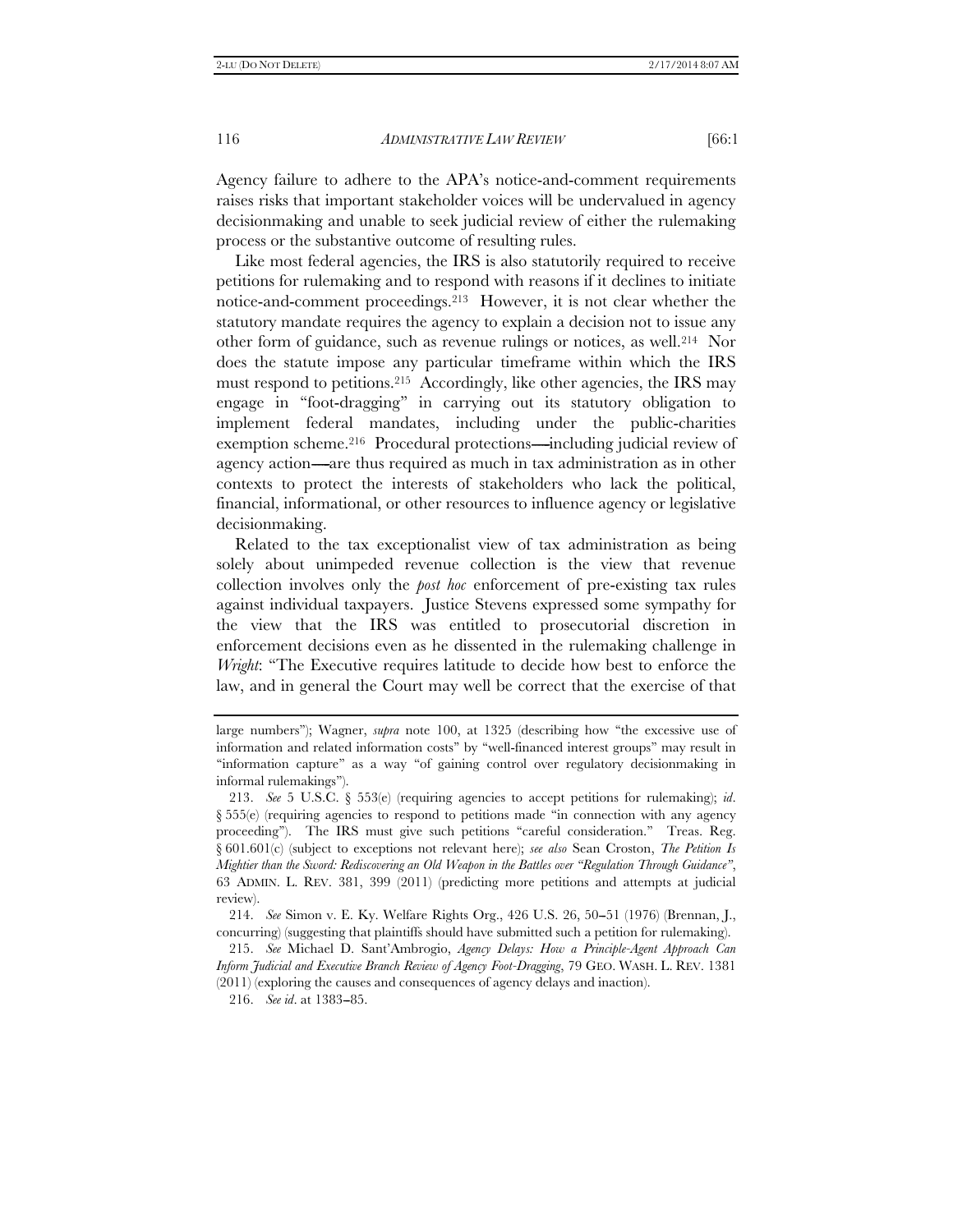Agency failure to adhere to the APA's notice-and-comment requirements raises risks that important stakeholder voices will be undervalued in agency decisionmaking and unable to seek judicial review of either the rulemaking process or the substantive outcome of resulting rules.

Like most federal agencies, the IRS is also statutorily required to receive petitions for rulemaking and to respond with reasons if it declines to initiate notice-and-comment proceedings.[213] However, it is not clear whether the statutory mandate requires the agency to explain a decision not to issue any other form of guidance, such as revenue rulings or notices, as well.[214] Nor does the statute impose any particular timeframe within which the IRS must respond to petitions.[215] Accordingly, like other agencies, the IRS may engage in "foot-dragging" in carrying out its statutory obligation to implement federal mandates, including under the public-charities exemption scheme.[216] Procedural protections—including judicial review of agency action—are thus required as much in tax administration as in other contexts to protect the interests of stakeholders who lack the political, financial, informational, or other resources to influence agency or legislative decisionmaking.

Related to the tax exceptionalist view of tax administration as being solely about unimpeded revenue collection is the view that revenue collection involves only the *post hoc* enforcement of pre-existing tax rules against individual taxpayers. Justice Stevens expressed some sympathy for the view that the IRS was entitled to prosecutorial discretion in enforcement decisions even as he dissented in the rulemaking challenge in *Wright*: "The Executive requires latitude to decide how best to enforce the law, and in general the Court may well be correct that the exercise of that

---

large numbers"); Wagner, *supra* note 100, at 1325 (describing how "the excessive use of information and related information costs" by "well-financed interest groups" may result in "information capture" as a way "of gaining control over regulatory decisionmaking in informal rulemakings").

213. *See* 5 U.S.C. § 553(e) (requiring agencies to accept petitions for rulemaking); *id*. § 555(e) (requiring agencies to respond to petitions made "in connection with any agency proceeding"). The IRS must give such petitions "careful consideration." Treas. Reg. § 601.601(c) (subject to exceptions not relevant here); *see also* Sean Croston, *The Petition Is Mightier than the Sword: Rediscovering an Old Weapon in the Battles over "Regulation Through Guidance"*, 63 ADMIN. L. REV. 381, 399 (2011) (predicting more petitions and attempts at judicial review).

214. *See* Simon v. E. Ky. Welfare Rights Org., 426 U.S. 26, 50–51 (1976) (Brennan, J., concurring) (suggesting that plaintiffs should have submitted such a petition for rulemaking).

215. *See* Michael D. Sant'Ambrogio, *Agency Delays: How a Principle-Agent Approach Can Inform Judicial and Executive Branch Review of Agency Foot-Dragging*, 79 GEO. WASH. L. REV. 1381 (2011) (exploring the causes and consequences of agency delays and inaction).

216. *See id*. at 1383–85.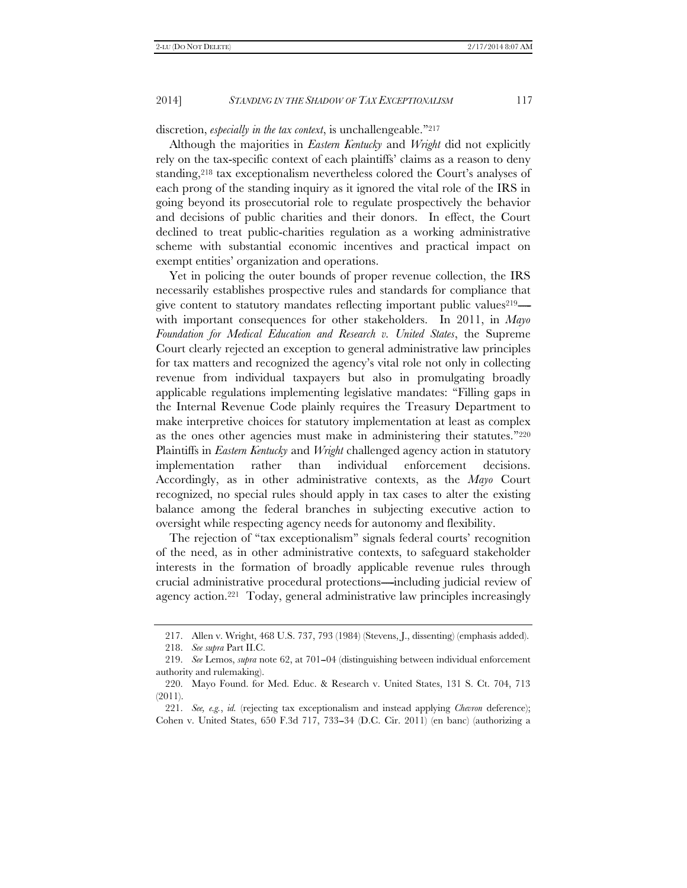discretion, *especially in the tax context*, is unchallengeable."[217]

Although the majorities in *Eastern Kentucky* and *Wright* did not explicitly rely on the tax-specific context of each plaintiffs' claims as a reason to deny standing,[218] tax exceptionalism nevertheless colored the Court's analyses of each prong of the standing inquiry as it ignored the vital role of the IRS in going beyond its prosecutorial role to regulate prospectively the behavior and decisions of public charities and their donors. In effect, the Court declined to treat public-charities regulation as a working administrative scheme with substantial economic incentives and practical impact on exempt entities' organization and operations.

Yet in policing the outer bounds of proper revenue collection, the IRS necessarily establishes prospective rules and standards for compliance that give content to statutory mandates reflecting important public values[219]—with important consequences for other stakeholders. In 2011, in *Mayo Foundation for Medical Education and Research v. United States*, the Supreme Court clearly rejected an exception to general administrative law principles for tax matters and recognized the agency's vital role not only in collecting revenue from individual taxpayers but also in promulgating broadly applicable regulations implementing legislative mandates: "Filling gaps in the Internal Revenue Code plainly requires the Treasury Department to make interpretive choices for statutory implementation at least as complex as the ones other agencies must make in administering their statutes."[220] Plaintiffs in *Eastern Kentucky* and *Wright* challenged agency action in statutory implementation rather than individual enforcement decisions. Accordingly, as in other administrative contexts, as the *Mayo* Court recognized, no special rules should apply in tax cases to alter the existing balance among the federal branches in subjecting executive action to oversight while respecting agency needs for autonomy and flexibility.

The rejection of "tax exceptionalism" signals federal courts' recognition of the need, as in other administrative contexts, to safeguard stakeholder interests in the formation of broadly applicable revenue rules through crucial administrative procedural protections—including judicial review of agency action.[221] Today, general administrative law principles increasingly

---

217. Allen v. Wright, 468 U.S. 737, 793 (1984) (Stevens, J., dissenting) (emphasis added).

218. *See supra* Part II.C.

219. *See* Lemos, *supra* note 62, at 701–04 (distinguishing between individual enforcement authority and rulemaking).

220. Mayo Found. for Med. Educ. & Research v. United States, 131 S. Ct. 704, 713 (2011).

221. *See, e.g.*, *id.* (rejecting tax exceptionalism and instead applying *Chevron* deference); Cohen v. United States, 650 F.3d 717, 733–34 (D.C. Cir. 2011) (en banc) (authorizing a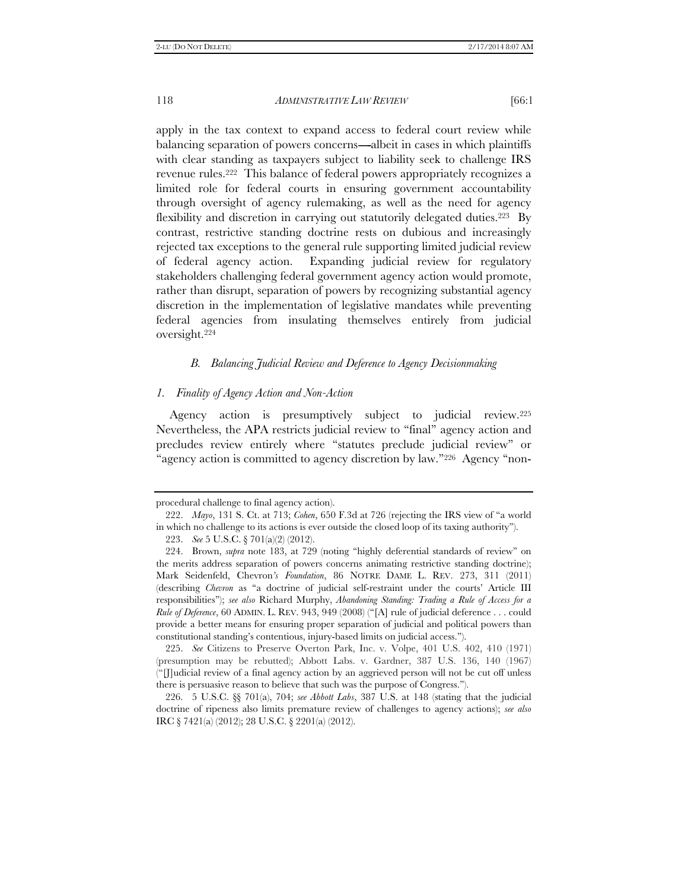apply in the tax context to expand access to federal court review while balancing separation of powers concerns—albeit in cases in which plaintiffs with clear standing as taxpayers subject to liability seek to challenge IRS revenue rules.[222] This balance of federal powers appropriately recognizes a limited role for federal courts in ensuring government accountability through oversight of agency rulemaking, as well as the need for agency flexibility and discretion in carrying out statutorily delegated duties.[223] By contrast, restrictive standing doctrine rests on dubious and increasingly rejected tax exceptions to the general rule supporting limited judicial review of federal agency action. Expanding judicial review for regulatory stakeholders challenging federal government agency action would promote, rather than disrupt, separation of powers by recognizing substantial agency discretion in the implementation of legislative mandates while preventing federal agencies from insulating themselves entirely from judicial oversight.[224]

### *B. Balancing Judicial Review and Deference to Agency Decisionmaking*

#### *1. Finality of Agency Action and Non-Action*

Agency action is presumptively subject to judicial review.[225] Nevertheless, the APA restricts judicial review to "final" agency action and precludes review entirely where "statutes preclude judicial review" or "agency action is committed to agency discretion by law."[226] Agency "non-

---

procedural challenge to final agency action).

222. *Mayo*, 131 S. Ct. at 713; *Cohen*, 650 F.3d at 726 (rejecting the IRS view of "a world in which no challenge to its actions is ever outside the closed loop of its taxing authority").

223. *See* 5 U.S.C. § 701(a)(2) (2012).

224. Brown, *supra* note 183, at 729 (noting "highly deferential standards of review" on the merits address separation of powers concerns animating restrictive standing doctrine); Mark Seidenfeld, Chevron*'s Foundation*, 86 NOTRE DAME L. REV. 273, 311 (2011) (describing *Chevron* as "a doctrine of judicial self-restraint under the courts' Article III responsibilities"); *see also* Richard Murphy, *Abandoning Standing: Trading a Rule of Access for a Rule of Deference*, 60 ADMIN. L. REV. 943, 949 (2008) ("[A] rule of judicial deference . . . could provide a better means for ensuring proper separation of judicial and political powers than constitutional standing's contentious, injury-based limits on judicial access.").

225. *See* Citizens to Preserve Overton Park, Inc. v. Volpe, 401 U.S. 402, 410 (1971) (presumption may be rebutted); Abbott Labs. v. Gardner, 387 U.S. 136, 140 (1967) ("[J]udicial review of a final agency action by an aggrieved person will not be cut off unless there is persuasive reason to believe that such was the purpose of Congress.").

226. 5 U.S.C. §§ 701(a), 704; *see Abbott Labs*, 387 U.S. at 148 (stating that the judicial doctrine of ripeness also limits premature review of challenges to agency actions); *see also* IRC § 7421(a) (2012); 28 U.S.C. § 2201(a) (2012).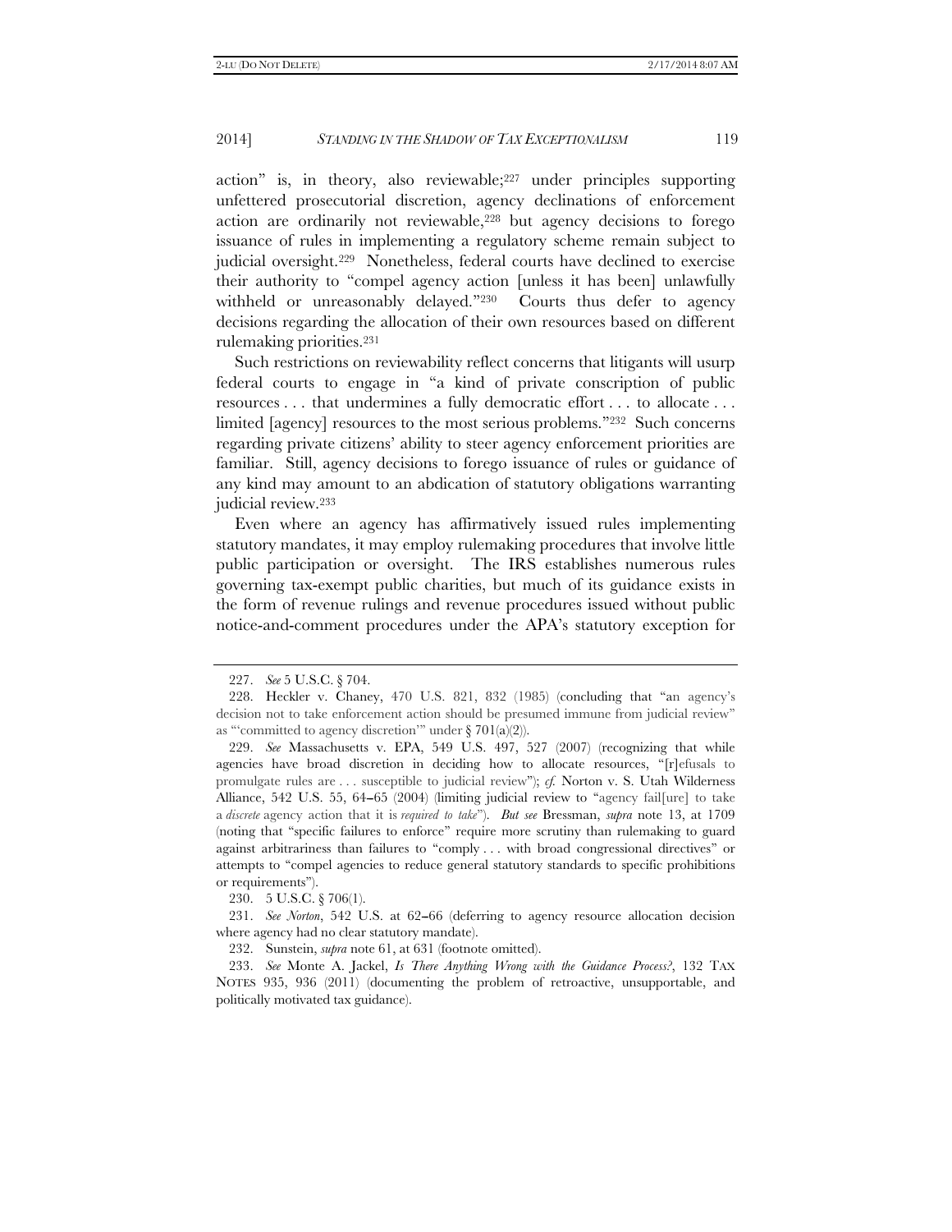action" is, in theory, also reviewable;[227] under principles supporting unfettered prosecutorial discretion, agency declinations of enforcement action are ordinarily not reviewable,[228] but agency decisions to forego issuance of rules in implementing a regulatory scheme remain subject to judicial oversight.[229] Nonetheless, federal courts have declined to exercise their authority to "compel agency action [unless it has been] unlawfully withheld or unreasonably delayed."[230] Courts thus defer to agency decisions regarding the allocation of their own resources based on different rulemaking priorities.[231]

Such restrictions on reviewability reflect concerns that litigants will usurp federal courts to engage in "a kind of private conscription of public resources . . . that undermines a fully democratic effort . . . to allocate . . . limited [agency] resources to the most serious problems."[232] Such concerns regarding private citizens' ability to steer agency enforcement priorities are familiar. Still, agency decisions to forego issuance of rules or guidance of any kind may amount to an abdication of statutory obligations warranting judicial review.[233]

Even where an agency has affirmatively issued rules implementing statutory mandates, it may employ rulemaking procedures that involve little public participation or oversight. The IRS establishes numerous rules governing tax-exempt public charities, but much of its guidance exists in the form of revenue rulings and revenue procedures issued without public notice-and-comment procedures under the APA's statutory exception for

---

227. *See* 5 U.S.C. § 704.

228. Heckler v. Chaney, 470 U.S. 821, 832 (1985) (concluding that "an agency's decision not to take enforcement action should be presumed immune from judicial review" as "'committed to agency discretion'" under § 701(a)(2)).

229. *See* Massachusetts v. EPA, 549 U.S. 497, 527 (2007) (recognizing that while agencies have broad discretion in deciding how to allocate resources, "[r]efusals to promulgate rules are . . . susceptible to judicial review"); *cf.* Norton v. S. Utah Wilderness Alliance, 542 U.S. 55, 64–65 (2004) (limiting judicial review to "agency fail[ure] to take a *discrete* agency action that it is *required to take*"). *But see* Bressman, *supra* note 13, at 1709 (noting that "specific failures to enforce" require more scrutiny than rulemaking to guard against arbitrariness than failures to "comply . . . with broad congressional directives" or attempts to "compel agencies to reduce general statutory standards to specific prohibitions or requirements").

230. 5 U.S.C. § 706(1).

231. *See Norton*, 542 U.S. at 62–66 (deferring to agency resource allocation decision where agency had no clear statutory mandate).

232. Sunstein, *supra* note 61, at 631 (footnote omitted).

233. *See* Monte A. Jackel, *Is There Anything Wrong with the Guidance Process?*, 132 TAX NOTES 935, 936 (2011) (documenting the problem of retroactive, unsupportable, and politically motivated tax guidance).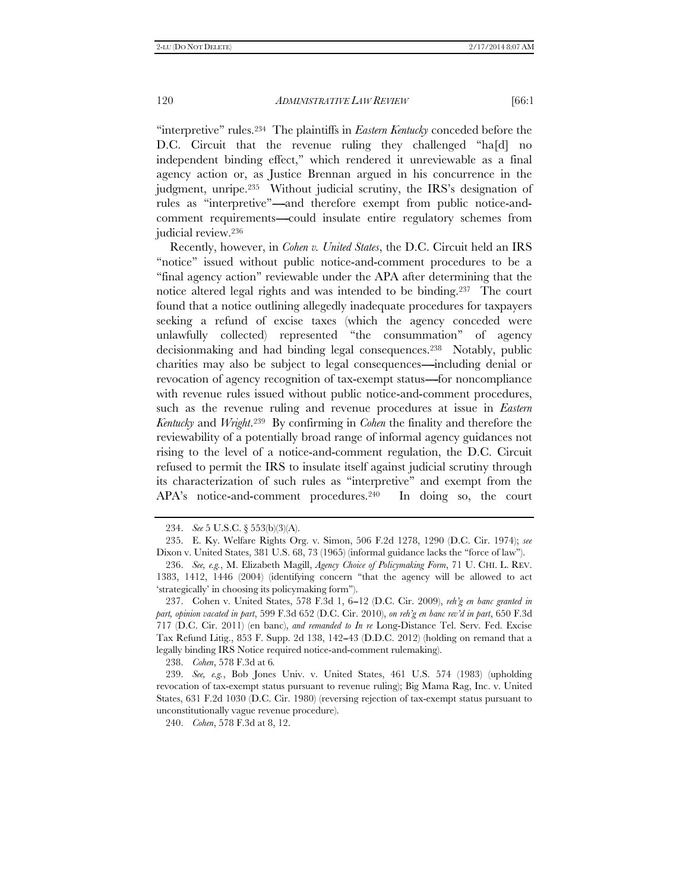"interpretive" rules.[234] The plaintiffs in *Eastern Kentucky* conceded before the D.C. Circuit that the revenue ruling they challenged "ha[d] no independent binding effect," which rendered it unreviewable as a final agency action or, as Justice Brennan argued in his concurrence in the judgment, unripe.[235] Without judicial scrutiny, the IRS's designation of rules as "interpretive"—and therefore exempt from public notice-and-comment requirements—could insulate entire regulatory schemes from judicial review.[236]

Recently, however, in *Cohen v. United States*, the D.C. Circuit held an IRS "notice" issued without public notice-and-comment procedures to be a "final agency action" reviewable under the APA after determining that the notice altered legal rights and was intended to be binding.[237] The court found that a notice outlining allegedly inadequate procedures for taxpayers seeking a refund of excise taxes (which the agency conceded were unlawfully collected) represented "the consummation" of agency decisionmaking and had binding legal consequences.[238] Notably, public charities may also be subject to legal consequences—including denial or revocation of agency recognition of tax-exempt status—for noncompliance with revenue rules issued without public notice-and-comment procedures, such as the revenue ruling and revenue procedures at issue in *Eastern Kentucky* and *Wright*.[239] By confirming in *Cohen* the finality and therefore the reviewability of a potentially broad range of informal agency guidances not rising to the level of a notice-and-comment regulation, the D.C. Circuit refused to permit the IRS to insulate itself against judicial scrutiny through its characterization of such rules as "interpretive" and exempt from the APA's notice-and-comment procedures.[240] In doing so, the court

---

234. *See* 5 U.S.C. § 553(b)(3)(A).

235. E. Ky. Welfare Rights Org. v. Simon, 506 F.2d 1278, 1290 (D.C. Cir. 1974); *see* Dixon v. United States, 381 U.S. 68, 73 (1965) (informal guidance lacks the "force of law").

236. *See, e.g.*, M. Elizabeth Magill, *Agency Choice of Policymaking Form*, 71 U. CHI. L. REV. 1383, 1412, 1446 (2004) (identifying concern "that the agency will be allowed to act 'strategically' in choosing its policymaking form").

237. Cohen v. United States, 578 F.3d 1, 6–12 (D.C. Cir. 2009), *reh'g en banc granted in part, opinion vacated in part*, 599 F.3d 652 (D.C. Cir. 2010), *on reh'g en banc rev'd in part*, 650 F.3d 717 (D.C. Cir. 2011) (en banc), *and remanded to In re* Long-Distance Tel. Serv. Fed. Excise Tax Refund Litig., 853 F. Supp. 2d 138, 142–43 (D.D.C. 2012) (holding on remand that a legally binding IRS Notice required notice-and-comment rulemaking).

238. *Cohen*, 578 F.3d at 6.

239. *See, e.g.*, Bob Jones Univ. v. United States, 461 U.S. 574 (1983) (upholding revocation of tax-exempt status pursuant to revenue ruling); Big Mama Rag, Inc. v. United States, 631 F.2d 1030 (D.C. Cir. 1980) (reversing rejection of tax-exempt status pursuant to unconstitutionally vague revenue procedure).

240. *Cohen*, 578 F.3d at 8, 12.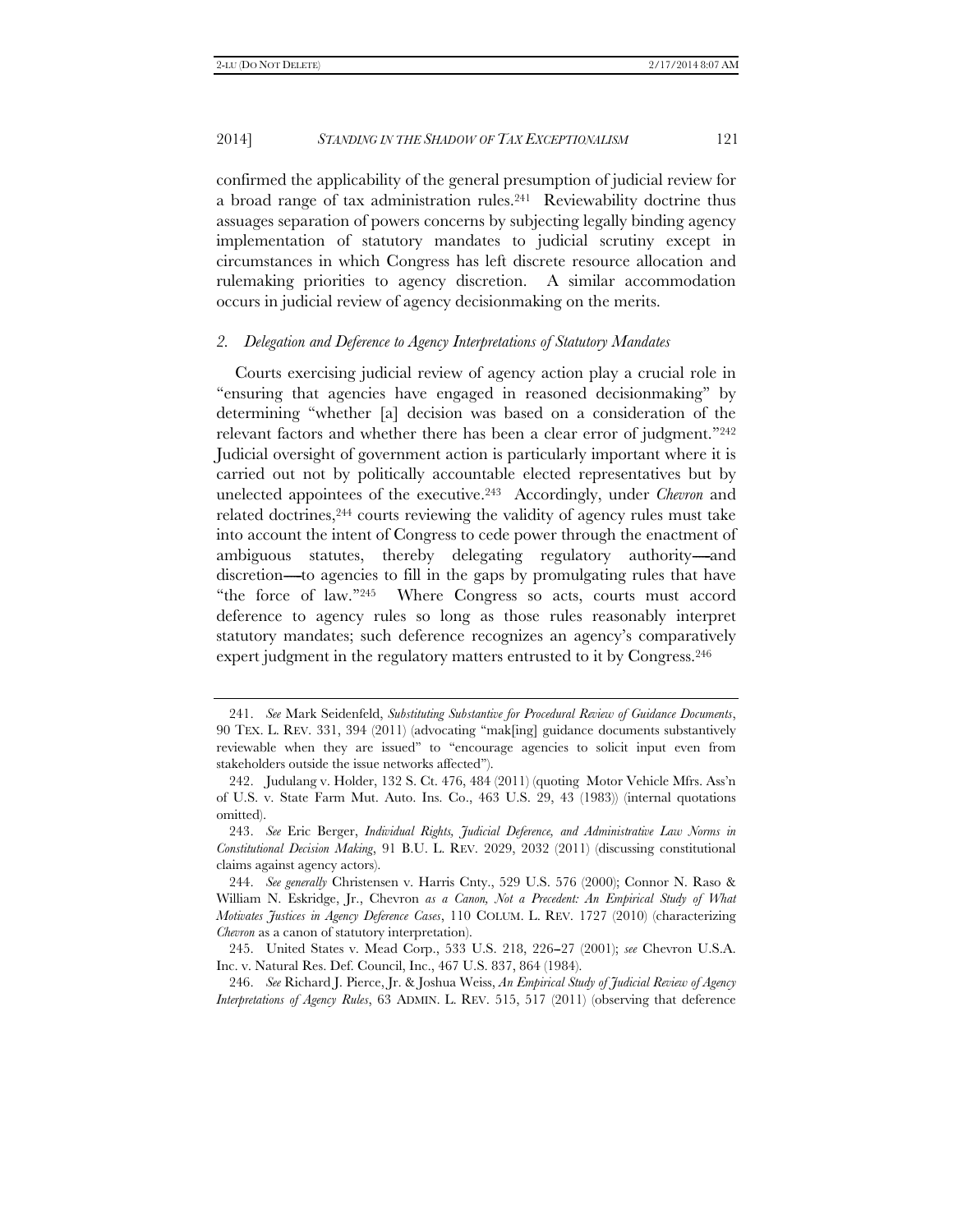confirmed the applicability of the general presumption of judicial review for a broad range of tax administration rules.[241] Reviewability doctrine thus assuages separation of powers concerns by subjecting legally binding agency implementation of statutory mandates to judicial scrutiny except in circumstances in which Congress has left discrete resource allocation and rulemaking priorities to agency discretion. A similar accommodation occurs in judicial review of agency decisionmaking on the merits.

### *2. Delegation and Deference to Agency Interpretations of Statutory Mandates*

Courts exercising judicial review of agency action play a crucial role in "ensuring that agencies have engaged in reasoned decisionmaking" by determining "whether [a] decision was based on a consideration of the relevant factors and whether there has been a clear error of judgment."[242] Judicial oversight of government action is particularly important where it is carried out not by politically accountable elected representatives but by unelected appointees of the executive.[243] Accordingly, under *Chevron* and related doctrines,[244] courts reviewing the validity of agency rules must take into account the intent of Congress to cede power through the enactment of ambiguous statutes, thereby delegating regulatory authority—and discretion—to agencies to fill in the gaps by promulgating rules that have "the force of law."[245] Where Congress so acts, courts must accord deference to agency rules so long as those rules reasonably interpret statutory mandates; such deference recognizes an agency's comparatively expert judgment in the regulatory matters entrusted to it by Congress.[246]

---

241. *See* Mark Seidenfeld, *Substituting Substantive for Procedural Review of Guidance Documents*, 90 TEX. L. REV. 331, 394 (2011) (advocating "mak[ing] guidance documents substantively reviewable when they are issued" to "encourage agencies to solicit input even from stakeholders outside the issue networks affected").

242. Judulang v. Holder, 132 S. Ct. 476, 484 (2011) (quoting Motor Vehicle Mfrs. Ass'n of U.S. v. State Farm Mut. Auto. Ins. Co., 463 U.S. 29, 43 (1983)) (internal quotations omitted).

243. *See* Eric Berger, *Individual Rights, Judicial Deference, and Administrative Law Norms in Constitutional Decision Making*, 91 B.U. L. REV. 2029, 2032 (2011) (discussing constitutional claims against agency actors).

244. *See generally* Christensen v. Harris Cnty., 529 U.S. 576 (2000); Connor N. Raso & William N. Eskridge, Jr., Chevron *as a Canon, Not a Precedent: An Empirical Study of What Motivates Justices in Agency Deference Cases*, 110 COLUM. L. REV. 1727 (2010) (characterizing *Chevron* as a canon of statutory interpretation).

245. United States v. Mead Corp., 533 U.S. 218, 226–27 (2001); *see* Chevron U.S.A. Inc. v. Natural Res. Def. Council, Inc., 467 U.S. 837, 864 (1984).

246. *See* Richard J. Pierce, Jr. & Joshua Weiss, *An Empirical Study of Judicial Review of Agency Interpretations of Agency Rules*, 63 ADMIN. L. REV. 515, 517 (2011) (observing that deference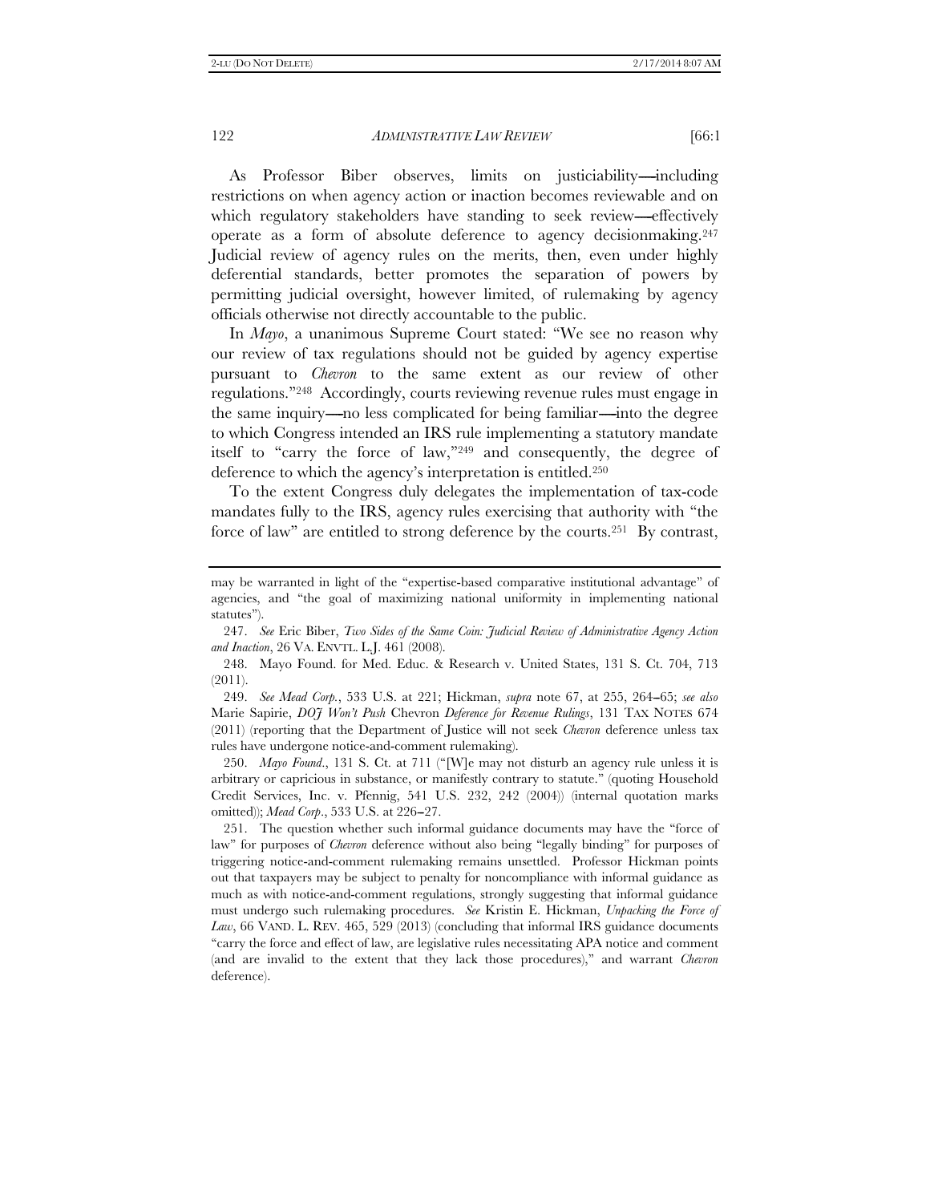As Professor Biber observes, limits on justiciability—including restrictions on when agency action or inaction becomes reviewable and on which regulatory stakeholders have standing to seek review—effectively operate as a form of absolute deference to agency decisionmaking.[247] Judicial review of agency rules on the merits, then, even under highly deferential standards, better promotes the separation of powers by permitting judicial oversight, however limited, of rulemaking by agency officials otherwise not directly accountable to the public.

In *Mayo*, a unanimous Supreme Court stated: "We see no reason why our review of tax regulations should not be guided by agency expertise pursuant to *Chevron* to the same extent as our review of other regulations."[248] Accordingly, courts reviewing revenue rules must engage in the same inquiry—no less complicated for being familiar—into the degree to which Congress intended an IRS rule implementing a statutory mandate itself to "carry the force of law,"[249] and consequently, the degree of deference to which the agency's interpretation is entitled.[250]

To the extent Congress duly delegates the implementation of tax-code mandates fully to the IRS, agency rules exercising that authority with "the force of law" are entitled to strong deference by the courts.[251] By contrast,

---

may be warranted in light of the "expertise-based comparative institutional advantage" of agencies, and "the goal of maximizing national uniformity in implementing national statutes").

247. *See* Eric Biber, *Two Sides of the Same Coin: Judicial Review of Administrative Agency Action and Inaction*, 26 VA. ENVTL. L.J. 461 (2008).

248. Mayo Found. for Med. Educ. & Research v. United States, 131 S. Ct. 704, 713 (2011).

249. *See Mead Corp.*, 533 U.S. at 221; Hickman, *supra* note 67, at 255, 264–65; *see also* Marie Sapirie, *DOJ Won't Push* Chevron *Deference for Revenue Rulings*, 131 TAX NOTES 674 (2011) (reporting that the Department of Justice will not seek *Chevron* deference unless tax rules have undergone notice-and-comment rulemaking).

250. *Mayo Found.*, 131 S. Ct. at 711 ("[W]e may not disturb an agency rule unless it is arbitrary or capricious in substance, or manifestly contrary to statute." (quoting Household Credit Services, Inc. v. Pfennig, 541 U.S. 232, 242 (2004)) (internal quotation marks omitted)); *Mead Corp.*, 533 U.S. at 226–27.

251. The question whether such informal guidance documents may have the "force of law" for purposes of *Chevron* deference without also being "legally binding" for purposes of triggering notice-and-comment rulemaking remains unsettled. Professor Hickman points out that taxpayers may be subject to penalty for noncompliance with informal guidance as much as with notice-and-comment regulations, strongly suggesting that informal guidance must undergo such rulemaking procedures. *See* Kristin E. Hickman, *Unpacking the Force of Law*, 66 VAND. L. REV. 465, 529 (2013) (concluding that informal IRS guidance documents "carry the force and effect of law, are legislative rules necessitating APA notice and comment (and are invalid to the extent that they lack those procedures)," and warrant *Chevron* deference).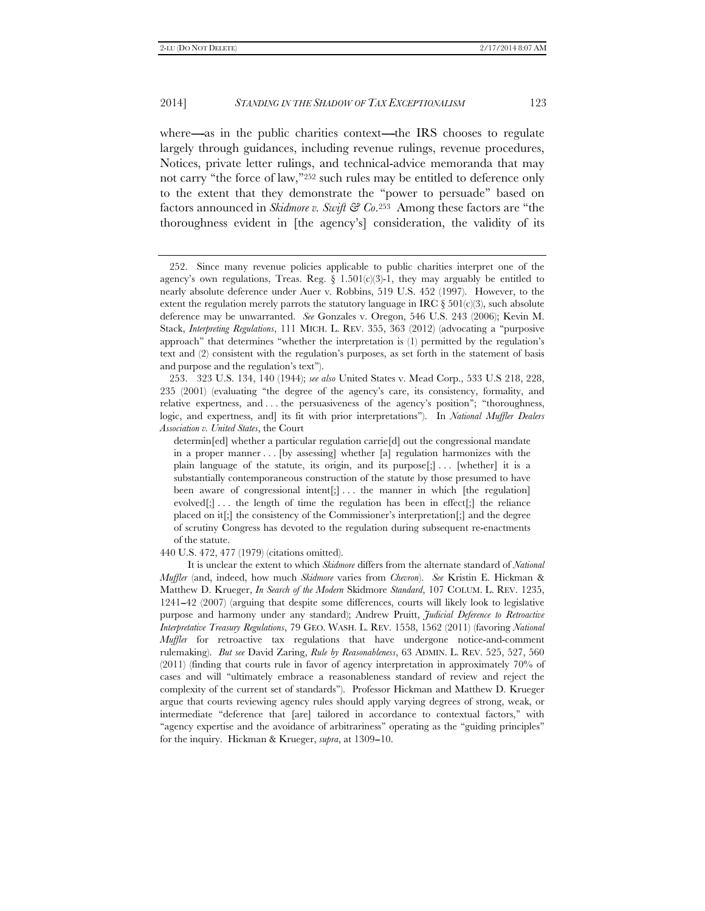where—as in the public charities context—the IRS chooses to regulate largely through guidances, including revenue rulings, revenue procedures, Notices, private letter rulings, and technical-advice memoranda that may not carry "the force of law,"[252] such rules may be entitled to deference only to the extent that they demonstrate the "power to persuade" based on factors announced in *Skidmore v. Swift & Co*.[253] Among these factors are "the thoroughness evident in [the agency's] consideration, the validity of its

---

252. Since many revenue policies applicable to public charities interpret one of the agency's own regulations, Treas. Reg. § 1.501(c)(3)-1, they may arguably be entitled to nearly absolute deference under Auer v. Robbins, 519 U.S. 452 (1997). However, to the extent the regulation merely parrots the statutory language in IRC § 501(c)(3), such absolute deference may be unwarranted. *See* Gonzales v. Oregon, 546 U.S. 243 (2006); Kevin M. Stack, *Interpreting Regulations*, 111 MICH. L. REV. 355, 363 (2012) (advocating a "purposive approach" that determines "whether the interpretation is (1) permitted by the regulation's text and (2) consistent with the regulation's purposes, as set forth in the statement of basis and purpose and the regulation's text").

253. 323 U.S. 134, 140 (1944); *see also* United States v. Mead Corp., 533 U.S 218, 228, 235 (2001) (evaluating "the degree of the agency's care, its consistency, formality, and relative expertness, and . . . the persuasiveness of the agency's position"; "thoroughness, logic, and expertness, and] its fit with prior interpretations"). In *National Muffler Dealers Association v. United States*, the Court

> determin[ed] whether a particular regulation carrie[d] out the congressional mandate in a proper manner . . . [by assessing] whether [a] regulation harmonizes with the plain language of the statute, its origin, and its purpose[;] . . . [whether] it is a substantially contemporaneous construction of the statute by those presumed to have been aware of congressional intent[;] . . . the manner in which [the regulation] evolved[;] . . . the length of time the regulation has been in effect[;] the reliance placed on it[;] the consistency of the Commissioner's interpretation[;] and the degree of scrutiny Congress has devoted to the regulation during subsequent re-enactments of the statute.

440 U.S. 472, 477 (1979) (citations omitted).

It is unclear the extent to which *Skidmore* differs from the alternate standard of *National Muffler* (and, indeed, how much *Skidmore* varies from *Chevron*). *See* Kristin E. Hickman & Matthew D. Krueger, *In Search of the Modern* Skidmore *Standard*, 107 COLUM. L. REV. 1235, 1241–42 (2007) (arguing that despite some differences, courts will likely look to legislative purpose and harmony under any standard); Andrew Pruitt, *Judicial Deference to Retroactive Interpretative Treasury Regulations*, 79 GEO. WASH. L. REV. 1558, 1562 (2011) (favoring *National Muffler* for retroactive tax regulations that have undergone notice-and-comment rulemaking). *But see* David Zaring, *Rule by Reasonableness*, 63 ADMIN. L. REV. 525, 527, 560 (2011) (finding that courts rule in favor of agency interpretation in approximately 70% of cases and will "ultimately embrace a reasonableness standard of review and reject the complexity of the current set of standards"). Professor Hickman and Matthew D. Krueger argue that courts reviewing agency rules should apply varying degrees of strong, weak, or intermediate "deference that [are] tailored in accordance to contextual factors," with "agency expertise and the avoidance of arbitrariness" operating as the "guiding principles" for the inquiry. Hickman & Krueger, *supra*, at 1309–10.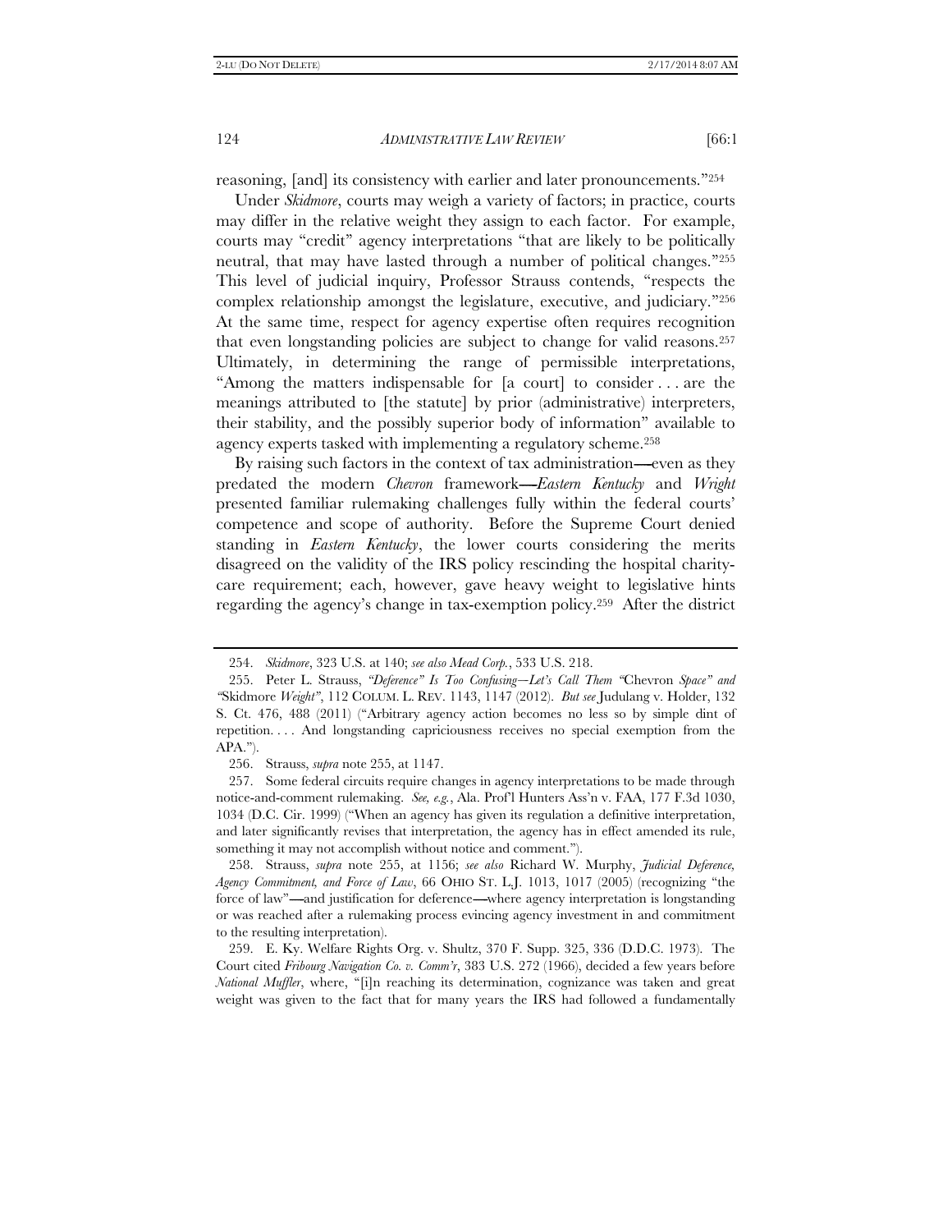reasoning, [and] its consistency with earlier and later pronouncements."[254]

Under *Skidmore*, courts may weigh a variety of factors; in practice, courts may differ in the relative weight they assign to each factor. For example, courts may "credit" agency interpretations "that are likely to be politically neutral, that may have lasted through a number of political changes."[255] This level of judicial inquiry, Professor Strauss contends, "respects the complex relationship amongst the legislature, executive, and judiciary."[256] At the same time, respect for agency expertise often requires recognition that even longstanding policies are subject to change for valid reasons.[257] Ultimately, in determining the range of permissible interpretations, "Among the matters indispensable for [a court] to consider . . . are the meanings attributed to [the statute] by prior (administrative) interpreters, their stability, and the possibly superior body of information" available to agency experts tasked with implementing a regulatory scheme.[258]

By raising such factors in the context of tax administration—even as they predated the modern *Chevron* framework—*Eastern Kentucky* and *Wright* presented familiar rulemaking challenges fully within the federal courts' competence and scope of authority. Before the Supreme Court denied standing in *Eastern Kentucky*, the lower courts considering the merits disagreed on the validity of the IRS policy rescinding the hospital charity-care requirement; each, however, gave heavy weight to legislative hints regarding the agency's change in tax-exemption policy.[259] After the district

---

254. *Skidmore*, 323 U.S. at 140; *see also Mead Corp.*, 533 U.S. 218.

255. Peter L. Strauss, *"Deference" Is Too Confusing—Let's Call Them "*Chevron *Space" and "*Skidmore *Weight"*, 112 COLUM. L. REV. 1143, 1147 (2012). *But see* Judulang v. Holder, 132 S. Ct. 476, 488 (2011) ("Arbitrary agency action becomes no less so by simple dint of repetition. . . . And longstanding capriciousness receives no special exemption from the APA.").

256. Strauss, *supra* note 255, at 1147.

257. Some federal circuits require changes in agency interpretations to be made through notice-and-comment rulemaking. *See, e.g.*, Ala. Prof'l Hunters Ass'n v. FAA, 177 F.3d 1030, 1034 (D.C. Cir. 1999) ("When an agency has given its regulation a definitive interpretation, and later significantly revises that interpretation, the agency has in effect amended its rule, something it may not accomplish without notice and comment.").

258. Strauss, *supra* note 255, at 1156; *see also* Richard W. Murphy, *Judicial Deference, Agency Commitment, and Force of Law*, 66 OHIO ST. L.J. 1013, 1017 (2005) (recognizing "the force of law"—and justification for deference—where agency interpretation is longstanding or was reached after a rulemaking process evincing agency investment in and commitment to the resulting interpretation).

259. E. Ky. Welfare Rights Org. v. Shultz, 370 F. Supp. 325, 336 (D.D.C. 1973). The Court cited *Fribourg Navigation Co. v. Comm'r*, 383 U.S. 272 (1966), decided a few years before *National Muffler*, where, "[i]n reaching its determination, cognizance was taken and great weight was given to the fact that for many years the IRS had followed a fundamentally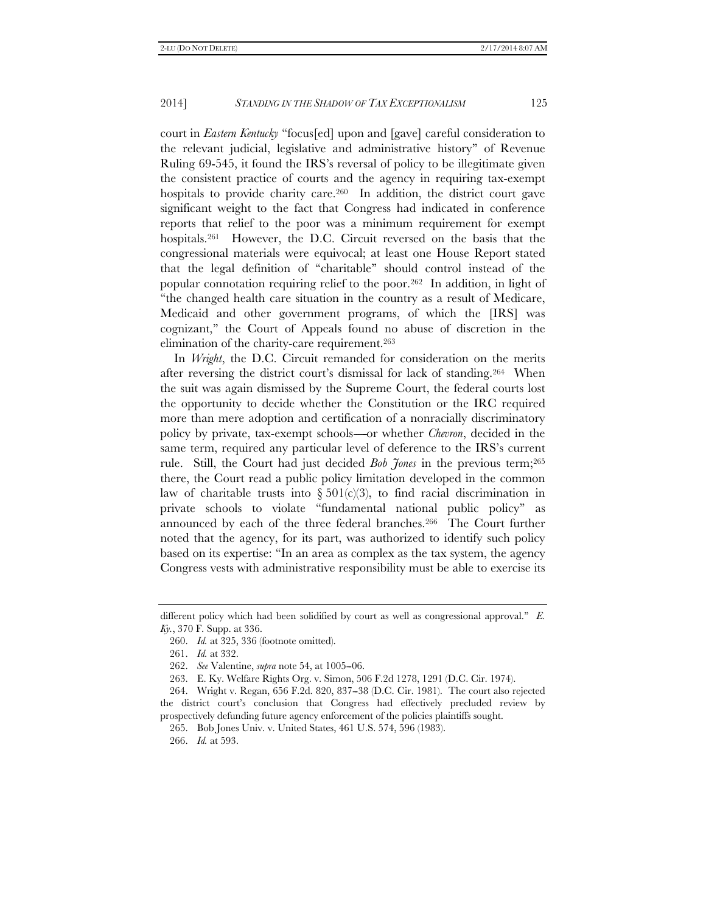court in *Eastern Kentucky* "focus[ed] upon and [gave] careful consideration to the relevant judicial, legislative and administrative history" of Revenue Ruling 69-545, it found the IRS's reversal of policy to be illegitimate given the consistent practice of courts and the agency in requiring tax-exempt hospitals to provide charity care.[260] In addition, the district court gave significant weight to the fact that Congress had indicated in conference reports that relief to the poor was a minimum requirement for exempt hospitals.[261] However, the D.C. Circuit reversed on the basis that the congressional materials were equivocal; at least one House Report stated that the legal definition of "charitable" should control instead of the popular connotation requiring relief to the poor.[262] In addition, in light of "the changed health care situation in the country as a result of Medicare, Medicaid and other government programs, of which the [IRS] was cognizant," the Court of Appeals found no abuse of discretion in the elimination of the charity-care requirement.[263]

In *Wright*, the D.C. Circuit remanded for consideration on the merits after reversing the district court's dismissal for lack of standing.[264] When the suit was again dismissed by the Supreme Court, the federal courts lost the opportunity to decide whether the Constitution or the IRC required more than mere adoption and certification of a nonracially discriminatory policy by private, tax-exempt schools—or whether *Chevron*, decided in the same term, required any particular level of deference to the IRS's current rule. Still, the Court had just decided *Bob Jones* in the previous term;[265] there, the Court read a public policy limitation developed in the common law of charitable trusts into § 501(c)(3), to find racial discrimination in private schools to violate "fundamental national public policy" as announced by each of the three federal branches.[266] The Court further noted that the agency, for its part, was authorized to identify such policy based on its expertise: "In an area as complex as the tax system, the agency Congress vests with administrative responsibility must be able to exercise its

---

different policy which had been solidified by court as well as congressional approval." *E. Ky.*, 370 F. Supp. at 336.

260. *Id.* at 325, 336 (footnote omitted).

261. *Id.* at 332.

262. *See* Valentine, *supra* note 54, at 1005–06.

263. E. Ky. Welfare Rights Org. v. Simon, 506 F.2d 1278, 1291 (D.C. Cir. 1974).

264. Wright v. Regan, 656 F.2d. 820, 837–38 (D.C. Cir. 1981). The court also rejected the district court's conclusion that Congress had effectively precluded review by prospectively defunding future agency enforcement of the policies plaintiffs sought.

265. Bob Jones Univ. v. United States, 461 U.S. 574, 596 (1983).

266. *Id.* at 593.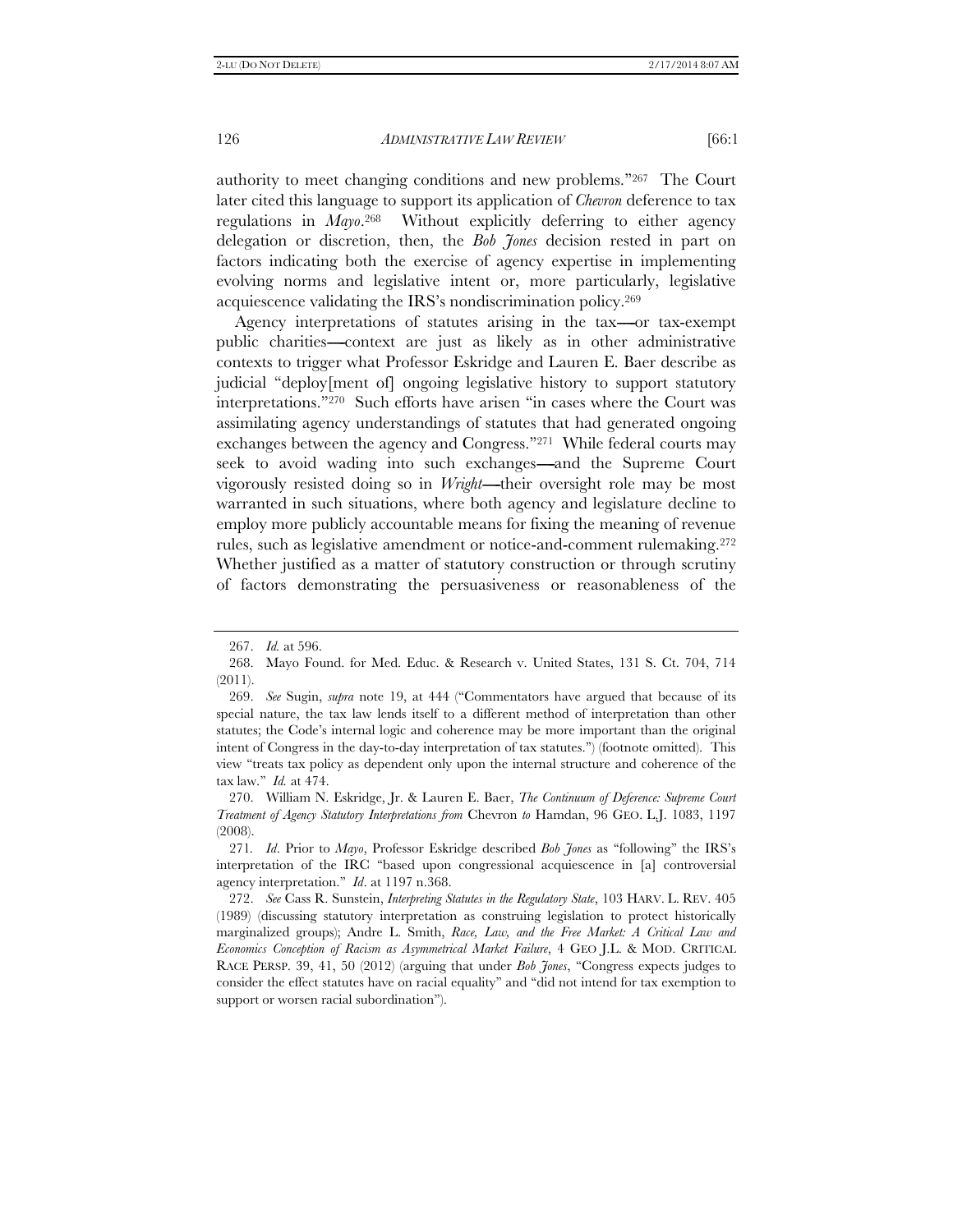authority to meet changing conditions and new problems."[267] The Court later cited this language to support its application of *Chevron* deference to tax regulations in *Mayo*.[268] Without explicitly deferring to either agency delegation or discretion, then, the *Bob Jones* decision rested in part on factors indicating both the exercise of agency expertise in implementing evolving norms and legislative intent or, more particularly, legislative acquiescence validating the IRS's nondiscrimination policy.[269]

Agency interpretations of statutes arising in the tax—or tax-exempt public charities—context are just as likely as in other administrative contexts to trigger what Professor Eskridge and Lauren E. Baer describe as judicial "deploy[ment of] ongoing legislative history to support statutory interpretations."[270] Such efforts have arisen "in cases where the Court was assimilating agency understandings of statutes that had generated ongoing exchanges between the agency and Congress."[271] While federal courts may seek to avoid wading into such exchanges—and the Supreme Court vigorously resisted doing so in *Wright*—their oversight role may be most warranted in such situations, where both agency and legislature decline to employ more publicly accountable means for fixing the meaning of revenue rules, such as legislative amendment or notice-and-comment rulemaking.[272] Whether justified as a matter of statutory construction or through scrutiny of factors demonstrating the persuasiveness or reasonableness of the

---

267. *Id.* at 596.

268. Mayo Found. for Med. Educ. & Research v. United States, 131 S. Ct. 704, 714 (2011).

269. *See* Sugin, *supra* note 19, at 444 ("Commentators have argued that because of its special nature, the tax law lends itself to a different method of interpretation than other statutes; the Code's internal logic and coherence may be more important than the original intent of Congress in the day-to-day interpretation of tax statutes.") (footnote omitted). This view "treats tax policy as dependent only upon the internal structure and coherence of the tax law." *Id.* at 474.

270. William N. Eskridge, Jr. & Lauren E. Baer, *The Continuum of Deference: Supreme Court Treatment of Agency Statutory Interpretations from* Chevron *to* Hamdan, 96 GEO. L.J. 1083, 1197 (2008).

271. *Id*. Prior to *Mayo*, Professor Eskridge described *Bob Jones* as "following" the IRS's interpretation of the IRC "based upon congressional acquiescence in [a] controversial agency interpretation." *Id*. at 1197 n.368.

272. *See* Cass R. Sunstein, *Interpreting Statutes in the Regulatory State*, 103 HARV. L. REV. 405 (1989) (discussing statutory interpretation as construing legislation to protect historically marginalized groups); Andre L. Smith, *Race, Law, and the Free Market: A Critical Law and Economics Conception of Racism as Asymmetrical Market Failure*, 4 GEO J.L. & MOD. CRITICAL RACE PERSP. 39, 41, 50 (2012) (arguing that under *Bob Jones*, "Congress expects judges to consider the effect statutes have on racial equality" and "did not intend for tax exemption to support or worsen racial subordination").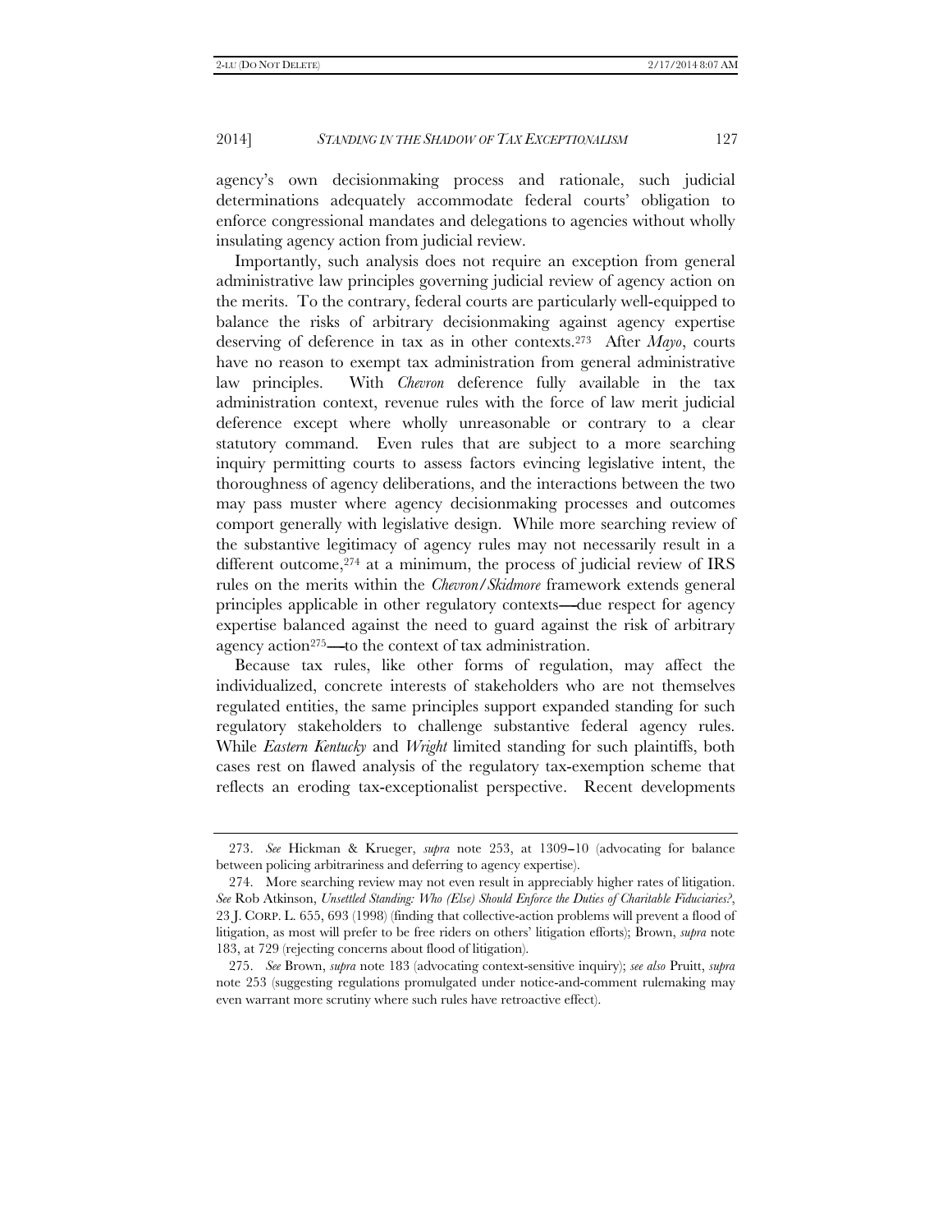agency's own decisionmaking process and rationale, such judicial determinations adequately accommodate federal courts' obligation to enforce congressional mandates and delegations to agencies without wholly insulating agency action from judicial review.

Importantly, such analysis does not require an exception from general administrative law principles governing judicial review of agency action on the merits. To the contrary, federal courts are particularly well-equipped to balance the risks of arbitrary decisionmaking against agency expertise deserving of deference in tax as in other contexts.[273] After *Mayo*, courts have no reason to exempt tax administration from general administrative law principles. With *Chevron* deference fully available in the tax administration context, revenue rules with the force of law merit judicial deference except where wholly unreasonable or contrary to a clear statutory command. Even rules that are subject to a more searching inquiry permitting courts to assess factors evincing legislative intent, the thoroughness of agency deliberations, and the interactions between the two may pass muster where agency decisionmaking processes and outcomes comport generally with legislative design. While more searching review of the substantive legitimacy of agency rules may not necessarily result in a different outcome,[274] at a minimum, the process of judicial review of IRS rules on the merits within the *Chevron/Skidmore* framework extends general principles applicable in other regulatory contexts—due respect for agency expertise balanced against the need to guard against the risk of arbitrary agency action[275]—to the context of tax administration.

Because tax rules, like other forms of regulation, may affect the individualized, concrete interests of stakeholders who are not themselves regulated entities, the same principles support expanded standing for such regulatory stakeholders to challenge substantive federal agency rules. While *Eastern Kentucky* and *Wright* limited standing for such plaintiffs, both cases rest on flawed analysis of the regulatory tax-exemption scheme that reflects an eroding tax-exceptionalist perspective. Recent developments

---

273. *See* Hickman & Krueger, *supra* note 253, at 1309–10 (advocating for balance between policing arbitrariness and deferring to agency expertise).

274. More searching review may not even result in appreciably higher rates of litigation. *See* Rob Atkinson, *Unsettled Standing: Who (Else) Should Enforce the Duties of Charitable Fiduciaries?*, 23 J. CORP. L. 655, 693 (1998) (finding that collective-action problems will prevent a flood of litigation, as most will prefer to be free riders on others' litigation efforts); Brown, *supra* note 183, at 729 (rejecting concerns about flood of litigation).

275. *See* Brown, *supra* note 183 (advocating context-sensitive inquiry); *see also* Pruitt, *supra* note 253 (suggesting regulations promulgated under notice-and-comment rulemaking may even warrant more scrutiny where such rules have retroactive effect).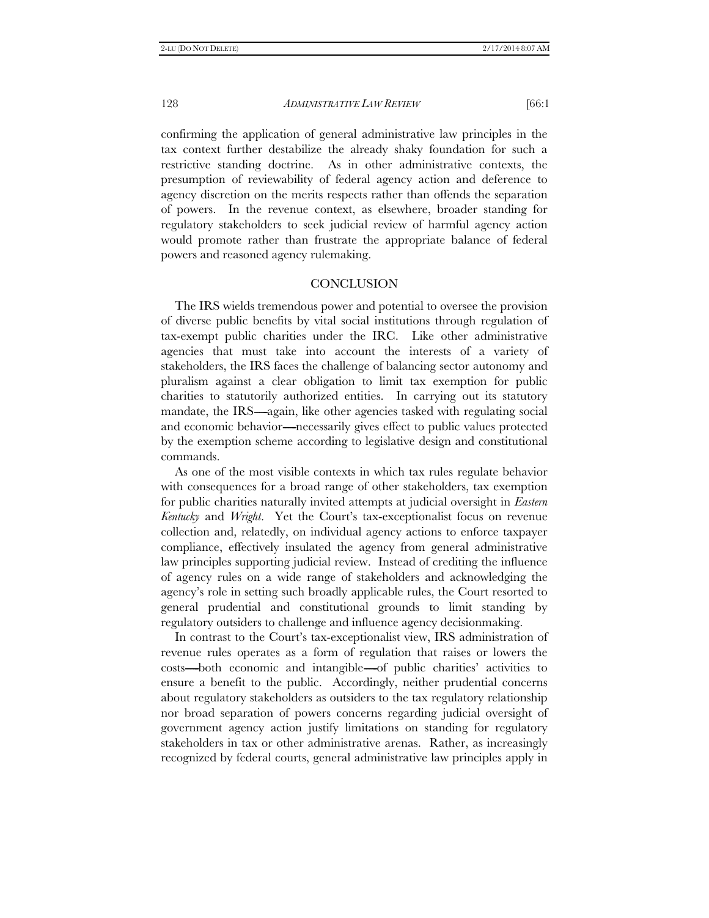confirming the application of general administrative law principles in the tax context further destabilize the already shaky foundation for such a restrictive standing doctrine. As in other administrative contexts, the presumption of reviewability of federal agency action and deference to agency discretion on the merits respects rather than offends the separation of powers. In the revenue context, as elsewhere, broader standing for regulatory stakeholders to seek judicial review of harmful agency action would promote rather than frustrate the appropriate balance of federal powers and reasoned agency rulemaking.

## CONCLUSION

The IRS wields tremendous power and potential to oversee the provision of diverse public benefits by vital social institutions through regulation of tax-exempt public charities under the IRC. Like other administrative agencies that must take into account the interests of a variety of stakeholders, the IRS faces the challenge of balancing sector autonomy and pluralism against a clear obligation to limit tax exemption for public charities to statutorily authorized entities. In carrying out its statutory mandate, the IRS—again, like other agencies tasked with regulating social and economic behavior—necessarily gives effect to public values protected by the exemption scheme according to legislative design and constitutional commands.

As one of the most visible contexts in which tax rules regulate behavior with consequences for a broad range of other stakeholders, tax exemption for public charities naturally invited attempts at judicial oversight in *Eastern Kentucky* and *Wright*. Yet the Court's tax-exceptionalist focus on revenue collection and, relatedly, on individual agency actions to enforce taxpayer compliance, effectively insulated the agency from general administrative law principles supporting judicial review. Instead of crediting the influence of agency rules on a wide range of stakeholders and acknowledging the agency's role in setting such broadly applicable rules, the Court resorted to general prudential and constitutional grounds to limit standing by regulatory outsiders to challenge and influence agency decisionmaking.

In contrast to the Court's tax-exceptionalist view, IRS administration of revenue rules operates as a form of regulation that raises or lowers the costs—both economic and intangible—of public charities' activities to ensure a benefit to the public. Accordingly, neither prudential concerns about regulatory stakeholders as outsiders to the tax regulatory relationship nor broad separation of powers concerns regarding judicial oversight of government agency action justify limitations on standing for regulatory stakeholders in tax or other administrative arenas. Rather, as increasingly recognized by federal courts, general administrative law principles apply in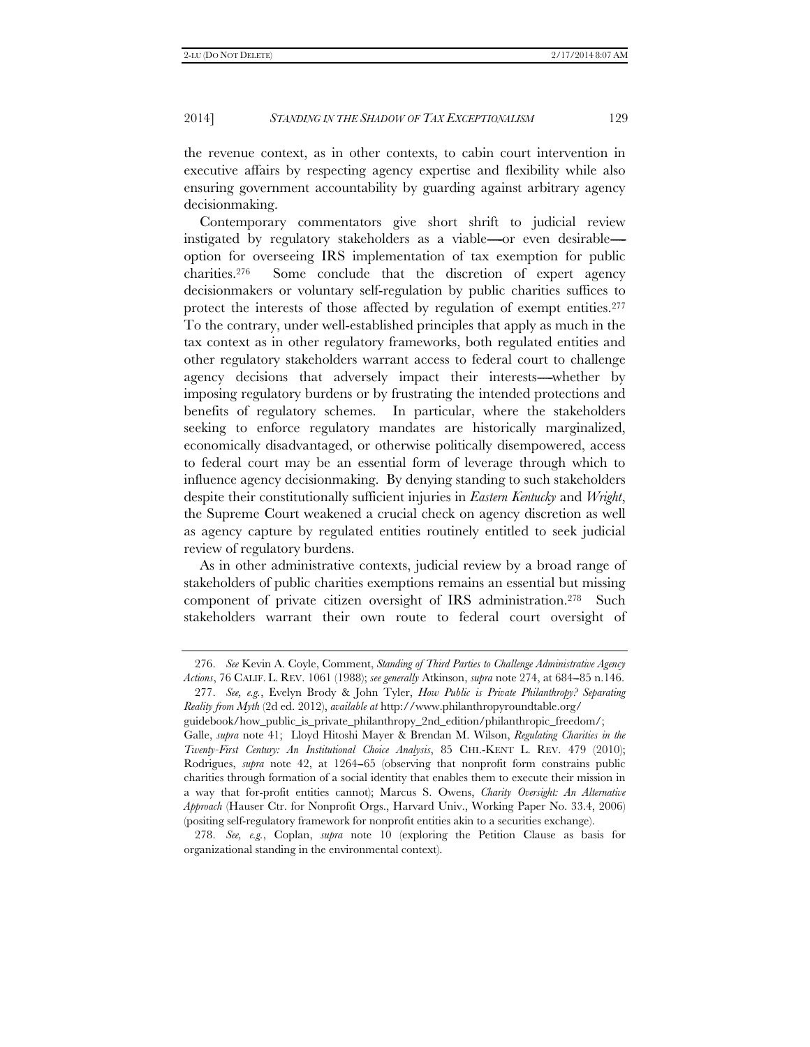the revenue context, as in other contexts, to cabin court intervention in executive affairs by respecting agency expertise and flexibility while also ensuring government accountability by guarding against arbitrary agency decisionmaking.

Contemporary commentators give short shrift to judicial review instigated by regulatory stakeholders as a viable—or even desirable—option for overseeing IRS implementation of tax exemption for public charities.[276] Some conclude that the discretion of expert agency decisionmakers or voluntary self-regulation by public charities suffices to protect the interests of those affected by regulation of exempt entities.[277] To the contrary, under well-established principles that apply as much in the tax context as in other regulatory frameworks, both regulated entities and other regulatory stakeholders warrant access to federal court to challenge agency decisions that adversely impact their interests—whether by imposing regulatory burdens or by frustrating the intended protections and benefits of regulatory schemes. In particular, where the stakeholders seeking to enforce regulatory mandates are historically marginalized, economically disadvantaged, or otherwise politically disempowered, access to federal court may be an essential form of leverage through which to influence agency decisionmaking. By denying standing to such stakeholders despite their constitutionally sufficient injuries in *Eastern Kentucky* and *Wright*, the Supreme Court weakened a crucial check on agency discretion as well as agency capture by regulated entities routinely entitled to seek judicial review of regulatory burdens.

As in other administrative contexts, judicial review by a broad range of stakeholders of public charities exemptions remains an essential but missing component of private citizen oversight of IRS administration.[278] Such stakeholders warrant their own route to federal court oversight of

---

276. *See* Kevin A. Coyle, Comment, *Standing of Third Parties to Challenge Administrative Agency Actions*, 76 CALIF. L. REV. 1061 (1988); *see generally* Atkinson, *supra* note 274, at 684–85 n.146.

277. *See, e.g.*, Evelyn Brody & John Tyler, *How Public is Private Philanthropy? Separating Reality from Myth* (2d ed. 2012), *available at* http://www.philanthropyroundtable.org/guidebook/how_public_is_private_philanthropy_2nd_edition/philanthropic_freedom/; Galle, *supra* note 41; Lloyd Hitoshi Mayer & Brendan M. Wilson, *Regulating Charities in the Twenty-First Century: An Institutional Choice Analysis*, 85 CHI.-KENT L. REV. 479 (2010); Rodrigues, *supra* note 42, at 1264–65 (observing that nonprofit form constrains public charities through formation of a social identity that enables them to execute their mission in a way that for-profit entities cannot); Marcus S. Owens, *Charity Oversight: An Alternative Approach* (Hauser Ctr. for Nonprofit Orgs., Harvard Univ., Working Paper No. 33.4, 2006) (positing self-regulatory framework for nonprofit entities akin to a securities exchange).

278. *See, e.g.*, Coplan, *supra* note 10 (exploring the Petition Clause as basis for organizational standing in the environmental context).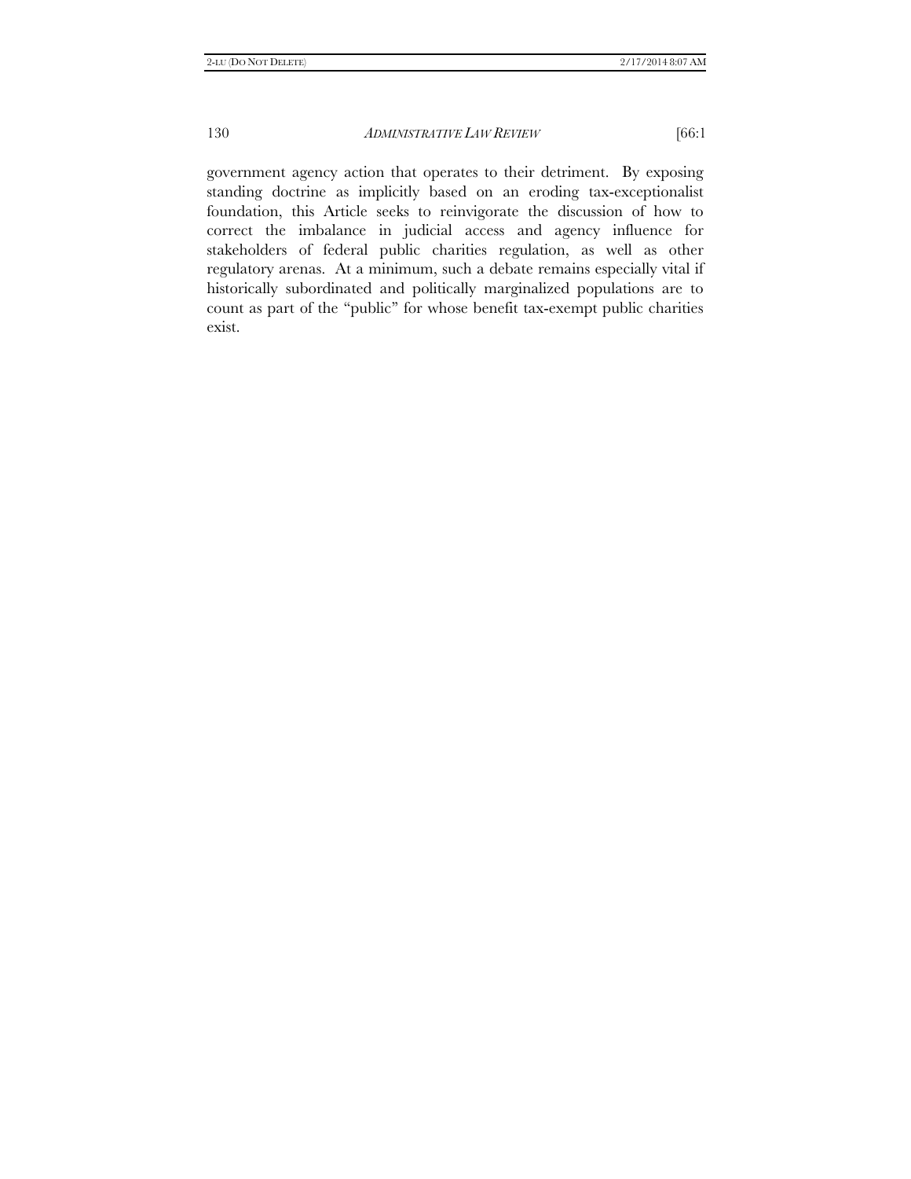government agency action that operates to their detriment. By exposing standing doctrine as implicitly based on an eroding tax-exceptionalist foundation, this Article seeks to reinvigorate the discussion of how to correct the imbalance in judicial access and agency influence for stakeholders of federal public charities regulation, as well as other regulatory arenas. At a minimum, such a debate remains especially vital if historically subordinated and politically marginalized populations are to count as part of the "public" for whose benefit tax-exempt public charities exist.